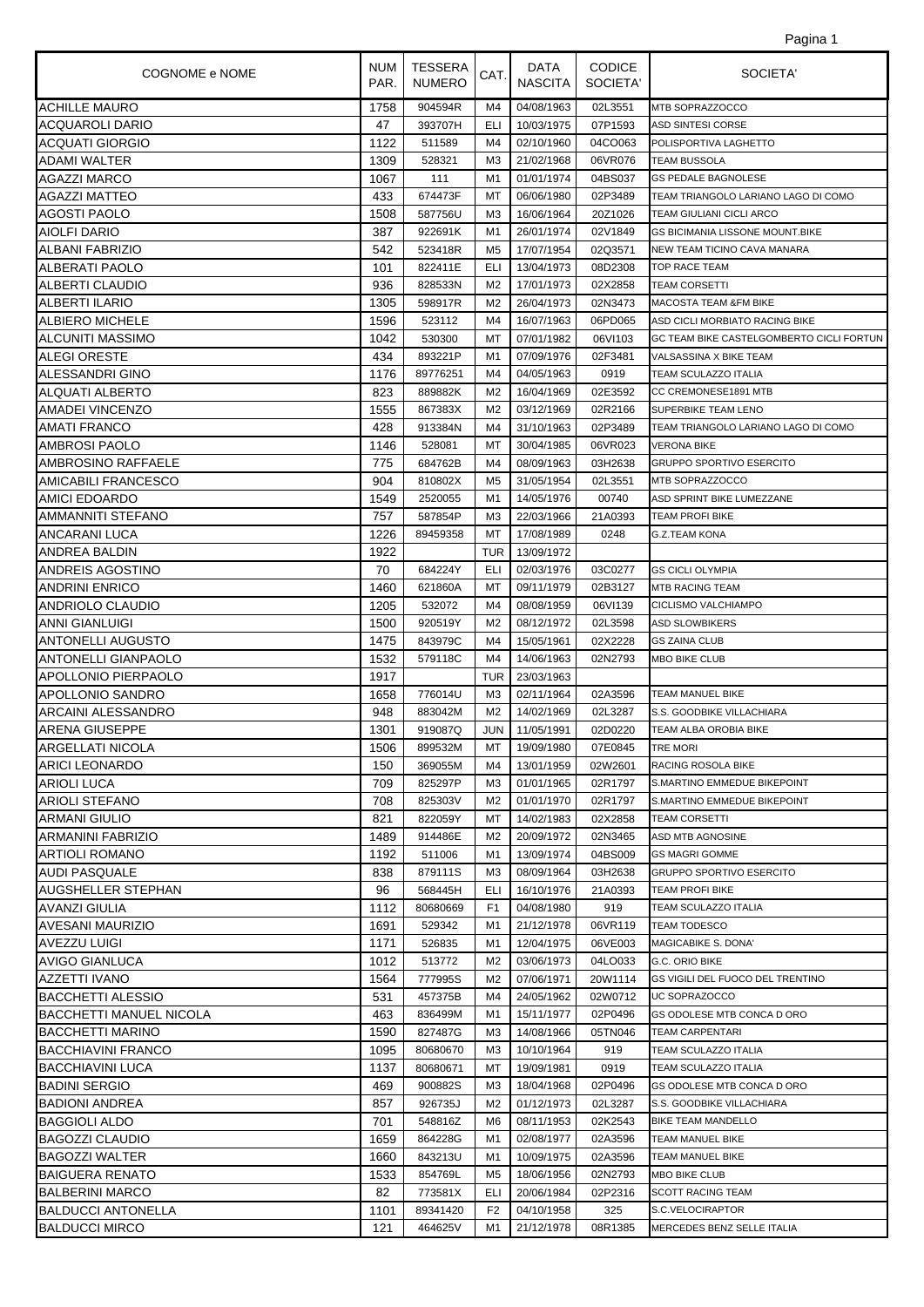| COGNOME e NOME | NUM PAR. | TESSERA NUMERO | CAT. | DATA NASCITA | CODICE SOCIETA' | SOCIETA' |
|---|---|---|---|---|---|---|
| ACHILLE MAURO | 1758 | 904594R | M4 | 04/08/1963 | 02L3551 | MTB SOPRAZZOCCO |
| ACQUAROLI DARIO | 47 | 393707H | ELI | 10/03/1975 | 07P1593 | ASD SINTESI CORSE |
| ACQUATI GIORGIO | 1122 | 511589 | M4 | 02/10/1960 | 04CO063 | POLISPORTIVA LAGHETTO |
| ADAMI WALTER | 1309 | 528321 | M3 | 21/02/1968 | 06VR076 | TEAM BUSSOLA |
| AGAZZI MARCO | 1067 | 111 | M1 | 01/01/1974 | 04BS037 | GS PEDALE BAGNOLESE |
| AGAZZI MATTEO | 433 | 674473F | MT | 06/06/1980 | 02P3489 | TEAM TRIANGOLO LARIANO LAGO DI COMO |
| AGOSTI PAOLO | 1508 | 587756U | M3 | 16/06/1964 | 20Z1026 | TEAM GIULIANI CICLI ARCO |
| AIOLFI DARIO | 387 | 922691K | M1 | 26/01/1974 | 02V1849 | GS BICIMANIA LISSONE MOUNT.BIKE |
| ALBANI FABRIZIO | 542 | 523418R | M5 | 17/07/1954 | 02Q3571 | NEW TEAM TICINO CAVA MANARA |
| ALBERATI PAOLO | 101 | 822411E | ELI | 13/04/1973 | 08D2308 | TOP RACE TEAM |
| ALBERTI CLAUDIO | 936 | 828533N | M2 | 17/01/1973 | 02X2858 | TEAM CORSETTI |
| ALBERTI ILARIO | 1305 | 598917R | M2 | 26/04/1973 | 02N3473 | MACOSTA TEAM &FM BIKE |
| ALBIERO MICHELE | 1596 | 523112 | M4 | 16/07/1963 | 06PD065 | ASD CICLI MORBIATO RACING BIKE |
| ALCUNITI MASSIMO | 1042 | 530300 | MT | 07/01/1982 | 06VI103 | GC TEAM BIKE CASTELGOMBERTO CICLI FORTUN |
| ALEGI ORESTE | 434 | 893221P | M1 | 07/09/1976 | 02F3481 | VALSASSINA X BIKE TEAM |
| ALESSANDRI GINO | 1176 | 89776251 | M4 | 04/05/1963 | 0919 | TEAM SCULAZZO ITALIA |
| ALQUATI ALBERTO | 823 | 889882K | M2 | 16/04/1969 | 02E3592 | CC CREMONESE1891 MTB |
| AMADEI VINCENZO | 1555 | 867383X | M2 | 03/12/1969 | 02R2166 | SUPERBIKE TEAM LENO |
| AMATI FRANCO | 428 | 913384N | M4 | 31/10/1963 | 02P3489 | TEAM TRIANGOLO LARIANO LAGO DI COMO |
| AMBROSI PAOLO | 1146 | 528081 | MT | 30/04/1985 | 06VR023 | VERONA BIKE |
| AMBROSINO RAFFAELE | 775 | 684762B | M4 | 08/09/1963 | 03H2638 | GRUPPO SPORTIVO ESERCITO |
| AMICABILI FRANCESCO | 904 | 810802X | M5 | 31/05/1954 | 02L3551 | MTB SOPRAZZOCCO |
| AMICI EDOARDO | 1549 | 2520055 | M1 | 14/05/1976 | 00740 | ASD SPRINT BIKE LUMEZZANE |
| AMMANNITI STEFANO | 757 | 587854P | M3 | 22/03/1966 | 21A0393 | TEAM PROFI BIKE |
| ANCARANI LUCA | 1226 | 89459358 | MT | 17/08/1989 | 0248 | G.Z.TEAM KONA |
| ANDREA BALDIN | 1922 | | TUR | 13/09/1972 | | |
| ANDREIS AGOSTINO | 70 | 684224Y | ELI | 02/03/1976 | 03C0277 | GS CICLI OLYMPIA |
| ANDRINI ENRICO | 1460 | 621860A | MT | 09/11/1979 | 02B3127 | MTB RACING TEAM |
| ANDRIOLO CLAUDIO | 1205 | 532072 | M4 | 08/08/1959 | 06VI139 | CICLISMO VALCHIAMPO |
| ANNI GIANLUIGI | 1500 | 920519Y | M2 | 08/12/1972 | 02L3598 | ASD SLOWBIKERS |
| ANTONELLI AUGUSTO | 1475 | 843979C | M4 | 15/05/1961 | 02X2228 | GS ZAINA CLUB |
| ANTONELLI GIANPAOLO | 1532 | 579118C | M4 | 14/06/1963 | 02N2793 | MBO BIKE CLUB |
| APOLLONIO PIERPAOLO | 1917 | | TUR | 23/03/1963 | | |
| APOLLONIO SANDRO | 1658 | 776014U | M3 | 02/11/1964 | 02A3596 | TEAM MANUEL BIKE |
| ARCAINI ALESSANDRO | 948 | 883042M | M2 | 14/02/1969 | 02L3287 | S.S. GOODBIKE VILLACHIARA |
| ARENA GIUSEPPE | 1301 | 919087Q | JUN | 11/05/1991 | 02D0220 | TEAM ALBA OROBIA BIKE |
| ARGELLATI NICOLA | 1506 | 899532M | MT | 19/09/1980 | 07E0845 | TRE MORI |
| ARICI LEONARDO | 150 | 369055M | M4 | 13/01/1959 | 02W2601 | RACING ROSOLA BIKE |
| ARIOLI LUCA | 709 | 825297P | M3 | 01/01/1965 | 02R1797 | S.MARTINO EMMEDUE BIKEPOINT |
| ARIOLI STEFANO | 708 | 825303V | M2 | 01/01/1970 | 02R1797 | S.MARTINO EMMEDUE BIKEPOINT |
| ARMANI GIULIO | 821 | 822059Y | MT | 14/02/1983 | 02X2858 | TEAM CORSETTI |
| ARMANINI FABRIZIO | 1489 | 914486E | M2 | 20/09/1972 | 02N3465 | ASD MTB AGNOSINE |
| ARTIOLI ROMANO | 1192 | 511006 | M1 | 13/09/1974 | 04BS009 | GS MAGRI GOMME |
| AUDI PASQUALE | 838 | 879111S | M3 | 08/09/1964 | 03H2638 | GRUPPO SPORTIVO ESERCITO |
| AUGSHELLER STEPHAN | 96 | 568445H | ELI | 16/10/1976 | 21A0393 | TEAM PROFI BIKE |
| AVANZI GIULIA | 1112 | 80680669 | F1 | 04/08/1980 | 919 | TEAM SCULAZZO ITALIA |
| AVESANI MAURIZIO | 1691 | 529342 | M1 | 21/12/1978 | 06VR119 | TEAM TODESCO |
| AVEZZU LUIGI | 1171 | 526835 | M1 | 12/04/1975 | 06VE003 | MAGICABIKE S. DONA' |
| AVIGO GIANLUCA | 1012 | 513772 | M2 | 03/06/1973 | 04LO033 | G.C. ORIO BIKE |
| AZZETTI IVANO | 1564 | 777995S | M2 | 07/06/1971 | 20W1114 | GS VIGILI DEL FUOCO DEL TRENTINO |
| BACCHETTI ALESSIO | 531 | 457375B | M4 | 24/05/1962 | 02W0712 | UC SOPRAZOCCO |
| BACCHETTI MANUEL NICOLA | 463 | 836499M | M1 | 15/11/1977 | 02P0496 | GS ODOLESE MTB CONCA D ORO |
| BACCHETTI MARINO | 1590 | 827487G | M3 | 14/08/1966 | 05TN046 | TEAM CARPENTARI |
| BACCHIAVINI FRANCO | 1095 | 80680670 | M3 | 10/10/1964 | 919 | TEAM SCULAZZO ITALIA |
| BACCHIAVINI LUCA | 1137 | 80680671 | MT | 19/09/1981 | 0919 | TEAM SCULAZZO ITALIA |
| BADINI SERGIO | 469 | 900882S | M3 | 18/04/1968 | 02P0496 | GS ODOLESE MTB CONCA D ORO |
| BADIONI ANDREA | 857 | 926735J | M2 | 01/12/1973 | 02L3287 | S.S. GOODBIKE VILLACHIARA |
| BAGGIOLI ALDO | 701 | 548816Z | M6 | 08/11/1953 | 02K2543 | BIKE TEAM MANDELLO |
| BAGOZZI CLAUDIO | 1659 | 864228G | M1 | 02/08/1977 | 02A3596 | TEAM MANUEL BIKE |
| BAGOZZI WALTER | 1660 | 843213U | M1 | 10/09/1975 | 02A3596 | TEAM MANUEL BIKE |
| BAIGUERA RENATO | 1533 | 854769L | M5 | 18/06/1956 | 02N2793 | MBO BIKE CLUB |
| BALBERINI MARCO | 82 | 773581X | ELI | 20/06/1984 | 02P2316 | SCOTT RACING TEAM |
| BALDUCCI ANTONELLA | 1101 | 89341420 | F2 | 04/10/1958 | 325 | S.C.VELOCIRAPTOR |
| BALDUCCI MIRCO | 121 | 464625V | M1 | 21/12/1978 | 08R1385 | MERCEDES BENZ SELLE ITALIA |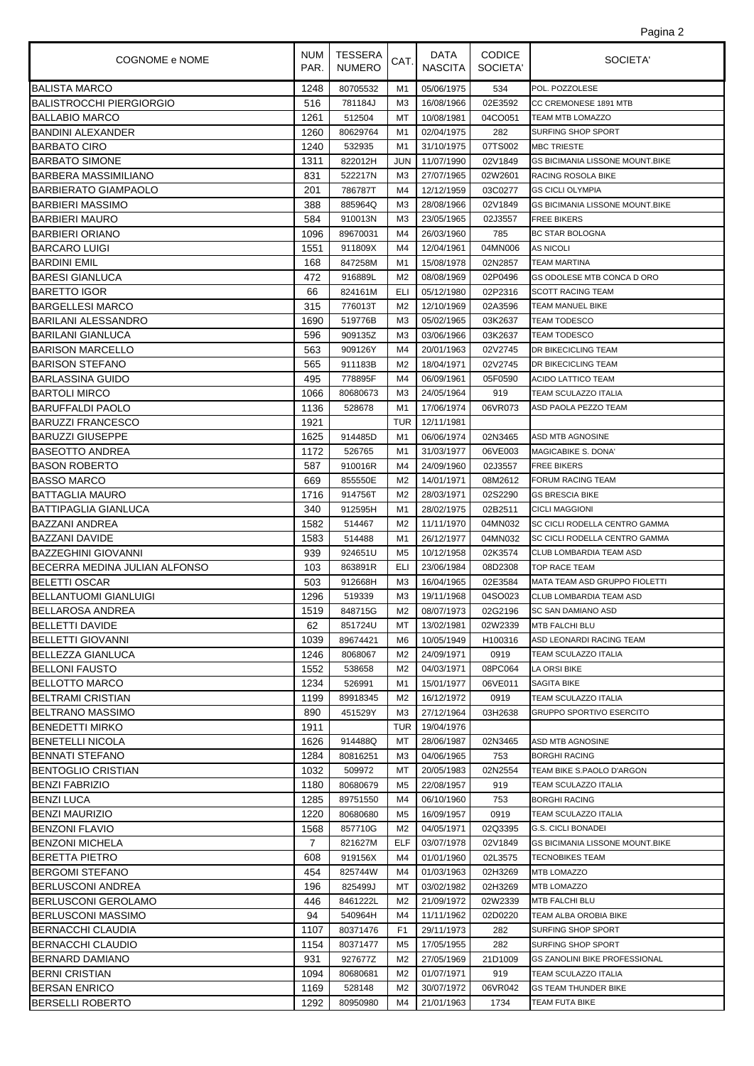| COGNOME e NOME | NUM PAR. | TESSERA NUMERO | CAT. | DATA NASCITA | CODICE SOCIETA' | SOCIETA' |
|---|---|---|---|---|---|---|
| BALISTA MARCO | 1248 | 80705532 | M1 | 05/06/1975 | 534 | POL. POZZOLESE |
| BALISTROCCHI PIERGIORGIO | 516 | 781184J | M3 | 16/08/1966 | 02E3592 | CC CREMONESE 1891 MTB |
| BALLABIO MARCO | 1261 | 512504 | MT | 10/08/1981 | 04CO051 | TEAM MTB LOMAZZO |
| BANDINI ALEXANDER | 1260 | 80629764 | M1 | 02/04/1975 | 282 | SURFING SHOP SPORT |
| BARBATO CIRO | 1240 | 532935 | M1 | 31/10/1975 | 07TS002 | MBC TRIESTE |
| BARBATO SIMONE | 1311 | 822012H | JUN | 11/07/1990 | 02V1849 | GS BICIMANIA LISSONE MOUNT.BIKE |
| BARBERA MASSIMILIANO | 831 | 522217N | M3 | 27/07/1965 | 02W2601 | RACING ROSOLA BIKE |
| BARBIERATO GIAMPAOLO | 201 | 786787T | M4 | 12/12/1959 | 03C0277 | GS CICLI OLYMPIA |
| BARBIERI MASSIMO | 388 | 885964Q | M3 | 28/08/1966 | 02V1849 | GS BICIMANIA LISSONE MOUNT.BIKE |
| BARBIERI MAURO | 584 | 910013N | M3 | 23/05/1965 | 02J3557 | FREE BIKERS |
| BARBIERI ORIANO | 1096 | 89670031 | M4 | 26/03/1960 | 785 | BC STAR BOLOGNA |
| BARCARO LUIGI | 1551 | 911809X | M4 | 12/04/1961 | 04MN006 | AS NICOLI |
| BARDINI EMIL | 168 | 847258M | M1 | 15/08/1978 | 02N2857 | TEAM MARTINA |
| BARESI GIANLUCA | 472 | 916889L | M2 | 08/08/1969 | 02P0496 | GS ODOLESE MTB CONCA D ORO |
| BARETTO IGOR | 66 | 824161M | ELI | 05/12/1980 | 02P2316 | SCOTT RACING TEAM |
| BARGELLESI MARCO | 315 | 776013T | M2 | 12/10/1969 | 02A3596 | TEAM MANUEL BIKE |
| BARILANI ALESSANDRO | 1690 | 519776B | M3 | 05/02/1965 | 03K2637 | TEAM TODESCO |
| BARILANI GIANLUCA | 596 | 909135Z | M3 | 03/06/1966 | 03K2637 | TEAM TODESCO |
| BARISON MARCELLO | 563 | 909126Y | M4 | 20/01/1963 | 02V2745 | DR BIKECICLING TEAM |
| BARISON STEFANO | 565 | 911183B | M2 | 18/04/1971 | 02V2745 | DR BIKECICLING TEAM |
| BARLASSINA GUIDO | 495 | 778895F | M4 | 06/09/1961 | 05F0590 | ACIDO LATTICO TEAM |
| BARTOLI MIRCO | 1066 | 80680673 | M3 | 24/05/1964 | 919 | TEAM SCULAZZO ITALIA |
| BARUFFALDI PAOLO | 1136 | 528678 | M1 | 17/06/1974 | 06VR073 | ASD PAOLA PEZZO TEAM |
| BARUZZI FRANCESCO | 1921 | | TUR | 12/11/1981 | | |
| BARUZZI GIUSEPPE | 1625 | 914485D | M1 | 06/06/1974 | 02N3465 | ASD MTB AGNOSINE |
| BASEOTTO ANDREA | 1172 | 526765 | M1 | 31/03/1977 | 06VE003 | MAGICABIKE S. DONA' |
| BASON ROBERTO | 587 | 910016R | M4 | 24/09/1960 | 02J3557 | FREE BIKERS |
| BASSO MARCO | 669 | 855550E | M2 | 14/01/1971 | 08M2612 | FORUM RACING TEAM |
| BATTAGLIA MAURO | 1716 | 914756T | M2 | 28/03/1971 | 02S2290 | GS BRESCIA BIKE |
| BATTIPAGLIA GIANLUCA | 340 | 912595H | M1 | 28/02/1975 | 02B2511 | CICLI MAGGIONI |
| BAZZANI ANDREA | 1582 | 514467 | M2 | 11/11/1970 | 04MN032 | SC CICLI RODELLA CENTRO GAMMA |
| BAZZANI DAVIDE | 1583 | 514488 | M1 | 26/12/1977 | 04MN032 | SC CICLI RODELLA CENTRO GAMMA |
| BAZZEGHINI GIOVANNI | 939 | 924651U | M5 | 10/12/1958 | 02K3574 | CLUB LOMBARDIA TEAM ASD |
| BECERRA MEDINA JULIAN ALFONSO | 103 | 863891R | ELI | 23/06/1984 | 08D2308 | TOP RACE TEAM |
| BELETTI OSCAR | 503 | 912668H | M3 | 16/04/1965 | 02E3584 | MATA TEAM ASD GRUPPO FIOLETTI |
| BELLANTUOMI GIANLUIGI | 1296 | 519339 | M3 | 19/11/1968 | 04SO023 | CLUB LOMBARDIA TEAM ASD |
| BELLAROSA ANDREA | 1519 | 848715G | M2 | 08/07/1973 | 02G2196 | SC SAN DAMIANO ASD |
| BELLETTI DAVIDE | 62 | 851724U | MT | 13/02/1981 | 02W2339 | MTB FALCHI BLU |
| BELLETTI GIOVANNI | 1039 | 89674421 | M6 | 10/05/1949 | H100316 | ASD LEONARDI RACING TEAM |
| BELLEZZA GIANLUCA | 1246 | 8068067 | M2 | 24/09/1971 | 0919 | TEAM SCULAZZO ITALIA |
| BELLONI FAUSTO | 1552 | 538658 | M2 | 04/03/1971 | 08PC064 | LA ORSI BIKE |
| BELLOTTO MARCO | 1234 | 526991 | M1 | 15/01/1977 | 06VE011 | SAGITA BIKE |
| BELTRAMI CRISTIAN | 1199 | 89918345 | M2 | 16/12/1972 | 0919 | TEAM SCULAZZO ITALIA |
| BELTRANO MASSIMO | 890 | 451529Y | M3 | 27/12/1964 | 03H2638 | GRUPPO SPORTIVO ESERCITO |
| BENEDETTI MIRKO | 1911 | | TUR | 19/04/1976 | | |
| BENETELLI NICOLA | 1626 | 914488Q | MT | 28/06/1987 | 02N3465 | ASD MTB AGNOSINE |
| BENNATI STEFANO | 1284 | 80816251 | M3 | 04/06/1965 | 753 | BORGHI RACING |
| BENTOGLIO CRISTIAN | 1032 | 509972 | MT | 20/05/1983 | 02N2554 | TEAM BIKE S.PAOLO D'ARGON |
| BENZI FABRIZIO | 1180 | 80680679 | M5 | 22/08/1957 | 919 | TEAM SCULAZZO ITALIA |
| BENZI LUCA | 1285 | 89751550 | M4 | 06/10/1960 | 753 | BORGHI RACING |
| BENZI MAURIZIO | 1220 | 80680680 | M5 | 16/09/1957 | 0919 | TEAM SCULAZZO ITALIA |
| BENZONI FLAVIO | 1568 | 857710G | M2 | 04/05/1971 | 02Q3395 | G.S. CICLI BONADEI |
| BENZONI MICHELA | 7 | 821627M | ELF | 03/07/1978 | 02V1849 | GS BICIMANIA LISSONE MOUNT.BIKE |
| BERETTA PIETRO | 608 | 919156X | M4 | 01/01/1960 | 02L3575 | TECNOBIKES TEAM |
| BERGOMI STEFANO | 454 | 825744W | M4 | 01/03/1963 | 02H3269 | MTB LOMAZZO |
| BERLUSCONI ANDREA | 196 | 825499J | MT | 03/02/1982 | 02H3269 | MTB LOMAZZO |
| BERLUSCONI GEROLAMO | 446 | 8461222L | M2 | 21/09/1972 | 02W2339 | MTB FALCHI BLU |
| BERLUSCONI MASSIMO | 94 | 540964H | M4 | 11/11/1962 | 02D0220 | TEAM ALBA OROBIA BIKE |
| BERNACCHI CLAUDIA | 1107 | 80371476 | F1 | 29/11/1973 | 282 | SURFING SHOP SPORT |
| BERNACCHI CLAUDIO | 1154 | 80371477 | M5 | 17/05/1955 | 282 | SURFING SHOP SPORT |
| BERNARD DAMIANO | 931 | 927677Z | M2 | 27/05/1969 | 21D1009 | GS ZANOLINI BIKE PROFESSIONAL |
| BERNI CRISTIAN | 1094 | 80680681 | M2 | 01/07/1971 | 919 | TEAM SCULAZZO ITALIA |
| BERSAN ENRICO | 1169 | 528148 | M2 | 30/07/1972 | 06VR042 | GS TEAM THUNDER BIKE |
| BERSELLI ROBERTO | 1292 | 80950980 | M4 | 21/01/1963 | 1734 | TEAM FUTA BIKE |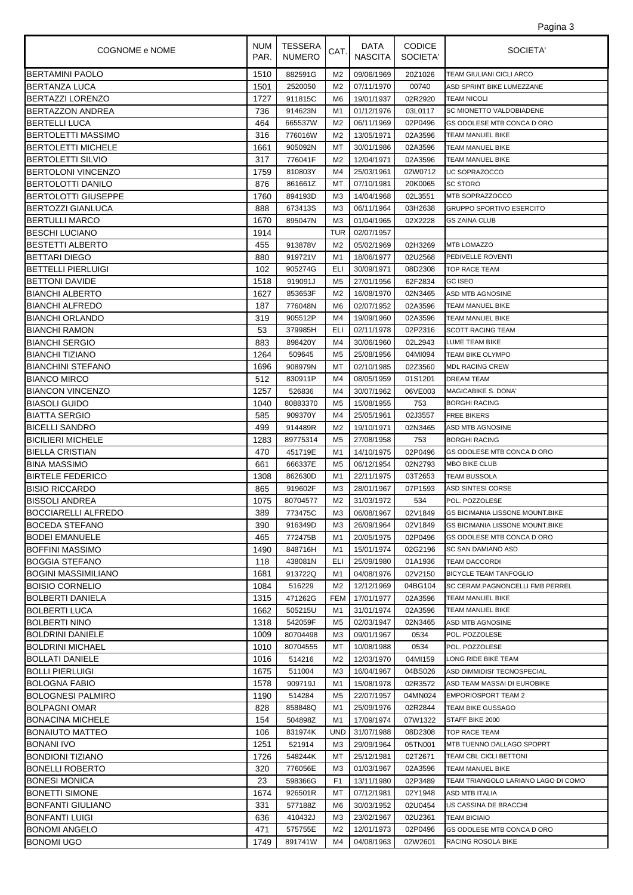| COGNOME e NOME | NUM PAR. | TESSERA NUMERO | CAT. | DATA NASCITA | CODICE SOCIETA' | SOCIETA' |
|---|---|---|---|---|---|---|
| BERTAMINI PAOLO | 1510 | 882591G | M2 | 09/06/1969 | 20Z1026 | TEAM GIULIANI CICLI ARCO |
| BERTANZA LUCA | 1501 | 2520050 | M2 | 07/11/1970 | 00740 | ASD SPRINT BIKE LUMEZZANE |
| BERTAZZI LORENZO | 1727 | 911815C | M6 | 19/01/1937 | 02R2920 | TEAM NICOLI |
| BERTAZZON ANDREA | 736 | 914623N | M1 | 01/12/1976 | 03L0117 | SC MIONETTO VALDOBIADENE |
| BERTELLI LUCA | 464 | 665537W | M2 | 06/11/1969 | 02P0496 | GS ODOLESE MTB CONCA D ORO |
| BERTOLETTI MASSIMO | 316 | 776016W | M2 | 13/05/1971 | 02A3596 | TEAM MANUEL BIKE |
| BERTOLETTI MICHELE | 1661 | 905092N | MT | 30/01/1986 | 02A3596 | TEAM MANUEL BIKE |
| BERTOLETTI SILVIO | 317 | 776041F | M2 | 12/04/1971 | 02A3596 | TEAM MANUEL BIKE |
| BERTOLONI VINCENZO | 1759 | 810803Y | M4 | 25/03/1961 | 02W0712 | UC SOPRAZOCCO |
| BERTOLOTTI DANILO | 876 | 861661Z | MT | 07/10/1981 | 20K0065 | SC STORO |
| BERTOLOTTI GIUSEPPE | 1760 | 894193D | M3 | 14/04/1968 | 02L3551 | MTB SOPRAZZOCCO |
| BERTOZZI GIANLUCA | 888 | 673413S | M3 | 06/11/1964 | 03H2638 | GRUPPO SPORTIVO ESERCITO |
| BERTULLI MARCO | 1670 | 895047N | M3 | 01/04/1965 | 02X2228 | GS ZAINA CLUB |
| BESCHI LUCIANO | 1914 | | TUR | 02/07/1957 | | |
| BESTETTI ALBERTO | 455 | 913878V | M2 | 05/02/1969 | 02H3269 | MTB LOMAZZO |
| BETTARI DIEGO | 880 | 919721V | M1 | 18/06/1977 | 02U2568 | PEDIVELLE ROVENTI |
| BETTELLI PIERLUIGI | 102 | 905274G | ELI | 30/09/1971 | 08D2308 | TOP RACE TEAM |
| BETTONI DAVIDE | 1518 | 919091J | M5 | 27/01/1956 | 62F2834 | GC ISEO |
| BIANCHI ALBERTO | 1627 | 853653F | M2 | 16/08/1970 | 02N3465 | ASD MTB AGNOSINE |
| BIANCHI ALFREDO | 187 | 776048N | M6 | 02/07/1952 | 02A3596 | TEAM MANUEL BIKE |
| BIANCHI ORLANDO | 319 | 905512P | M4 | 19/09/1960 | 02A3596 | TEAM MANUEL BIKE |
| BIANCHI RAMON | 53 | 379985H | ELI | 02/11/1978 | 02P2316 | SCOTT RACING TEAM |
| BIANCHI SERGIO | 883 | 898420Y | M4 | 30/06/1960 | 02L2943 | LUME TEAM BIKE |
| BIANCHI TIZIANO | 1264 | 509645 | M5 | 25/08/1956 | 04MI094 | TEAM BIKE OLYMPO |
| BIANCHINI STEFANO | 1696 | 908979N | MT | 02/10/1985 | 02Z3560 | MDL RACING CREW |
| BIANCO MIRCO | 512 | 830911P | M4 | 08/05/1959 | 01S1201 | DREAM TEAM |
| BIANCON VINCENZO | 1257 | 526836 | M4 | 30/07/1962 | 06VE003 | MAGICABIKE S. DONA' |
| BIASOLI GUIDO | 1040 | 80883370 | M5 | 15/08/1955 | 753 | BORGHI RACING |
| BIATTA SERGIO | 585 | 909370Y | M4 | 25/05/1961 | 02J3557 | FREE BIKERS |
| BICELLI SANDRO | 499 | 914489R | M2 | 19/10/1971 | 02N3465 | ASD MTB AGNOSINE |
| BICILIERI MICHELE | 1283 | 89775314 | M5 | 27/08/1958 | 753 | BORGHI RACING |
| BIELLA CRISTIAN | 470 | 451719E | M1 | 14/10/1975 | 02P0496 | GS ODOLESE MTB CONCA D ORO |
| BINA MASSIMO | 661 | 666337E | M5 | 06/12/1954 | 02N2793 | MBO BIKE CLUB |
| BIRTELE FEDERICO | 1308 | 862630D | M1 | 22/11/1975 | 03T2653 | TEAM BUSSOLA |
| BISIO RICCARDO | 865 | 919602F | M3 | 28/01/1967 | 07P1593 | ASD SINTESI CORSE |
| BISSOLI ANDREA | 1075 | 80704577 | M2 | 31/03/1972 | 534 | POL. POZZOLESE |
| BOCCIARELLI ALFREDO | 389 | 773475C | M3 | 06/08/1967 | 02V1849 | GS BICIMANIA LISSONE MOUNT.BIKE |
| BOCEDA STEFANO | 390 | 916349D | M3 | 26/09/1964 | 02V1849 | GS BICIMANIA LISSONE MOUNT.BIKE |
| BODEI EMANUELE | 465 | 772475B | M1 | 20/05/1975 | 02P0496 | GS ODOLESE MTB CONCA D ORO |
| BOFFINI MASSIMO | 1490 | 848716H | M1 | 15/01/1974 | 02G2196 | SC SAN DAMIANO ASD |
| BOGGIA STEFANO | 118 | 438081N | ELI | 25/09/1980 | 01A1936 | TEAM DACCORDI |
| BOGINI MASSIMILIANO | 1681 | 913722Q | M1 | 04/08/1976 | 02V2150 | BICYCLE TEAM TANFOGLIO |
| BOISIO CORNELIO | 1084 | 516229 | M2 | 12/12/1969 | 04BG104 | SC CERAM.PAGNONCELLI FMB PERREL |
| BOLBERTI DANIELA | 1315 | 471262G | FEM | 17/01/1977 | 02A3596 | TEAM MANUEL BIKE |
| BOLBERTI LUCA | 1662 | 505215U | M1 | 31/01/1974 | 02A3596 | TEAM MANUEL BIKE |
| BOLBERTI NINO | 1318 | 542059F | M5 | 02/03/1947 | 02N3465 | ASD MTB AGNOSINE |
| BOLDRINI DANIELE | 1009 | 80704498 | M3 | 09/01/1967 | 0534 | POL. POZZOLESE |
| BOLDRINI MICHAEL | 1010 | 80704555 | MT | 10/08/1988 | 0534 | POL. POZZOLESE |
| BOLLATI DANIELE | 1016 | 514216 | M2 | 12/03/1970 | 04MI159 | LONG RIDE BIKE TEAM |
| BOLLI PIERLUIGI | 1675 | 511004 | M3 | 16/04/1967 | 04BS026 | ASD DIMMIDISI' TECNOSPECIAL |
| BOLOGNA FABIO | 1578 | 909719J | M1 | 15/08/1978 | 02R3572 | ASD TEAM MASSAI DI EUROBIKE |
| BOLOGNESI PALMIRO | 1190 | 514284 | M5 | 22/07/1957 | 04MN024 | EMPORIOSPORT TEAM 2 |
| BOLPAGNI OMAR | 828 | 858848Q | M1 | 25/09/1976 | 02R2844 | TEAM BIKE GUSSAGO |
| BONACINA MICHELE | 154 | 504898Z | M1 | 17/09/1974 | 07W1322 | STAFF BIKE 2000 |
| BONAIUTO MATTEO | 106 | 831974K | UND | 31/07/1988 | 08D2308 | TOP RACE TEAM |
| BONANI IVO | 1251 | 521914 | M3 | 29/09/1964 | 05TN001 | MTB TUENNO DALLAGO SPOPRT |
| BONDIONI TIZIANO | 1726 | 548244K | MT | 25/12/1981 | 02T2671 | TEAM CBL CICLI BETTONI |
| BONELLI ROBERTO | 320 | 776056E | M3 | 01/03/1967 | 02A3596 | TEAM MANUEL BIKE |
| BONESI MONICA | 23 | 598366G | F1 | 13/11/1980 | 02P3489 | TEAM TRIANGOLO LARIANO LAGO DI COMO |
| BONETTI SIMONE | 1674 | 926501R | MT | 07/12/1981 | 02Y1948 | ASD MTB ITALIA |
| BONFANTI GIULIANO | 331 | 577188Z | M6 | 30/03/1952 | 02U0454 | US CASSINA DE BRACCHI |
| BONFANTI LUIGI | 636 | 410432J | M3 | 23/02/1967 | 02U2361 | TEAM BICIAIO |
| BONOMI ANGELO | 471 | 575755E | M2 | 12/01/1973 | 02P0496 | GS ODOLESE MTB CONCA D ORO |
| BONOMI UGO | 1749 | 891741W | M4 | 04/08/1963 | 02W2601 | RACING ROSOLA BIKE |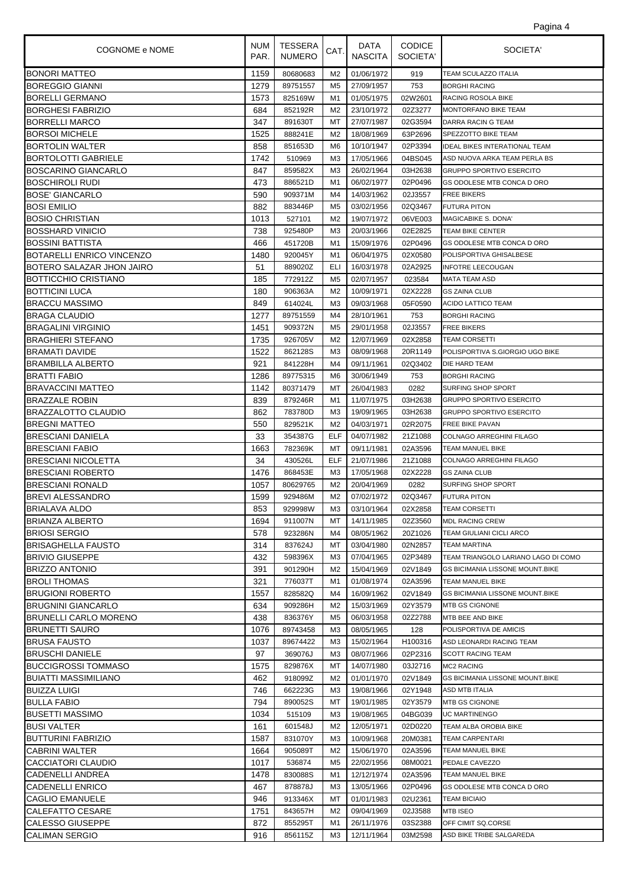| COGNOME e NOME | NUM PAR. | TESSERA NUMERO | CAT. | DATA NASCITA | CODICE SOCIETA' | SOCIETA' |
|---|---|---|---|---|---|---|
| BONORI MATTEO | 1159 | 80680683 | M2 | 01/06/1972 | 919 | TEAM SCULAZZO ITALIA |
| BOREGGIO GIANNI | 1279 | 89751557 | M5 | 27/09/1957 | 753 | BORGHI RACING |
| BORELLI GERMANO | 1573 | 825169W | M1 | 01/05/1975 | 02W2601 | RACING ROSOLA BIKE |
| BORGHESI FABRIZIO | 684 | 852192R | M2 | 23/10/1972 | 02Z3277 | MONTORFANO BIKE TEAM |
| BORRELLI MARCO | 347 | 891630T | MT | 27/07/1987 | 02G3594 | DARRA RACIN G TEAM |
| BORSOI MICHELE | 1525 | 888241E | M2 | 18/08/1969 | 63P2696 | SPEZZOTTO BIKE TEAM |
| BORTOLIN WALTER | 858 | 851653D | M6 | 10/10/1947 | 02P3394 | IDEAL BIKES INTERATIONAL TEAM |
| BORTOLOTTI GABRIELE | 1742 | 510969 | M3 | 17/05/1966 | 04BS045 | ASD NUOVA ARKA TEAM PERLA BS |
| BOSCARINO GIANCARLO | 847 | 859582X | M3 | 26/02/1964 | 03H2638 | GRUPPO SPORTIVO ESERCITO |
| BOSCHIROLI RUDI | 473 | 886521D | M1 | 06/02/1977 | 02P0496 | GS ODOLESE MTB CONCA D ORO |
| BOSE' GIANCARLO | 590 | 909371M | M4 | 14/03/1962 | 02J3557 | FREE BIKERS |
| BOSI EMILIO | 882 | 883446P | M5 | 03/02/1956 | 02Q3467 | FUTURA PITON |
| BOSIO CHRISTIAN | 1013 | 527101 | M2 | 19/07/1972 | 06VE003 | MAGICABIKE S. DONA' |
| BOSSHARD VINICIO | 738 | 925480P | M3 | 20/03/1966 | 02E2825 | TEAM BIKE CENTER |
| BOSSINI BATTISTA | 466 | 451720B | M1 | 15/09/1976 | 02P0496 | GS ODOLESE MTB CONCA D ORO |
| BOTARELLI ENRICO VINCENZO | 1480 | 920045Y | M1 | 06/04/1975 | 02X0580 | POLISPORTIVA GHISALBESE |
| BOTERO SALAZAR JHON JAIRO | 51 | 889020Z | ELI | 16/03/1978 | 02A2925 | INFOTRE LEECOUGAN |
| BOTTICCHIO CRISTIANO | 185 | 772912Z | M5 | 02/07/1957 | 023584 | MATA TEAM ASD |
| BOTTICINI LUCA | 180 | 906363A | M2 | 10/09/1971 | 02X2228 | GS ZAINA CLUB |
| BRACCU MASSIMO | 849 | 614024L | M3 | 09/03/1968 | 05F0590 | ACIDO LATTICO TEAM |
| BRAGA CLAUDIO | 1277 | 89751559 | M4 | 28/10/1961 | 753 | BORGHI RACING |
| BRAGALINI VIRGINIO | 1451 | 909372N | M5 | 29/01/1958 | 02J3557 | FREE BIKERS |
| BRAGHIERI STEFANO | 1735 | 926705V | M2 | 12/07/1969 | 02X2858 | TEAM CORSETTI |
| BRAMATI DAVIDE | 1522 | 862128S | M3 | 08/09/1968 | 20R1149 | POLISPORTIVA S.GIORGIO UGO BIKE |
| BRAMBILLA ALBERTO | 921 | 841228H | M4 | 09/11/1961 | 02Q3402 | DIE HARD TEAM |
| BRATTI FABIO | 1286 | 89775315 | M6 | 30/06/1949 | 753 | BORGHI RACING |
| BRAVACCINI MATTEO | 1142 | 80371479 | MT | 26/04/1983 | 0282 | SURFING SHOP SPORT |
| BRAZZALE ROBIN | 839 | 879246R | M1 | 11/07/1975 | 03H2638 | GRUPPO SPORTIVO ESERCITO |
| BRAZZALOTTO CLAUDIO | 862 | 783780D | M3 | 19/09/1965 | 03H2638 | GRUPPO SPORTIVO ESERCITO |
| BREGNI MATTEO | 550 | 829521K | M2 | 04/03/1971 | 02R2075 | FREE BIKE PAVAN |
| BRESCIANI DANIELA | 33 | 354387G | ELF | 04/07/1982 | 21Z1088 | COLNAGO ARREGHINI FILAGO |
| BRESCIANI FABIO | 1663 | 782369K | MT | 09/11/1981 | 02A3596 | TEAM MANUEL BIKE |
| BRESCIANI NICOLETTA | 34 | 430526L | ELF | 21/07/1986 | 21Z1088 | COLNAGO ARREGHINI FILAGO |
| BRESCIANI ROBERTO | 1476 | 868453E | M3 | 17/05/1968 | 02X2228 | GS ZAINA CLUB |
| BRESCIANI RONALD | 1057 | 80629765 | M2 | 20/04/1969 | 0282 | SURFING SHOP SPORT |
| BREVI ALESSANDRO | 1599 | 929486M | M2 | 07/02/1972 | 02Q3467 | FUTURA PITON |
| BRIALAVA ALDO | 853 | 929998W | M3 | 03/10/1964 | 02X2858 | TEAM CORSETTI |
| BRIANZA ALBERTO | 1694 | 911007N | MT | 14/11/1985 | 02Z3560 | MDL RACING CREW |
| BRIOSI SERGIO | 578 | 923286N | M4 | 08/05/1962 | 20Z1026 | TEAM GIULIANI CICLI ARCO |
| BRISAGHELLA FAUSTO | 314 | 837624J | MT | 03/04/1980 | 02N2857 | TEAM MARTINA |
| BRIVIO GIUSEPPE | 432 | 598396X | M3 | 07/04/1965 | 02P3489 | TEAM TRIANGOLO LARIANO LAGO DI COMO |
| BRIZZO ANTONIO | 391 | 901290H | M2 | 15/04/1969 | 02V1849 | GS BICIMANIA LISSONE MOUNT.BIKE |
| BROLI THOMAS | 321 | 776037T | M1 | 01/08/1974 | 02A3596 | TEAM MANUEL BIKE |
| BRUGIONI ROBERTO | 1557 | 828582Q | M4 | 16/09/1962 | 02V1849 | GS BICIMANIA LISSONE MOUNT.BIKE |
| BRUGNINI GIANCARLO | 634 | 909286H | M2 | 15/03/1969 | 02Y3579 | MTB GS CIGNONE |
| BRUNELLI CARLO MORENO | 438 | 836376Y | M5 | 06/03/1958 | 02Z2788 | MTB BEE AND BIKE |
| BRUNETTI SAURO | 1076 | 89743458 | M3 | 08/05/1965 | 128 | POLISPORTIVA DE AMICIS |
| BRUSA FAUSTO | 1037 | 89674422 | M3 | 15/02/1964 | H100316 | ASD LEONARDI RACING TEAM |
| BRUSCHI DANIELE | 97 | 369076J | M3 | 08/07/1966 | 02P2316 | SCOTT RACING TEAM |
| BUCCIGROSSI TOMMASO | 1575 | 829876X | MT | 14/07/1980 | 03J2716 | MC2 RACING |
| BUIATTI MASSIMILIANO | 462 | 918099Z | M2 | 01/01/1970 | 02V1849 | GS BICIMANIA LISSONE MOUNT.BIKE |
| BUIZZA LUIGI | 746 | 662223G | M3 | 19/08/1966 | 02Y1948 | ASD MTB ITALIA |
| BULLA FABIO | 794 | 890052S | MT | 19/01/1985 | 02Y3579 | MTB GS CIGNONE |
| BUSETTI MASSIMO | 1034 | 515109 | M3 | 19/08/1965 | 04BG039 | UC MARTINENGO |
| BUSI VALTER | 161 | 601548J | M2 | 12/05/1971 | 02D0220 | TEAM ALBA OROBIA BIKE |
| BUTTURINI FABRIZIO | 1587 | 831070Y | M3 | 10/09/1968 | 20M0381 | TEAM CARPENTARI |
| CABRINI WALTER | 1664 | 905089T | M2 | 15/06/1970 | 02A3596 | TEAM MANUEL BIKE |
| CACCIATORI CLAUDIO | 1017 | 536874 | M5 | 22/02/1956 | 08M0021 | PEDALE CAVEZZO |
| CADENELLI ANDREA | 1478 | 830088S | M1 | 12/12/1974 | 02A3596 | TEAM MANUEL BIKE |
| CADENELLI ENRICO | 467 | 878878J | M3 | 13/05/1966 | 02P0496 | GS ODOLESE MTB CONCA D ORO |
| CAGLIO EMANUELE | 946 | 913346X | MT | 01/01/1983 | 02U2361 | TEAM BICIAIO |
| CALEFATTO CESARE | 1751 | 843657H | M2 | 09/04/1969 | 02J3588 | MTB ISEO |
| CALESSO GIUSEPPE | 872 | 855295T | M1 | 26/11/1976 | 03S2388 | OFF CIMIT SQ.CORSE |
| CALIMAN SERGIO | 916 | 856115Z | M3 | 12/11/1964 | 03M2598 | ASD BIKE TRIBE SALGAREDA |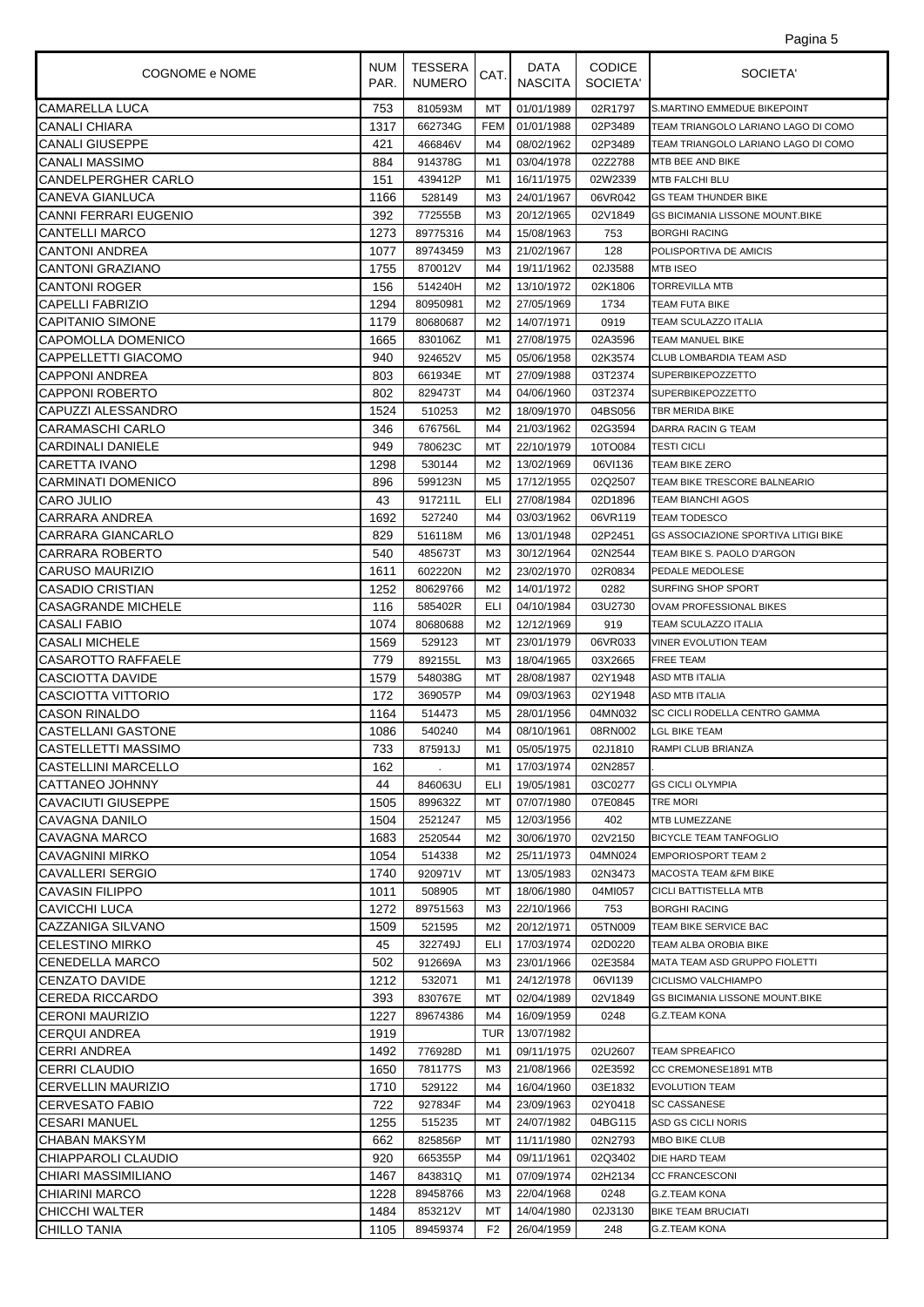| COGNOME e NOME | NUM PAR. | TESSERA NUMERO | CAT. | DATA NASCITA | CODICE SOCIETA' | SOCIETA' |
|---|---|---|---|---|---|---|
| CAMARELLA LUCA | 753 | 810593M | MT | 01/01/1989 | 02R1797 | S.MARTINO EMMEDUE BIKEPOINT |
| CANALI CHIARA | 1317 | 662734G | FEM | 01/01/1988 | 02P3489 | TEAM TRIANGOLO LARIANO LAGO DI COMO |
| CANALI GIUSEPPE | 421 | 466846V | M4 | 08/02/1962 | 02P3489 | TEAM TRIANGOLO LARIANO LAGO DI COMO |
| CANALI MASSIMO | 884 | 914378G | M1 | 03/04/1978 | 02Z2788 | MTB BEE AND BIKE |
| CANDELPERGHER CARLO | 151 | 439412P | M1 | 16/11/1975 | 02W2339 | MTB FALCHI BLU |
| CANEVA GIANLUCA | 1166 | 528149 | M3 | 24/01/1967 | 06VR042 | GS TEAM THUNDER BIKE |
| CANNI FERRARI EUGENIO | 392 | 772555B | M3 | 20/12/1965 | 02V1849 | GS BICIMANIA LISSONE MOUNT.BIKE |
| CANTELLI MARCO | 1273 | 89775316 | M4 | 15/08/1963 | 753 | BORGHI RACING |
| CANTONI ANDREA | 1077 | 89743459 | M3 | 21/02/1967 | 128 | POLISPORTIVA DE AMICIS |
| CANTONI GRAZIANO | 1755 | 870012V | M4 | 19/11/1962 | 02J3588 | MTB ISEO |
| CANTONI ROGER | 156 | 514240H | M2 | 13/10/1972 | 02K1806 | TORREVILLA MTB |
| CAPELLI FABRIZIO | 1294 | 80950981 | M2 | 27/05/1969 | 1734 | TEAM FUTA BIKE |
| CAPITANIO SIMONE | 1179 | 80680687 | M2 | 14/07/1971 | 0919 | TEAM SCULAZZO ITALIA |
| CAPOMOLLA DOMENICO | 1665 | 830106Z | M1 | 27/08/1975 | 02A3596 | TEAM MANUEL BIKE |
| CAPPELLETTI GIACOMO | 940 | 924652V | M5 | 05/06/1958 | 02K3574 | CLUB LOMBARDIA TEAM ASD |
| CAPPONI ANDREA | 803 | 661934E | MT | 27/09/1988 | 03T2374 | SUPERBIKEPOZZETTO |
| CAPPONI ROBERTO | 802 | 829473T | M4 | 04/06/1960 | 03T2374 | SUPERBIKEPOZZETTO |
| CAPUZZI ALESSANDRO | 1524 | 510253 | M2 | 18/09/1970 | 04BS056 | TBR MERIDA BIKE |
| CARAMASCHI CARLO | 346 | 676756L | M4 | 21/03/1962 | 02G3594 | DARRA RACIN G TEAM |
| CARDINALI DANIELE | 949 | 780623C | MT | 22/10/1979 | 10TO084 | TESTI CICLI |
| CARETTA IVANO | 1298 | 530144 | M2 | 13/02/1969 | 06VI136 | TEAM BIKE ZERO |
| CARMINATI DOMENICO | 896 | 599123N | M5 | 17/12/1955 | 02Q2507 | TEAM BIKE TRESCORE BALNEARIO |
| CARO JULIO | 43 | 917211L | ELI | 27/08/1984 | 02D1896 | TEAM BIANCHI AGOS |
| CARRARA ANDREA | 1692 | 527240 | M4 | 03/03/1962 | 06VR119 | TEAM TODESCO |
| CARRARA GIANCARLO | 829 | 516118M | M6 | 13/01/1948 | 02P2451 | GS ASSOCIAZIONE SPORTIVA LITIGI BIKE |
| CARRARA ROBERTO | 540 | 485673T | M3 | 30/12/1964 | 02N2544 | TEAM BIKE S. PAOLO D'ARGON |
| CARUSO MAURIZIO | 1611 | 602220N | M2 | 23/02/1970 | 02R0834 | PEDALE MEDOLESE |
| CASADIO CRISTIAN | 1252 | 80629766 | M2 | 14/01/1972 | 0282 | SURFING SHOP SPORT |
| CASAGRANDE MICHELE | 116 | 585402R | ELI | 04/10/1984 | 03U2730 | OVAM PROFESSIONAL BIKES |
| CASALI FABIO | 1074 | 80680688 | M2 | 12/12/1969 | 919 | TEAM SCULAZZO ITALIA |
| CASALI MICHELE | 1569 | 529123 | MT | 23/01/1979 | 06VR033 | VINER EVOLUTION TEAM |
| CASAROTTO RAFFAELE | 779 | 892155L | M3 | 18/04/1965 | 03X2665 | FREE TEAM |
| CASCIOTTA DAVIDE | 1579 | 548038G | MT | 28/08/1987 | 02Y1948 | ASD MTB ITALIA |
| CASCIOTTA VITTORIO | 172 | 369057P | M4 | 09/03/1963 | 02Y1948 | ASD MTB ITALIA |
| CASON RINALDO | 1164 | 514473 | M5 | 28/01/1956 | 04MN032 | SC CICLI RODELLA CENTRO GAMMA |
| CASTELLANI GASTONE | 1086 | 540240 | M4 | 08/10/1961 | 08RN002 | LGL BIKE TEAM |
| CASTELLETTI MASSIMO | 733 | 875913J | M1 | 05/05/1975 | 02J1810 | RAMPI CLUB BRIANZA |
| CASTELLINI MARCELLO | 162 | . | M1 | 17/03/1974 | 02N2857 | . |
| CATTANEO JOHNNY | 44 | 846063U | ELI | 19/05/1981 | 03C0277 | GS CICLI OLYMPIA |
| CAVACIUTI GIUSEPPE | 1505 | 899632Z | MT | 07/07/1980 | 07E0845 | TRE MORI |
| CAVAGNA DANILO | 1504 | 2521247 | M5 | 12/03/1956 | 402 | MTB LUMEZZANE |
| CAVAGNA MARCO | 1683 | 2520544 | M2 | 30/06/1970 | 02V2150 | BICYCLE TEAM TANFOGLIO |
| CAVAGNINI MIRKO | 1054 | 514338 | M2 | 25/11/1973 | 04MN024 | EMPORIOSPORT TEAM 2 |
| CAVALLERI SERGIO | 1740 | 920971V | MT | 13/05/1983 | 02N3473 | MACOSTA TEAM &FM BIKE |
| CAVASIN FILIPPO | 1011 | 508905 | MT | 18/06/1980 | 04MI057 | CICLI BATTISTELLA MTB |
| CAVICCHI LUCA | 1272 | 89751563 | M3 | 22/10/1966 | 753 | BORGHI RACING |
| CAZZANIGA SILVANO | 1509 | 521595 | M2 | 20/12/1971 | 05TN009 | TEAM BIKE SERVICE BAC |
| CELESTINO MIRKO | 45 | 322749J | ELI | 17/03/1974 | 02D0220 | TEAM ALBA OROBIA BIKE |
| CENEDELLA MARCO | 502 | 912669A | M3 | 23/01/1966 | 02E3584 | MATA TEAM ASD GRUPPO FIOLETTI |
| CENZATO DAVIDE | 1212 | 532071 | M1 | 24/12/1978 | 06VI139 | CICLISMO VALCHIAMPO |
| CEREDA RICCARDO | 393 | 830767E | MT | 02/04/1989 | 02V1849 | GS BICIMANIA LISSONE MOUNT.BIKE |
| CERONI MAURIZIO | 1227 | 89674386 | M4 | 16/09/1959 | 0248 | G.Z.TEAM KONA |
| CERQUI ANDREA | 1919 | | TUR | 13/07/1982 | | |
| CERRI ANDREA | 1492 | 776928D | M1 | 09/11/1975 | 02U2607 | TEAM SPREAFICO |
| CERRI CLAUDIO | 1650 | 781177S | M3 | 21/08/1966 | 02E3592 | CC CREMONESE1891 MTB |
| CERVELLIN MAURIZIO | 1710 | 529122 | M4 | 16/04/1960 | 03E1832 | EVOLUTION TEAM |
| CERVESATO FABIO | 722 | 927834F | M4 | 23/09/1963 | 02Y0418 | SC CASSANESE |
| CESARI MANUEL | 1255 | 515235 | MT | 24/07/1982 | 04BG115 | ASD GS CICLI NORIS |
| CHABAN MAKSYM | 662 | 825856P | MT | 11/11/1980 | 02N2793 | MBO BIKE CLUB |
| CHIAPPAROLI CLAUDIO | 920 | 665355P | M4 | 09/11/1961 | 02Q3402 | DIE HARD TEAM |
| CHIARI MASSIMILIANO | 1467 | 843831Q | M1 | 07/09/1974 | 02H2134 | CC FRANCESCONI |
| CHIARINI MARCO | 1228 | 89458766 | M3 | 22/04/1968 | 0248 | G.Z.TEAM KONA |
| CHICCHI WALTER | 1484 | 853212V | MT | 14/04/1980 | 02J3130 | BIKE TEAM BRUCIATI |
| CHILLO TANIA | 1105 | 89459374 | F2 | 26/04/1959 | 248 | G.Z.TEAM KONA |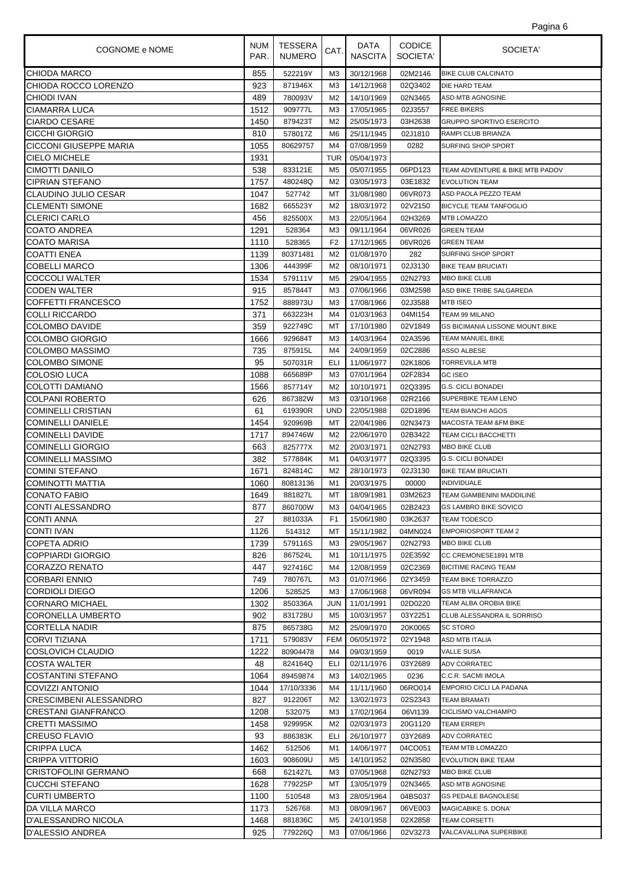| COGNOME e NOME | NUM PAR. | TESSERA NUMERO | CAT. | DATA NASCITA | CODICE SOCIETA' | SOCIETA' |
|---|---|---|---|---|---|---|
| CHIODA MARCO | 855 | 522219Y | M3 | 30/12/1968 | 02M2146 | BIKE CLUB CALCINATO |
| CHIODA ROCCO LORENZO | 923 | 871946X | M3 | 14/12/1968 | 02Q3402 | DIE HARD TEAM |
| CHIODI IVAN | 489 | 780093V | M2 | 14/10/1969 | 02N3465 | ASD MTB AGNOSINE |
| CIAMARRA LUCA | 1512 | 909777L | M3 | 17/05/1965 | 02J3557 | FREE BIKERS |
| CIARDO CESARE | 1450 | 879423T | M2 | 25/05/1973 | 03H2638 | GRUPPO SPORTIVO ESERCITO |
| CICCHI GIORGIO | 810 | 578017Z | M6 | 25/11/1945 | 02J1810 | RAMPI CLUB BRIANZA |
| CICCONI GIUSEPPE MARIA | 1055 | 80629757 | M4 | 07/08/1959 | 0282 | SURFING SHOP SPORT |
| CIELO MICHELE | 1931 | | TUR | 05/04/1973 | | |
| CIMOTTI DANILO | 538 | 833121E | M5 | 05/07/1955 | 06PD123 | TEAM ADVENTURE & BIKE MTB PADOV |
| CIPRIAN STEFANO | 1757 | 480248Q | M2 | 03/05/1973 | 03E1832 | EVOLUTION TEAM |
| CLAUDINO JULIO CESAR | 1047 | 527742 | MT | 31/08/1980 | 06VR073 | ASD PAOLA PEZZO TEAM |
| CLEMENTI SIMONE | 1682 | 665523Y | M2 | 18/03/1972 | 02V2150 | BICYCLE TEAM TANFOGLIO |
| CLERICI CARLO | 456 | 825500X | M3 | 22/05/1964 | 02H3269 | MTB LOMAZZO |
| COATO ANDREA | 1291 | 528364 | M3 | 09/11/1964 | 06VR026 | GREEN TEAM |
| COATO MARISA | 1110 | 528365 | F2 | 17/12/1965 | 06VR026 | GREEN TEAM |
| COATTI ENEA | 1139 | 80371481 | M2 | 01/08/1970 | 282 | SURFING SHOP SPORT |
| COBELLI MARCO | 1306 | 444399F | M2 | 08/10/1971 | 02J3130 | BIKE TEAM BRUCIATI |
| COCCOLI WALTER | 1534 | 579111V | M5 | 29/04/1955 | 02N2793 | MBO BIKE CLUB |
| CODEN WALTER | 915 | 857844T | M3 | 07/06/1966 | 03M2598 | ASD BIKE TRIBE SALGAREDA |
| COFFETTI FRANCESCO | 1752 | 888973U | M3 | 17/08/1966 | 02J3588 | MTB ISEO |
| COLLI RICCARDO | 371 | 663223H | M4 | 01/03/1963 | 04MI154 | TEAM 99 MILANO |
| COLOMBO DAVIDE | 359 | 922749C | MT | 17/10/1980 | 02V1849 | GS BICIMANIA LISSONE MOUNT.BIKE |
| COLOMBO GIORGIO | 1666 | 929684T | M3 | 14/03/1964 | 02A3596 | TEAM MANUEL BIKE |
| COLOMBO MASSIMO | 735 | 875915L | M4 | 24/09/1959 | 02C2886 | ASSO ALBESE |
| COLOMBO SIMONE | 95 | 507031R | ELI | 11/06/1977 | 02K1806 | TORREVILLA MTB |
| COLOSIO LUCA | 1088 | 665689P | M3 | 07/01/1964 | 02F2834 | GC ISEO |
| COLOTTI DAMIANO | 1566 | 857714Y | M2 | 10/10/1971 | 02Q3395 | G.S. CICLI BONADEI |
| COLPANI ROBERTO | 626 | 867382W | M3 | 03/10/1968 | 02R2166 | SUPERBIKE TEAM LENO |
| COMINELLI CRISTIAN | 61 | 619390R | UND | 22/05/1988 | 02D1896 | TEAM BIANCHI AGOS |
| COMINELLI DANIELE | 1454 | 920969B | MT | 22/04/1986 | 02N3473 | MACOSTA TEAM &FM BIKE |
| COMINELLI DAVIDE | 1717 | 894746W | M2 | 22/06/1970 | 02B3422 | TEAM CICLI BACCHETTI |
| COMINELLI GIORGIO | 663 | 825777X | M2 | 20/03/1971 | 02N2793 | MBO BIKE CLUB |
| COMINELLI MASSIMO | 382 | 577884K | M1 | 04/03/1977 | 02Q3395 | G.S. CICLI BONADEI |
| COMINI STEFANO | 1671 | 824814C | M2 | 28/10/1973 | 02J3130 | BIKE TEAM BRUCIATI |
| COMINOTTI MATTIA | 1060 | 80813136 | M1 | 20/03/1975 | 00000 | INDIVIDUALE |
| CONATO FABIO | 1649 | 881827L | MT | 18/09/1981 | 03M2623 | TEAM GIAMBENINI MADDILINE |
| CONTI ALESSANDRO | 877 | 860700W | M3 | 04/04/1965 | 02B2423 | GS LAMBRO BIKE SOVICO |
| CONTI ANNA | 27 | 881033A | F1 | 15/06/1980 | 03K2637 | TEAM TODESCO |
| CONTI IVAN | 1126 | 514312 | MT | 15/11/1982 | 04MN024 | EMPORIOSPORT TEAM 2 |
| COPETA ADRIO | 1739 | 579116S | M3 | 29/05/1967 | 02N2793 | MBO BIKE CLUB |
| COPPIARDI GIORGIO | 826 | 867524L | M1 | 10/11/1975 | 02E3592 | CC CREMONESE1891 MTB |
| CORAZZO RENATO | 447 | 927416C | M4 | 12/08/1959 | 02C2369 | BICITIME RACING TEAM |
| CORBARI ENNIO | 749 | 780767L | M3 | 01/07/1966 | 02Y3459 | TEAM BIKE TORRAZZO |
| CORDIOLI DIEGO | 1206 | 528525 | M3 | 17/06/1968 | 06VR094 | GS MTB VILLAFRANCA |
| CORNARO MICHAEL | 1302 | 850336A | JUN | 11/01/1991 | 02D0220 | TEAM ALBA OROBIA BIKE |
| CORONELLA UMBERTO | 902 | 831728U | M5 | 10/03/1957 | 03Y2251 | CLUB ALESSANDRA IL SORRISO |
| CORTELLA NADIR | 875 | 865738G | M2 | 25/09/1970 | 20K0065 | SC STORO |
| CORVI TIZIANA | 1711 | 579083V | FEM | 06/05/1972 | 02Y1948 | ASD MTB ITALIA |
| COSLOVICH CLAUDIO | 1222 | 80904478 | M4 | 09/03/1959 | 0019 | VALLE SUSA |
| COSTA WALTER | 48 | 824164Q | ELI | 02/11/1976 | 03Y2689 | ADV CORRATEC |
| COSTANTINI STEFANO | 1064 | 89459874 | M3 | 14/02/1965 | 0236 | C.C.R. SACMI IMOLA |
| COVIZZI ANTONIO | 1044 | 17/10/3336 | M4 | 11/11/1960 | 06RO014 | EMPORIO CICLI LA PADANA |
| CRESCIMBENI ALESSANDRO | 827 | 912206T | M2 | 13/02/1973 | 02S2343 | TEAM BRAMATI |
| CRESTANI GIANFRANCO | 1208 | 532075 | M3 | 17/02/1964 | 06VI139 | CICLISMO VALCHIAMPO |
| CRETTI MASSIMO | 1458 | 929995K | M2 | 02/03/1973 | 20G1120 | TEAM ERREPI |
| CREUSO FLAVIO | 93 | 886383K | ELI | 26/10/1977 | 03Y2689 | ADV CORRATEC |
| CRIPPA LUCA | 1462 | 512506 | M1 | 14/06/1977 | 04CO051 | TEAM MTB LOMAZZO |
| CRIPPA VITTORIO | 1603 | 908609U | M5 | 14/10/1952 | 02N3580 | EVOLUTION BIKE TEAM |
| CRISTOFOLINI GERMANO | 668 | 621427L | M3 | 07/05/1968 | 02N2793 | MBO BIKE CLUB |
| CUCCHI STEFANO | 1628 | 779225P | MT | 13/05/1979 | 02N3465 | ASD MTB AGNOSINE |
| CURTI UMBERTO | 1100 | 510548 | M3 | 28/05/1964 | 04BS037 | GS PEDALE BAGNOLESE |
| DA VILLA MARCO | 1173 | 526768 | M3 | 08/09/1967 | 06VE003 | MAGICABIKE S. DONA' |
| D'ALESSANDRO NICOLA | 1468 | 881836C | M5 | 24/10/1958 | 02X2858 | TEAM CORSETTI |
| D'ALESSIO ANDREA | 925 | 779226Q | M3 | 07/06/1966 | 02V3273 | VALCAVALLINA SUPERBIKE |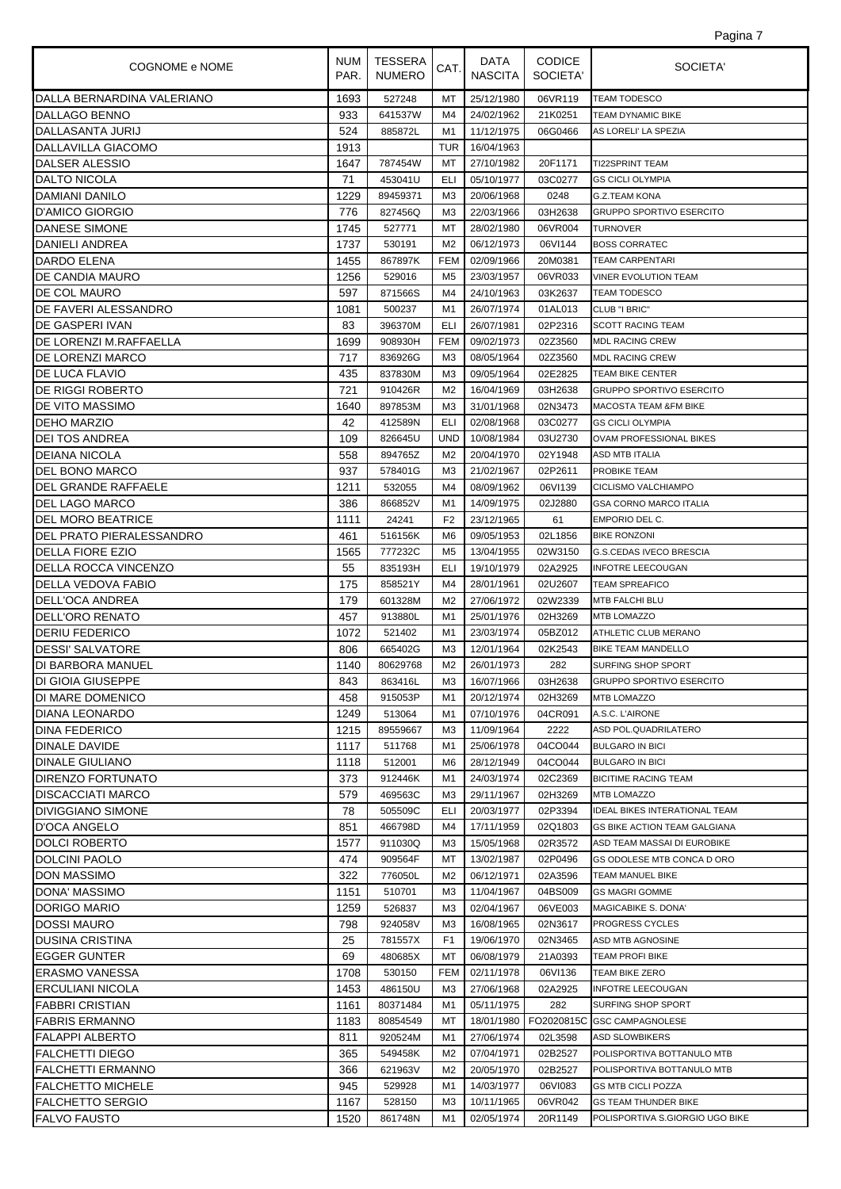| COGNOME e NOME | NUM PAR. | TESSERA NUMERO | CAT. | DATA NASCITA | CODICE SOCIETA' | SOCIETA' |
|---|---|---|---|---|---|---|
| DALLA BERNARDINA VALERIANO | 1693 | 527248 | MT | 25/12/1980 | 06VR119 | TEAM TODESCO |
| DALLAGO BENNO | 933 | 641537W | M4 | 24/02/1962 | 21K0251 | TEAM DYNAMIC BIKE |
| DALLASANTA JURIJ | 524 | 885872L | M1 | 11/12/1975 | 06G0466 | AS LORELI' LA SPEZIA |
| DALLAVILLA GIACOMO | 1913 | | TUR | 16/04/1963 | | |
| DALSER ALESSIO | 1647 | 787454W | MT | 27/10/1982 | 20F1171 | TI22SPRINT TEAM |
| DALTO NICOLA | 71 | 453041U | ELI | 05/10/1977 | 03C0277 | GS CICLI OLYMPIA |
| DAMIANI DANILO | 1229 | 89459371 | M3 | 20/06/1968 | 0248 | G.Z.TEAM KONA |
| D'AMICO GIORGIO | 776 | 827456Q | M3 | 22/03/1966 | 03H2638 | GRUPPO SPORTIVO ESERCITO |
| DANESE SIMONE | 1745 | 527771 | MT | 28/02/1980 | 06VR004 | TURNOVER |
| DANIELI ANDREA | 1737 | 530191 | M2 | 06/12/1973 | 06VI144 | BOSS CORRATEC |
| DARDO ELENA | 1455 | 867897K | FEM | 02/09/1966 | 20M0381 | TEAM CARPENTARI |
| DE CANDIA MAURO | 1256 | 529016 | M5 | 23/03/1957 | 06VR033 | VINER EVOLUTION TEAM |
| DE COL MAURO | 597 | 871566S | M4 | 24/10/1963 | 03K2637 | TEAM TODESCO |
| DE FAVERI ALESSANDRO | 1081 | 500237 | M1 | 26/07/1974 | 01AL013 | CLUB "I BRIC" |
| DE GASPERI IVAN | 83 | 396370M | ELI | 26/07/1981 | 02P2316 | SCOTT RACING TEAM |
| DE LORENZI M.RAFFAELLA | 1699 | 908930H | FEM | 09/02/1973 | 02Z3560 | MDL RACING CREW |
| DE LORENZI MARCO | 717 | 836926G | M3 | 08/05/1964 | 02Z3560 | MDL RACING CREW |
| DE LUCA FLAVIO | 435 | 837830M | M3 | 09/05/1964 | 02E2825 | TEAM BIKE CENTER |
| DE RIGGI ROBERTO | 721 | 910426R | M2 | 16/04/1969 | 03H2638 | GRUPPO SPORTIVO ESERCITO |
| DE VITO MASSIMO | 1640 | 897853M | M3 | 31/01/1968 | 02N3473 | MACOSTA TEAM &FM BIKE |
| DEHO MARZIO | 42 | 412589N | ELI | 02/08/1968 | 03C0277 | GS CICLI OLYMPIA |
| DEI TOS ANDREA | 109 | 826645U | UND | 10/08/1984 | 03U2730 | OVAM PROFESSIONAL BIKES |
| DEIANA NICOLA | 558 | 894765Z | M2 | 20/04/1970 | 02Y1948 | ASD MTB ITALIA |
| DEL BONO MARCO | 937 | 578401G | M3 | 21/02/1967 | 02P2611 | PROBIKE TEAM |
| DEL GRANDE RAFFAELE | 1211 | 532055 | M4 | 08/09/1962 | 06VI139 | CICLISMO VALCHIAMPO |
| DEL LAGO MARCO | 386 | 866852V | M1 | 14/09/1975 | 02J2880 | GSA CORNO MARCO ITALIA |
| DEL MORO BEATRICE | 1111 | 24241 | F2 | 23/12/1965 | 61 | EMPORIO DEL C. |
| DEL PRATO PIERALESSANDRO | 461 | 516156K | M6 | 09/05/1953 | 02L1856 | BIKE RONZONI |
| DELLA FIORE EZIO | 1565 | 777232C | M5 | 13/04/1955 | 02W3150 | G.S.CEDAS IVECO BRESCIA |
| DELLA ROCCA VINCENZO | 55 | 835193H | ELI | 19/10/1979 | 02A2925 | INFOTRE LEECOUGAN |
| DELLA VEDOVA FABIO | 175 | 858521Y | M4 | 28/01/1961 | 02U2607 | TEAM SPREAFICO |
| DELL'OCA ANDREA | 179 | 601328M | M2 | 27/06/1972 | 02W2339 | MTB FALCHI BLU |
| DELL'ORO RENATO | 457 | 913880L | M1 | 25/01/1976 | 02H3269 | MTB LOMAZZO |
| DERIU FEDERICO | 1072 | 521402 | M1 | 23/03/1974 | 05BZ012 | ATHLETIC CLUB MERANO |
| DESSI' SALVATORE | 806 | 665402G | M3 | 12/01/1964 | 02K2543 | BIKE TEAM MANDELLO |
| DI BARBORA MANUEL | 1140 | 80629768 | M2 | 26/01/1973 | 282 | SURFING SHOP SPORT |
| DI GIOIA GIUSEPPE | 843 | 863416L | M3 | 16/07/1966 | 03H2638 | GRUPPO SPORTIVO ESERCITO |
| DI MARE DOMENICO | 458 | 915053P | M1 | 20/12/1974 | 02H3269 | MTB LOMAZZO |
| DIANA LEONARDO | 1249 | 513064 | M1 | 07/10/1976 | 04CR091 | A.S.C. L'AIRONE |
| DINA FEDERICO | 1215 | 89559667 | M3 | 11/09/1964 | 2222 | ASD POL.QUADRILATERO |
| DINALE DAVIDE | 1117 | 511768 | M1 | 25/06/1978 | 04CO044 | BULGARO IN BICI |
| DINALE GIULIANO | 1118 | 512001 | M6 | 28/12/1949 | 04CO044 | BULGARO IN BICI |
| DIRENZO FORTUNATO | 373 | 912446K | M1 | 24/03/1974 | 02C2369 | BICITIME RACING TEAM |
| DISCACCIATI MARCO | 579 | 469563C | M3 | 29/11/1967 | 02H3269 | MTB LOMAZZO |
| DIVIGGIANO SIMONE | 78 | 505509C | ELI | 20/03/1977 | 02P3394 | IDEAL BIKES INTERATIONAL TEAM |
| D'OCA ANGELO | 851 | 466798D | M4 | 17/11/1959 | 02Q1803 | GS BIKE ACTION TEAM GALGIANA |
| DOLCI ROBERTO | 1577 | 911030Q | M3 | 15/05/1968 | 02R3572 | ASD TEAM MASSAI DI EUROBIKE |
| DOLCINI PAOLO | 474 | 909564F | MT | 13/02/1987 | 02P0496 | GS ODOLESE MTB CONCA D ORO |
| DON MASSIMO | 322 | 776050L | M2 | 06/12/1971 | 02A3596 | TEAM MANUEL BIKE |
| DONA' MASSIMO | 1151 | 510701 | M3 | 11/04/1967 | 04BS009 | GS MAGRI GOMME |
| DORIGO MARIO | 1259 | 526837 | M3 | 02/04/1967 | 06VE003 | MAGICABIKE S. DONA' |
| DOSSI MAURO | 798 | 924058V | M3 | 16/08/1965 | 02N3617 | PROGRESS CYCLES |
| DUSINA CRISTINA | 25 | 781557X | F1 | 19/06/1970 | 02N3465 | ASD MTB AGNOSINE |
| EGGER GUNTER | 69 | 480685X | MT | 06/08/1979 | 21A0393 | TEAM PROFI BIKE |
| ERASMO VANESSA | 1708 | 530150 | FEM | 02/11/1978 | 06VI136 | TEAM BIKE ZERO |
| ERCULIANI NICOLA | 1453 | 486150U | M3 | 27/06/1968 | 02A2925 | INFOTRE LEECOUGAN |
| FABBRI CRISTIAN | 1161 | 80371484 | M1 | 05/11/1975 | 282 | SURFING SHOP SPORT |
| FABRIS ERMANNO | 1183 | 80854549 | MT | 18/01/1980 | FO2020815C | GSC CAMPAGNOLESE |
| FALAPPI ALBERTO | 811 | 920524M | M1 | 27/06/1974 | 02L3598 | ASD SLOWBIKERS |
| FALCHETTI DIEGO | 365 | 549458K | M2 | 07/04/1971 | 02B2527 | POLISPORTIVA BOTTANULO MTB |
| FALCHETTI ERMANNO | 366 | 621963V | M2 | 20/05/1970 | 02B2527 | POLISPORTIVA BOTTANULO MTB |
| FALCHETTO MICHELE | 945 | 529928 | M1 | 14/03/1977 | 06VI083 | GS MTB CICLI POZZA |
| FALCHETTO SERGIO | 1167 | 528150 | M3 | 10/11/1965 | 06VR042 | GS TEAM THUNDER BIKE |
| FALVO FAUSTO | 1520 | 861748N | M1 | 02/05/1974 | 20R1149 | POLISPORTIVA S.GIORGIO UGO BIKE |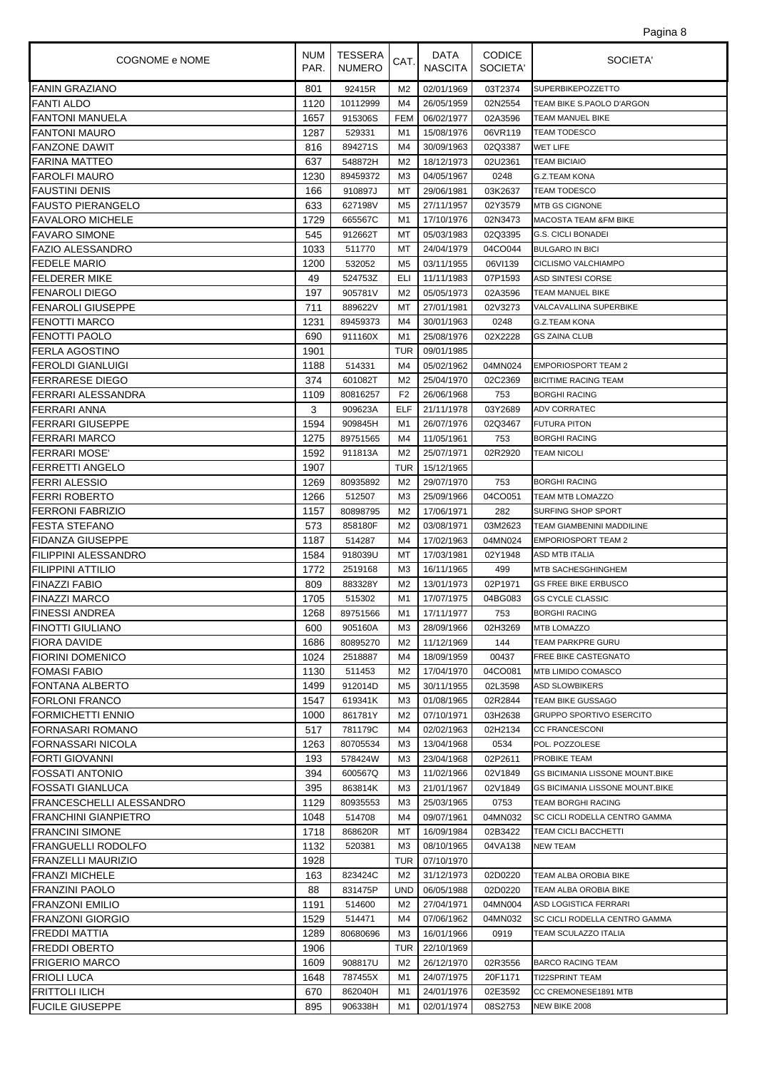| COGNOME e NOME | NUM PAR. | TESSERA NUMERO | CAT. | DATA NASCITA | CODICE SOCIETA' | SOCIETA' |
|---|---|---|---|---|---|---|
| FANIN GRAZIANO | 801 | 92415R | M2 | 02/01/1969 | 03T2374 | SUPERBIKEPOZZETTO |
| FANTI ALDO | 1120 | 10112999 | M4 | 26/05/1959 | 02N2554 | TEAM BIKE S.PAOLO D'ARGON |
| FANTONI MANUELA | 1657 | 915306S | FEM | 06/02/1977 | 02A3596 | TEAM MANUEL BIKE |
| FANTONI MAURO | 1287 | 529331 | M1 | 15/08/1976 | 06VR119 | TEAM TODESCO |
| FANZONE DAWIT | 816 | 894271S | M4 | 30/09/1963 | 02Q3387 | WET LIFE |
| FARINA MATTEO | 637 | 548872H | M2 | 18/12/1973 | 02U2361 | TEAM BICIAIO |
| FAROLFI MAURO | 1230 | 89459372 | M3 | 04/05/1967 | 0248 | G.Z.TEAM KONA |
| FAUSTINI DENIS | 166 | 910897J | MT | 29/06/1981 | 03K2637 | TEAM TODESCO |
| FAUSTO PIERANGELO | 633 | 627198V | M5 | 27/11/1957 | 02Y3579 | MTB GS CIGNONE |
| FAVALORO MICHELE | 1729 | 665567C | M1 | 17/10/1976 | 02N3473 | MACOSTA TEAM &FM BIKE |
| FAVARO SIMONE | 545 | 912662T | MT | 05/03/1983 | 02Q3395 | G.S. CICLI BONADEI |
| FAZIO ALESSANDRO | 1033 | 511770 | MT | 24/04/1979 | 04CO044 | BULGARO IN BICI |
| FEDELE MARIO | 1200 | 532052 | M5 | 03/11/1955 | 06VI139 | CICLISMO VALCHIAMPO |
| FELDERER MIKE | 49 | 524753Z | ELI | 11/11/1983 | 07P1593 | ASD SINTESI CORSE |
| FENAROLI DIEGO | 197 | 905781V | M2 | 05/05/1973 | 02A3596 | TEAM MANUEL BIKE |
| FENAROLI GIUSEPPE | 711 | 889622V | MT | 27/01/1981 | 02V3273 | VALCAVALLINA SUPERBIKE |
| FENOTTI MARCO | 1231 | 89459373 | M4 | 30/01/1963 | 0248 | G.Z.TEAM KONA |
| FENOTTI PAOLO | 690 | 911160X | M1 | 25/08/1976 | 02X2228 | GS ZAINA CLUB |
| FERLA AGOSTINO | 1901 | | TUR | 09/01/1985 | | |
| FEROLDI GIANLUIGI | 1188 | 514331 | M4 | 05/02/1962 | 04MN024 | EMPORIOSPORT TEAM 2 |
| FERRARESE DIEGO | 374 | 601082T | M2 | 25/04/1970 | 02C2369 | BICITIME RACING TEAM |
| FERRARI ALESSANDRA | 1109 | 80816257 | F2 | 26/06/1968 | 753 | BORGHI RACING |
| FERRARI ANNA | 3 | 909623A | ELF | 21/11/1978 | 03Y2689 | ADV CORRATEC |
| FERRARI GIUSEPPE | 1594 | 909845H | M1 | 26/07/1976 | 02Q3467 | FUTURA PITON |
| FERRARI MARCO | 1275 | 89751565 | M4 | 11/05/1961 | 753 | BORGHI RACING |
| FERRARI MOSE' | 1592 | 911813A | M2 | 25/07/1971 | 02R2920 | TEAM NICOLI |
| FERRETTI ANGELO | 1907 | | TUR | 15/12/1965 | | |
| FERRI ALESSIO | 1269 | 80935892 | M2 | 29/07/1970 | 753 | BORGHI RACING |
| FERRI ROBERTO | 1266 | 512507 | M3 | 25/09/1966 | 04CO051 | TEAM MTB LOMAZZO |
| FERRONI FABRIZIO | 1157 | 80898795 | M2 | 17/06/1971 | 282 | SURFING SHOP SPORT |
| FESTA STEFANO | 573 | 858180F | M2 | 03/08/1971 | 03M2623 | TEAM GIAMBENINI MADDILINE |
| FIDANZA GIUSEPPE | 1187 | 514287 | M4 | 17/02/1963 | 04MN024 | EMPORIOSPORT TEAM 2 |
| FILIPPINI ALESSANDRO | 1584 | 918039U | MT | 17/03/1981 | 02Y1948 | ASD MTB ITALIA |
| FILIPPINI ATTILIO | 1772 | 2519168 | M3 | 16/11/1965 | 499 | MTB SACHESGHINGHEM |
| FINAZZI FABIO | 809 | 883328Y | M2 | 13/01/1973 | 02P1971 | GS FREE BIKE ERBUSCO |
| FINAZZI MARCO | 1705 | 515302 | M1 | 17/07/1975 | 04BG083 | GS CYCLE CLASSIC |
| FINESSI ANDREA | 1268 | 89751566 | M1 | 17/11/1977 | 753 | BORGHI RACING |
| FINOTTI GIULIANO | 600 | 905160A | M3 | 28/09/1966 | 02H3269 | MTB LOMAZZO |
| FIORA DAVIDE | 1686 | 80895270 | M2 | 11/12/1969 | 144 | TEAM PARKPRE GURU |
| FIORINI DOMENICO | 1024 | 2518887 | M4 | 18/09/1959 | 00437 | FREE BIKE CASTEGNATO |
| FOMASI FABIO | 1130 | 511453 | M2 | 17/04/1970 | 04CO081 | MTB LIMIDO COMASCO |
| FONTANA ALBERTO | 1499 | 912014D | M5 | 30/11/1955 | 02L3598 | ASD SLOWBIKERS |
| FORLONI FRANCO | 1547 | 619341K | M3 | 01/08/1965 | 02R2844 | TEAM BIKE GUSSAGO |
| FORMICHETTI ENNIO | 1000 | 861781Y | M2 | 07/10/1971 | 03H2638 | GRUPPO SPORTIVO ESERCITO |
| FORNASARI ROMANO | 517 | 781179C | M4 | 02/02/1963 | 02H2134 | CC FRANCESCONI |
| FORNASSARI NICOLA | 1263 | 80705534 | M3 | 13/04/1968 | 0534 | POL. POZZOLESE |
| FORTI GIOVANNI | 193 | 578424W | M3 | 23/04/1968 | 02P2611 | PROBIKE TEAM |
| FOSSATI ANTONIO | 394 | 600567Q | M3 | 11/02/1966 | 02V1849 | GS BICIMANIA LISSONE MOUNT.BIKE |
| FOSSATI GIANLUCA | 395 | 863814K | M3 | 21/01/1967 | 02V1849 | GS BICIMANIA LISSONE MOUNT.BIKE |
| FRANCESCHELLI ALESSANDRO | 1129 | 80935553 | M3 | 25/03/1965 | 0753 | TEAM BORGHI RACING |
| FRANCHINI GIANPIETRO | 1048 | 514708 | M4 | 09/07/1961 | 04MN032 | SC CICLI RODELLA CENTRO GAMMA |
| FRANCINI SIMONE | 1718 | 868620R | MT | 16/09/1984 | 02B3422 | TEAM CICLI BACCHETTI |
| FRANGUELLI RODOLFO | 1132 | 520381 | M3 | 08/10/1965 | 04VA138 | NEW TEAM |
| FRANZELLI MAURIZIO | 1928 | | TUR | 07/10/1970 | | |
| FRANZI MICHELE | 163 | 823424C | M2 | 31/12/1973 | 02D0220 | TEAM ALBA OROBIA BIKE |
| FRANZINI PAOLO | 88 | 831475P | UND | 06/05/1988 | 02D0220 | TEAM ALBA OROBIA BIKE |
| FRANZONI EMILIO | 1191 | 514600 | M2 | 27/04/1971 | 04MN004 | ASD LOGISTICA FERRARI |
| FRANZONI GIORGIO | 1529 | 514471 | M4 | 07/06/1962 | 04MN032 | SC CICLI RODELLA CENTRO GAMMA |
| FREDDI MATTIA | 1289 | 80680696 | M3 | 16/01/1966 | 0919 | TEAM SCULAZZO ITALIA |
| FREDDI OBERTO | 1906 | | TUR | 22/10/1969 | | |
| FRIGERIO MARCO | 1609 | 908817U | M2 | 26/12/1970 | 02R3556 | BARCO RACING TEAM |
| FRIOLI LUCA | 1648 | 787455X | M1 | 24/07/1975 | 20F1171 | TI22SPRINT TEAM |
| FRITTOLI ILICH | 670 | 862040H | M1 | 24/01/1976 | 02E3592 | CC CREMONESE1891 MTB |
| FUCILE GIUSEPPE | 895 | 906338H | M1 | 02/01/1974 | 08S2753 | NEW BIKE 2008 |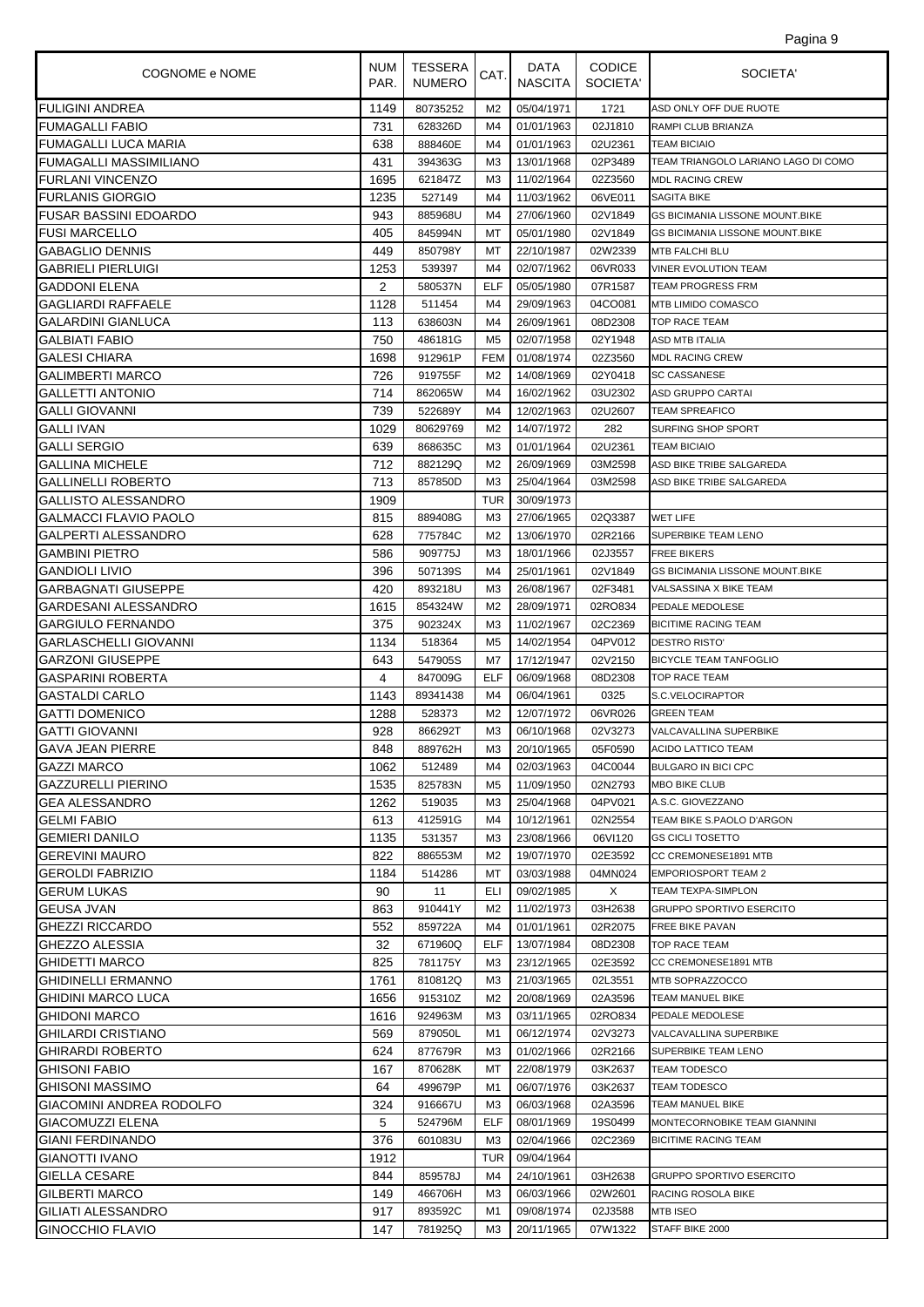| COGNOME e NOME | NUM PAR. | TESSERA NUMERO | CAT. | DATA NASCITA | CODICE SOCIETA' | SOCIETA' |
|---|---|---|---|---|---|---|
| FULIGINI ANDREA | 1149 | 80735252 | M2 | 05/04/1971 | 1721 | ASD ONLY OFF DUE RUOTE |
| FUMAGALLI FABIO | 731 | 628326D | M4 | 01/01/1963 | 02J1810 | RAMPI CLUB BRIANZA |
| FUMAGALLI LUCA MARIA | 638 | 888460E | M4 | 01/01/1963 | 02U2361 | TEAM BICIAIO |
| FUMAGALLI MASSIMILIANO | 431 | 394363G | M3 | 13/01/1968 | 02P3489 | TEAM TRIANGOLO LARIANO LAGO DI COMO |
| FURLANI VINCENZO | 1695 | 621847Z | M3 | 11/02/1964 | 02Z3560 | MDL RACING CREW |
| FURLANIS GIORGIO | 1235 | 527149 | M4 | 11/03/1962 | 06VE011 | SAGITA BIKE |
| FUSAR BASSINI EDOARDO | 943 | 885968U | M4 | 27/06/1960 | 02V1849 | GS BICIMANIA LISSONE MOUNT.BIKE |
| FUSI MARCELLO | 405 | 845994N | MT | 05/01/1980 | 02V1849 | GS BICIMANIA LISSONE MOUNT.BIKE |
| GABAGLIO DENNIS | 449 | 850798Y | MT | 22/10/1987 | 02W2339 | MTB FALCHI BLU |
| GABRIELI PIERLUIGI | 1253 | 539397 | M4 | 02/07/1962 | 06VR033 | VINER EVOLUTION TEAM |
| GADDONI ELENA | 2 | 580537N | ELF | 05/05/1980 | 07R1587 | TEAM PROGRESS FRM |
| GAGLIARDI RAFFAELE | 1128 | 511454 | M4 | 29/09/1963 | 04CO081 | MTB LIMIDO COMASCO |
| GALARDINI GIANLUCA | 113 | 638603N | M4 | 26/09/1961 | 08D2308 | TOP RACE TEAM |
| GALBIATI FABIO | 750 | 486181G | M5 | 02/07/1958 | 02Y1948 | ASD MTB ITALIA |
| GALESI CHIARA | 1698 | 912961P | FEM | 01/08/1974 | 02Z3560 | MDL RACING CREW |
| GALIMBERTI MARCO | 726 | 919755F | M2 | 14/08/1969 | 02Y0418 | SC CASSANESE |
| GALLETTI ANTONIO | 714 | 862065W | M4 | 16/02/1962 | 03U2302 | ASD GRUPPO CARTAI |
| GALLI GIOVANNI | 739 | 522689Y | M4 | 12/02/1963 | 02U2607 | TEAM SPREAFICO |
| GALLI IVAN | 1029 | 80629769 | M2 | 14/07/1972 | 282 | SURFING SHOP SPORT |
| GALLI SERGIO | 639 | 868635C | M3 | 01/01/1964 | 02U2361 | TEAM BICIAIO |
| GALLINA MICHELE | 712 | 882129Q | M2 | 26/09/1969 | 03M2598 | ASD BIKE TRIBE SALGAREDA |
| GALLINELLI ROBERTO | 713 | 857850D | M3 | 25/04/1964 | 03M2598 | ASD BIKE TRIBE SALGAREDA |
| GALLISTO ALESSANDRO | 1909 | | TUR | 30/09/1973 | | |
| GALMACCI FLAVIO PAOLO | 815 | 889408G | M3 | 27/06/1965 | 02Q3387 | WET LIFE |
| GALPERTI ALESSANDRO | 628 | 775784C | M2 | 13/06/1970 | 02R2166 | SUPERBIKE TEAM LENO |
| GAMBINI PIETRO | 586 | 909775J | M3 | 18/01/1966 | 02J3557 | FREE BIKERS |
| GANDIOLI LIVIO | 396 | 507139S | M4 | 25/01/1961 | 02V1849 | GS BICIMANIA LISSONE MOUNT.BIKE |
| GARBAGNATI GIUSEPPE | 420 | 893218U | M3 | 26/08/1967 | 02F3481 | VALSASSINA X BIKE TEAM |
| GARDESANI ALESSANDRO | 1615 | 854324W | M2 | 28/09/1971 | 02RO834 | PEDALE MEDOLESE |
| GARGIULO FERNANDO | 375 | 902324X | M3 | 11/02/1967 | 02C2369 | BICITIME RACING TEAM |
| GARLASCHELLI GIOVANNI | 1134 | 518364 | M5 | 14/02/1954 | 04PV012 | DESTRO RISTO' |
| GARZONI GIUSEPPE | 643 | 547905S | M7 | 17/12/1947 | 02V2150 | BICYCLE TEAM TANFOGLIO |
| GASPARINI ROBERTA | 4 | 847009G | ELF | 06/09/1968 | 08D2308 | TOP RACE TEAM |
| GASTALDI CARLO | 1143 | 89341438 | M4 | 06/04/1961 | 0325 | S.C.VELOCIRAPTOR |
| GATTI DOMENICO | 1288 | 528373 | M2 | 12/07/1972 | 06VR026 | GREEN TEAM |
| GATTI GIOVANNI | 928 | 866292T | M3 | 06/10/1968 | 02V3273 | VALCAVALLINA SUPERBIKE |
| GAVA JEAN PIERRE | 848 | 889762H | M3 | 20/10/1965 | 05F0590 | ACIDO LATTICO TEAM |
| GAZZI MARCO | 1062 | 512489 | M4 | 02/03/1963 | 04C0044 | BULGARO IN BICI CPC |
| GAZZURELLI PIERINO | 1535 | 825783N | M5 | 11/09/1950 | 02N2793 | MBO BIKE CLUB |
| GEA ALESSANDRO | 1262 | 519035 | M3 | 25/04/1968 | 04PV021 | A.S.C. GIOVEZZANO |
| GELMI FABIO | 613 | 412591G | M4 | 10/12/1961 | 02N2554 | TEAM BIKE S.PAOLO D'ARGON |
| GEMIERI DANILO | 1135 | 531357 | M3 | 23/08/1966 | 06VI120 | GS CICLI TOSETTO |
| GEREVINI MAURO | 822 | 886553M | M2 | 19/07/1970 | 02E3592 | CC CREMONESE1891 MTB |
| GEROLDI FABRIZIO | 1184 | 514286 | MT | 03/03/1988 | 04MN024 | EMPORIOSPORT TEAM 2 |
| GERUM LUKAS | 90 | 11 | ELI | 09/02/1985 | X | TEAM TEXPA-SIMPLON |
| GEUSA JVAN | 863 | 910441Y | M2 | 11/02/1973 | 03H2638 | GRUPPO SPORTIVO ESERCITO |
| GHEZZI RICCARDO | 552 | 859722A | M4 | 01/01/1961 | 02R2075 | FREE BIKE PAVAN |
| GHEZZO ALESSIA | 32 | 671960Q | ELF | 13/07/1984 | 08D2308 | TOP RACE TEAM |
| GHIDETTI MARCO | 825 | 781175Y | M3 | 23/12/1965 | 02E3592 | CC CREMONESE1891 MTB |
| GHIDINELLI ERMANNO | 1761 | 810812Q | M3 | 21/03/1965 | 02L3551 | MTB SOPRAZZOCCO |
| GHIDINI MARCO LUCA | 1656 | 915310Z | M2 | 20/08/1969 | 02A3596 | TEAM MANUEL BIKE |
| GHIDONI MARCO | 1616 | 924963M | M3 | 03/11/1965 | 02RO834 | PEDALE MEDOLESE |
| GHILARDI CRISTIANO | 569 | 879050L | M1 | 06/12/1974 | 02V3273 | VALCAVALLINA SUPERBIKE |
| GHIRARDI ROBERTO | 624 | 877679R | M3 | 01/02/1966 | 02R2166 | SUPERBIKE TEAM LENO |
| GHISONI FABIO | 167 | 870628K | MT | 22/08/1979 | 03K2637 | TEAM TODESCO |
| GHISONI MASSIMO | 64 | 499679P | M1 | 06/07/1976 | 03K2637 | TEAM TODESCO |
| GIACOMINI ANDREA RODOLFO | 324 | 916667U | M3 | 06/03/1968 | 02A3596 | TEAM MANUEL BIKE |
| GIACOMUZZI ELENA | 5 | 524796M | ELF | 08/01/1969 | 19S0499 | MONTECORNOBIKE TEAM GIANNINI |
| GIANI FERDINANDO | 376 | 601083U | M3 | 02/04/1966 | 02C2369 | BICITIME RACING TEAM |
| GIANOTTI IVANO | 1912 | | TUR | 09/04/1964 | | |
| GIELLA CESARE | 844 | 859578J | M4 | 24/10/1961 | 03H2638 | GRUPPO SPORTIVO ESERCITO |
| GILBERTI MARCO | 149 | 466706H | M3 | 06/03/1966 | 02W2601 | RACING ROSOLA BIKE |
| GILIATI ALESSANDRO | 917 | 893592C | M1 | 09/08/1974 | 02J3588 | MTB ISEO |
| GINOCCHIO FLAVIO | 147 | 781925Q | M3 | 20/11/1965 | 07W1322 | STAFF BIKE 2000 |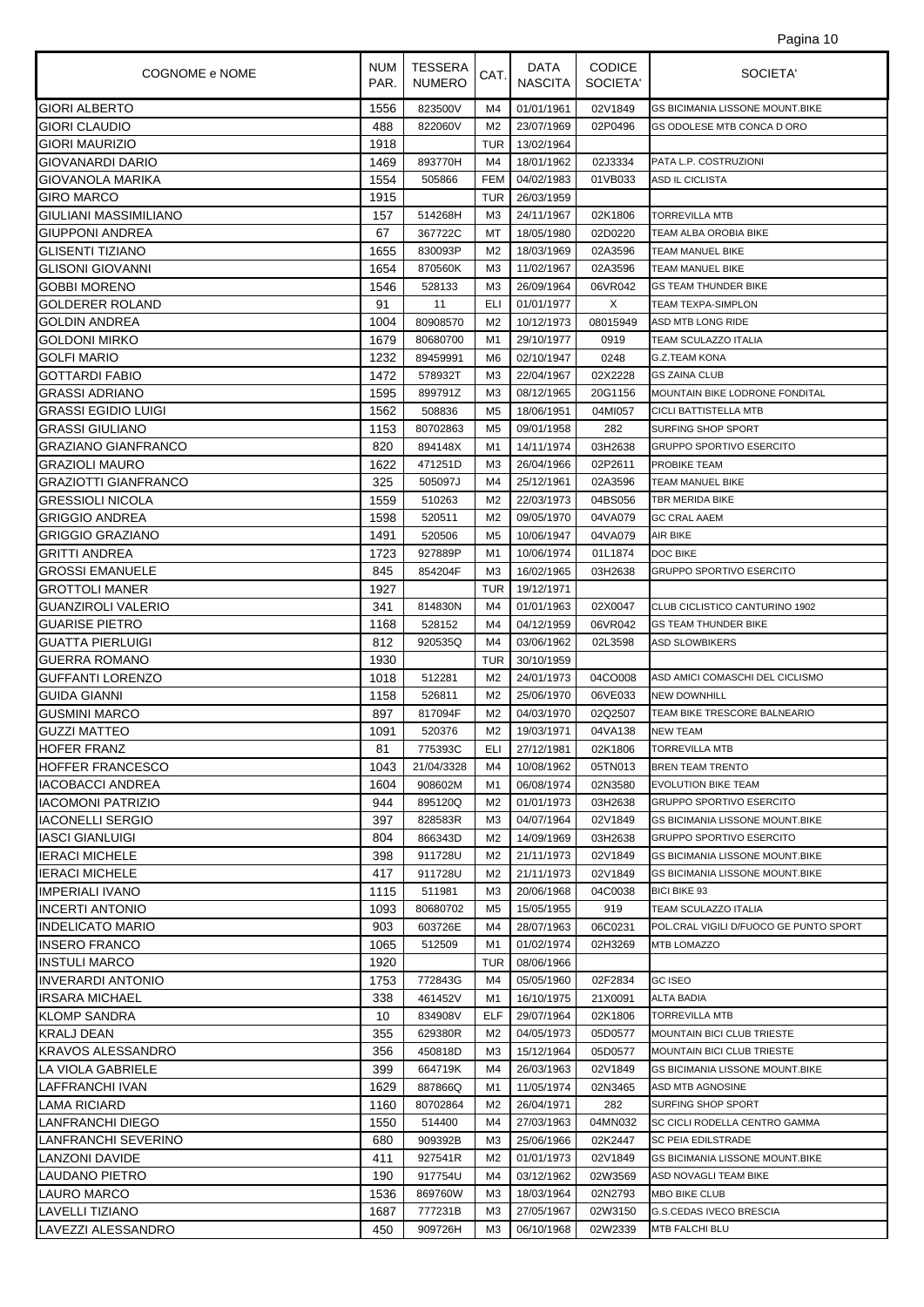| COGNOME e NOME | NUM PAR. | TESSERA NUMERO | CAT. | DATA NASCITA | CODICE SOCIETA' | SOCIETA' |
|---|---|---|---|---|---|---|
| GIORI ALBERTO | 1556 | 823500V | M4 | 01/01/1961 | 02V1849 | GS BICIMANIA LISSONE MOUNT.BIKE |
| GIORI CLAUDIO | 488 | 822060V | M2 | 23/07/1969 | 02P0496 | GS ODOLESE MTB CONCA D ORO |
| GIORI MAURIZIO | 1918 | | TUR | 13/02/1964 | | |
| GIOVANARDI DARIO | 1469 | 893770H | M4 | 18/01/1962 | 02J3334 | PATA L.P. COSTRUZIONI |
| GIOVANOLA MARIKA | 1554 | 505866 | FEM | 04/02/1983 | 01VB033 | ASD IL CICLISTA |
| GIRO MARCO | 1915 | | TUR | 26/03/1959 | | |
| GIULIANI MASSIMILIANO | 157 | 514268H | M3 | 24/11/1967 | 02K1806 | TORREVILLA MTB |
| GIUPPONI ANDREA | 67 | 367722C | MT | 18/05/1980 | 02D0220 | TEAM ALBA OROBIA BIKE |
| GLISENTI TIZIANO | 1655 | 830093P | M2 | 18/03/1969 | 02A3596 | TEAM MANUEL BIKE |
| GLISONI GIOVANNI | 1654 | 870560K | M3 | 11/02/1967 | 02A3596 | TEAM MANUEL BIKE |
| GOBBI MORENO | 1546 | 528133 | M3 | 26/09/1964 | 06VR042 | GS TEAM THUNDER BIKE |
| GOLDERER ROLAND | 91 | 11 | ELI | 01/01/1977 | X | TEAM TEXPA-SIMPLON |
| GOLDIN ANDREA | 1004 | 80908570 | M2 | 10/12/1973 | 08015949 | ASD MTB LONG RIDE |
| GOLDONI MIRKO | 1679 | 80680700 | M1 | 29/10/1977 | 0919 | TEAM SCULAZZO ITALIA |
| GOLFI MARIO | 1232 | 89459991 | M6 | 02/10/1947 | 0248 | G.Z.TEAM KONA |
| GOTTARDI FABIO | 1472 | 578932T | M3 | 22/04/1967 | 02X2228 | GS ZAINA CLUB |
| GRASSI ADRIANO | 1595 | 899791Z | M3 | 08/12/1965 | 20G1156 | MOUNTAIN BIKE LODRONE FONDITAL |
| GRASSI EGIDIO LUIGI | 1562 | 508836 | M5 | 18/06/1951 | 04MI057 | CICLI BATTISTELLA MTB |
| GRASSI GIULIANO | 1153 | 80702863 | M5 | 09/01/1958 | 282 | SURFING SHOP SPORT |
| GRAZIANO GIANFRANCO | 820 | 894148X | M1 | 14/11/1974 | 03H2638 | GRUPPO SPORTIVO ESERCITO |
| GRAZIOLI MAURO | 1622 | 471251D | M3 | 26/04/1966 | 02P2611 | PROBIKE TEAM |
| GRAZIOTTI GIANFRANCO | 325 | 505097J | M4 | 25/12/1961 | 02A3596 | TEAM MANUEL BIKE |
| GRESSIOLI NICOLA | 1559 | 510263 | M2 | 22/03/1973 | 04BS056 | TBR MERIDA BIKE |
| GRIGGIO ANDREA | 1598 | 520511 | M2 | 09/05/1970 | 04VA079 | GC CRAL AAEM |
| GRIGGIO GRAZIANO | 1491 | 520506 | M5 | 10/06/1947 | 04VA079 | AIR BIKE |
| GRITTI ANDREA | 1723 | 927889P | M1 | 10/06/1974 | 01L1874 | DOC BIKE |
| GROSSI EMANUELE | 845 | 854204F | M3 | 16/02/1965 | 03H2638 | GRUPPO SPORTIVO ESERCITO |
| GROTTOLI MANER | 1927 | | TUR | 19/12/1971 | | |
| GUANZIROLI VALERIO | 341 | 814830N | M4 | 01/01/1963 | 02X0047 | CLUB CICLISTICO CANTURINO 1902 |
| GUARISE PIETRO | 1168 | 528152 | M4 | 04/12/1959 | 06VR042 | GS TEAM THUNDER BIKE |
| GUATTA PIERLUIGI | 812 | 920535Q | M4 | 03/06/1962 | 02L3598 | ASD SLOWBIKERS |
| GUERRA ROMANO | 1930 | | TUR | 30/10/1959 | | |
| GUFFANTI LORENZO | 1018 | 512281 | M2 | 24/01/1973 | 04CO008 | ASD AMICI COMASCHI DEL CICLISMO |
| GUIDA GIANNI | 1158 | 526811 | M2 | 25/06/1970 | 06VE033 | NEW DOWNHILL |
| GUSMINI MARCO | 897 | 817094F | M2 | 04/03/1970 | 02Q2507 | TEAM BIKE TRESCORE BALNEARIO |
| GUZZI MATTEO | 1091 | 520376 | M2 | 19/03/1971 | 04VA138 | NEW TEAM |
| HOFER FRANZ | 81 | 775393C | ELI | 27/12/1981 | 02K1806 | TORREVILLA MTB |
| HOFFER FRANCESCO | 1043 | 21/04/3328 | M4 | 10/08/1962 | 05TN013 | BREN TEAM TRENTO |
| IACOBACCI ANDREA | 1604 | 908602M | M1 | 06/08/1974 | 02N3580 | EVOLUTION BIKE TEAM |
| IACOMONI PATRIZIO | 944 | 895120Q | M2 | 01/01/1973 | 03H2638 | GRUPPO SPORTIVO ESERCITO |
| IACONELLI SERGIO | 397 | 828583R | M3 | 04/07/1964 | 02V1849 | GS BICIMANIA LISSONE MOUNT.BIKE |
| IASCI GIANLUIGI | 804 | 866343D | M2 | 14/09/1969 | 03H2638 | GRUPPO SPORTIVO ESERCITO |
| IERACI MICHELE | 398 | 911728U | M2 | 21/11/1973 | 02V1849 | GS BICIMANIA LISSONE MOUNT.BIKE |
| IERACI MICHELE | 417 | 911728U | M2 | 21/11/1973 | 02V1849 | GS BICIMANIA LISSONE MOUNT.BIKE |
| IMPERIALI IVANO | 1115 | 511981 | M3 | 20/06/1968 | 04C0038 | BICI BIKE 93 |
| INCERTI ANTONIO | 1093 | 80680702 | M5 | 15/05/1955 | 919 | TEAM SCULAZZO ITALIA |
| INDELICATO MARIO | 903 | 603726E | M4 | 28/07/1963 | 06C0231 | POL.CRAL VIGILI D/FUOCO GE PUNTO SPORT |
| INSERO FRANCO | 1065 | 512509 | M1 | 01/02/1974 | 02H3269 | MTB LOMAZZO |
| INSTULI MARCO | 1920 | | TUR | 08/06/1966 | | |
| INVERARDI ANTONIO | 1753 | 772843G | M4 | 05/05/1960 | 02F2834 | GC ISEO |
| IRSARA MICHAEL | 338 | 461452V | M1 | 16/10/1975 | 21X0091 | ALTA BADIA |
| KLOMP SANDRA | 10 | 834908V | ELF | 29/07/1964 | 02K1806 | TORREVILLA MTB |
| KRALJ DEAN | 355 | 629380R | M2 | 04/05/1973 | 05D0577 | MOUNTAIN BICI CLUB TRIESTE |
| KRAVOS ALESSANDRO | 356 | 450818D | M3 | 15/12/1964 | 05D0577 | MOUNTAIN BICI CLUB TRIESTE |
| LA VIOLA GABRIELE | 399 | 664719K | M4 | 26/03/1963 | 02V1849 | GS BICIMANIA LISSONE MOUNT.BIKE |
| LAFFRANCHI IVAN | 1629 | 887866Q | M1 | 11/05/1974 | 02N3465 | ASD MTB AGNOSINE |
| LAMA RICIARD | 1160 | 80702864 | M2 | 26/04/1971 | 282 | SURFING SHOP SPORT |
| LANFRANCHI DIEGO | 1550 | 514400 | M4 | 27/03/1963 | 04MN032 | SC CICLI RODELLA CENTRO GAMMA |
| LANFRANCHI SEVERINO | 680 | 909392B | M3 | 25/06/1966 | 02K2447 | SC PEIA EDILSTRADE |
| LANZONI DAVIDE | 411 | 927541R | M2 | 01/01/1973 | 02V1849 | GS BICIMANIA LISSONE MOUNT.BIKE |
| LAUDANO PIETRO | 190 | 917754U | M4 | 03/12/1962 | 02W3569 | ASD NOVAGLI TEAM BIKE |
| LAURO MARCO | 1536 | 869760W | M3 | 18/03/1964 | 02N2793 | MBO BIKE CLUB |
| LAVELLI TIZIANO | 1687 | 777231B | M3 | 27/05/1967 | 02W3150 | G.S.CEDAS IVECO BRESCIA |
| LAVEZZI ALESSANDRO | 450 | 909726H | M3 | 06/10/1968 | 02W2339 | MTB FALCHI BLU |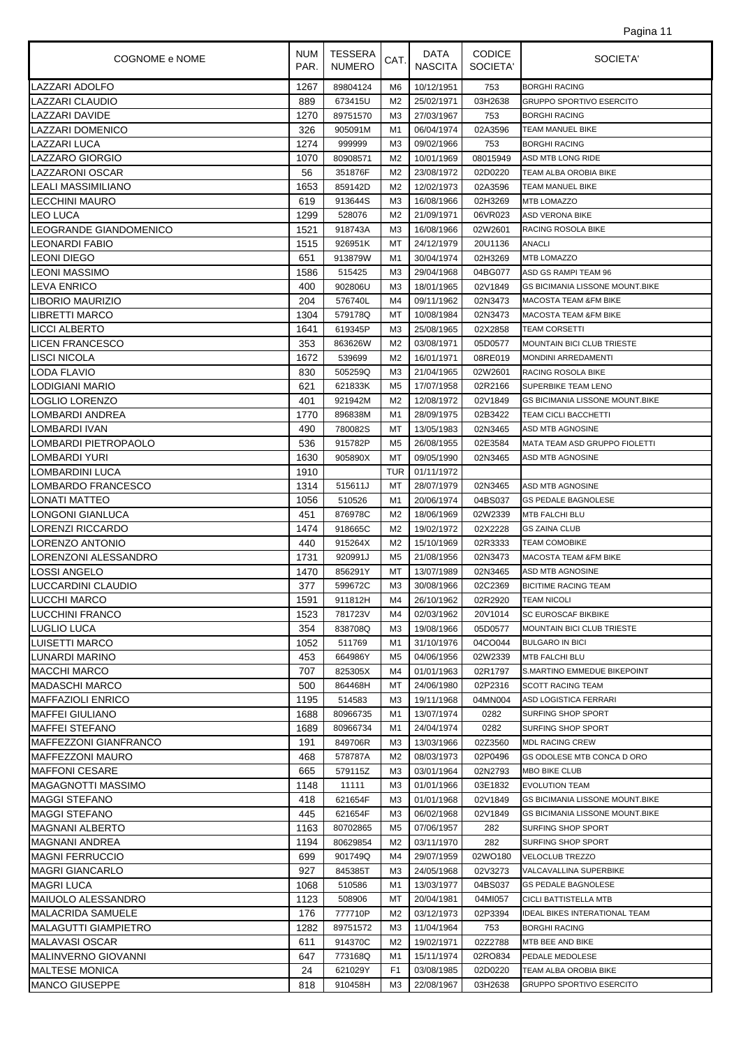| COGNOME e NOME | NUM PAR. | TESSERA NUMERO | CAT. | DATA NASCITA | CODICE SOCIETA' | SOCIETA' |
|---|---|---|---|---|---|---|
| LAZZARI ADOLFO | 1267 | 89804124 | M6 | 10/12/1951 | 753 | BORGHI RACING |
| LAZZARI CLAUDIO | 889 | 673415U | M2 | 25/02/1971 | 03H2638 | GRUPPO SPORTIVO ESERCITO |
| LAZZARI DAVIDE | 1270 | 89751570 | M3 | 27/03/1967 | 753 | BORGHI RACING |
| LAZZARI DOMENICO | 326 | 905091M | M1 | 06/04/1974 | 02A3596 | TEAM MANUEL BIKE |
| LAZZARI LUCA | 1274 | 999999 | M3 | 09/02/1966 | 753 | BORGHI RACING |
| LAZZARO GIORGIO | 1070 | 80908571 | M2 | 10/01/1969 | 08015949 | ASD MTB LONG RIDE |
| LAZZARONI OSCAR | 56 | 351876F | M2 | 23/08/1972 | 02D0220 | TEAM ALBA OROBIA BIKE |
| LEALI MASSIMILIANO | 1653 | 859142D | M2 | 12/02/1973 | 02A3596 | TEAM MANUEL BIKE |
| LECCHINI MAURO | 619 | 913644S | M3 | 16/08/1966 | 02H3269 | MTB LOMAZZO |
| LEO LUCA | 1299 | 528076 | M2 | 21/09/1971 | 06VR023 | ASD VERONA BIKE |
| LEOGRANDE GIANDOMENICO | 1521 | 918743A | M3 | 16/08/1966 | 02W2601 | RACING ROSOLA BIKE |
| LEONARDI FABIO | 1515 | 926951K | MT | 24/12/1979 | 20U1136 | ANACLI |
| LEONI DIEGO | 651 | 913879W | M1 | 30/04/1974 | 02H3269 | MTB LOMAZZO |
| LEONI MASSIMO | 1586 | 515425 | M3 | 29/04/1968 | 04BG077 | ASD GS RAMPI TEAM 96 |
| LEVA ENRICO | 400 | 902806U | M3 | 18/01/1965 | 02V1849 | GS BICIMANIA LISSONE MOUNT.BIKE |
| LIBORIO MAURIZIO | 204 | 576740L | M4 | 09/11/1962 | 02N3473 | MACOSTA TEAM &FM BIKE |
| LIBRETTI MARCO | 1304 | 579178Q | MT | 10/08/1984 | 02N3473 | MACOSTA TEAM &FM BIKE |
| LICCI ALBERTO | 1641 | 619345P | M3 | 25/08/1965 | 02X2858 | TEAM CORSETTI |
| LICEN FRANCESCO | 353 | 863626W | M2 | 03/08/1971 | 05D0577 | MOUNTAIN BICI CLUB TRIESTE |
| LISCI NICOLA | 1672 | 539699 | M2 | 16/01/1971 | 08RE019 | MONDINI ARREDAMENTI |
| LODA FLAVIO | 830 | 505259Q | M3 | 21/04/1965 | 02W2601 | RACING ROSOLA BIKE |
| LODIGIANI MARIO | 621 | 621833K | M5 | 17/07/1958 | 02R2166 | SUPERBIKE TEAM LENO |
| LOGLIO LORENZO | 401 | 921942M | M2 | 12/08/1972 | 02V1849 | GS BICIMANIA LISSONE MOUNT.BIKE |
| LOMBARDI ANDREA | 1770 | 896838M | M1 | 28/09/1975 | 02B3422 | TEAM CICLI BACCHETTI |
| LOMBARDI IVAN | 490 | 780082S | MT | 13/05/1983 | 02N3465 | ASD MTB AGNOSINE |
| LOMBARDI PIETROPAOLO | 536 | 915782P | M5 | 26/08/1955 | 02E3584 | MATA TEAM ASD GRUPPO FIOLETTI |
| LOMBARDI YURI | 1630 | 905890X | MT | 09/05/1990 | 02N3465 | ASD MTB AGNOSINE |
| LOMBARDINI LUCA | 1910 | | TUR | 01/11/1972 | | |
| LOMBARDO FRANCESCO | 1314 | 515611J | MT | 28/07/1979 | 02N3465 | ASD MTB AGNOSINE |
| LONATI MATTEO | 1056 | 510526 | M1 | 20/06/1974 | 04BS037 | GS PEDALE BAGNOLESE |
| LONGONI GIANLUCA | 451 | 876978C | M2 | 18/06/1969 | 02W2339 | MTB FALCHI BLU |
| LORENZI RICCARDO | 1474 | 918665C | M2 | 19/02/1972 | 02X2228 | GS ZAINA CLUB |
| LORENZO ANTONIO | 440 | 915264X | M2 | 15/10/1969 | 02R3333 | TEAM COMOBIKE |
| LORENZONI ALESSANDRO | 1731 | 920991J | M5 | 21/08/1956 | 02N3473 | MACOSTA TEAM &FM BIKE |
| LOSSI ANGELO | 1470 | 856291Y | MT | 13/07/1989 | 02N3465 | ASD MTB AGNOSINE |
| LUCCARDINI CLAUDIO | 377 | 599672C | M3 | 30/08/1966 | 02C2369 | BICITIME RACING TEAM |
| LUCCHI MARCO | 1591 | 911812H | M4 | 26/10/1962 | 02R2920 | TEAM NICOLI |
| LUCCHINI FRANCO | 1523 | 781723V | M4 | 02/03/1962 | 20V1014 | SC EUROSCAF BIKBIKE |
| LUGLIO LUCA | 354 | 838708Q | M3 | 19/08/1966 | 05D0577 | MOUNTAIN BICI CLUB TRIESTE |
| LUISETTI MARCO | 1052 | 511769 | M1 | 31/10/1976 | 04CO044 | BULGARO IN BICI |
| LUNARDI MARINO | 453 | 664986Y | M5 | 04/06/1956 | 02W2339 | MTB FALCHI BLU |
| MACCHI MARCO | 707 | 825305X | M4 | 01/01/1963 | 02R1797 | S.MARTINO EMMEDUE BIKEPOINT |
| MADASCHI MARCO | 500 | 864468H | MT | 24/06/1980 | 02P2316 | SCOTT RACING TEAM |
| MAFFAZIOLI ENRICO | 1195 | 514583 | M3 | 19/11/1968 | 04MN004 | ASD LOGISTICA FERRARI |
| MAFFEI GIULIANO | 1688 | 80966735 | M1 | 13/07/1974 | 0282 | SURFING SHOP SPORT |
| MAFFEI STEFANO | 1689 | 80966734 | M1 | 24/04/1974 | 0282 | SURFING SHOP SPORT |
| MAFFEZZONI GIANFRANCO | 191 | 849706R | M3 | 13/03/1966 | 02Z3560 | MDL RACING CREW |
| MAFFEZZONI MAURO | 468 | 578787A | M2 | 08/03/1973 | 02P0496 | GS ODOLESE MTB CONCA D ORO |
| MAFFONI CESARE | 665 | 579115Z | M3 | 03/01/1964 | 02N2793 | MBO BIKE CLUB |
| MAGAGNOTTI MASSIMO | 1148 | 11111 | M3 | 01/01/1966 | 03E1832 | EVOLUTION TEAM |
| MAGGI STEFANO | 418 | 621654F | M3 | 01/01/1968 | 02V1849 | GS BICIMANIA LISSONE MOUNT.BIKE |
| MAGGI STEFANO | 445 | 621654F | M3 | 06/02/1968 | 02V1849 | GS BICIMANIA LISSONE MOUNT.BIKE |
| MAGNANI ALBERTO | 1163 | 80702865 | M5 | 07/06/1957 | 282 | SURFING SHOP SPORT |
| MAGNANI ANDREA | 1194 | 80629854 | M2 | 03/11/1970 | 282 | SURFING SHOP SPORT |
| MAGNI FERRUCCIO | 699 | 901749Q | M4 | 29/07/1959 | 02WO180 | VELOCLUB TREZZO |
| MAGRI GIANCARLO | 927 | 845385T | M3 | 24/05/1968 | 02V3273 | VALCAVALLINA SUPERBIKE |
| MAGRI LUCA | 1068 | 510586 | M1 | 13/03/1977 | 04BS037 | GS PEDALE BAGNOLESE |
| MAIUOLO ALESSANDRO | 1123 | 508906 | MT | 20/04/1981 | 04MI057 | CICLI BATTISTELLA MTB |
| MALACRIDA SAMUELE | 176 | 777710P | M2 | 03/12/1973 | 02P3394 | IDEAL BIKES INTERATIONAL TEAM |
| MALAGUTTI GIAMPIETRO | 1282 | 89751572 | M3 | 11/04/1964 | 753 | BORGHI RACING |
| MALAVASI OSCAR | 611 | 914370C | M2 | 19/02/1971 | 02Z2788 | MTB BEE AND BIKE |
| MALINVERNO GIOVANNI | 647 | 773168Q | M1 | 15/11/1974 | 02RO834 | PEDALE MEDOLESE |
| MALTESE MONICA | 24 | 621029Y | F1 | 03/08/1985 | 02D0220 | TEAM ALBA OROBIA BIKE |
| MANCO GIUSEPPE | 818 | 910458H | M3 | 22/08/1967 | 03H2638 | GRUPPO SPORTIVO ESERCITO |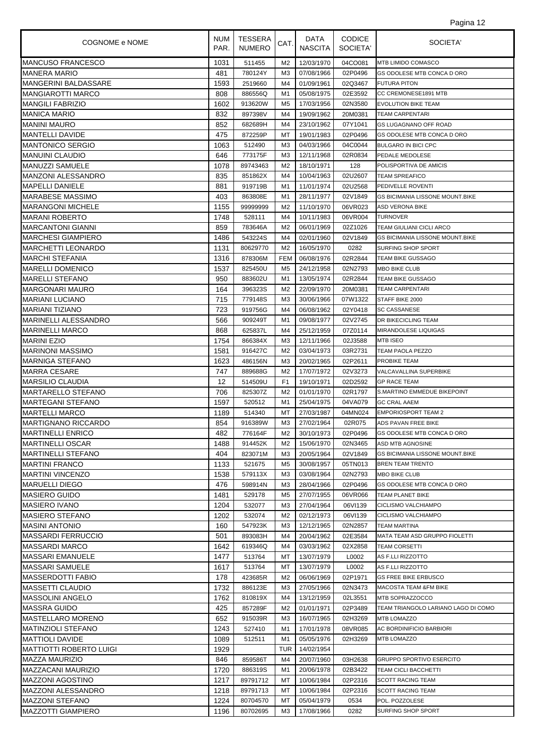| COGNOME e NOME | NUM PAR. | TESSERA NUMERO | CAT. | DATA NASCITA | CODICE SOCIETA' | SOCIETA' |
|---|---|---|---|---|---|---|
| MANCUSO FRANCESCO | 1031 | 511455 | M2 | 12/03/1970 | 04CO081 | MTB LIMIDO COMASCO |
| MANERA MARIO | 481 | 780124Y | M3 | 07/08/1966 | 02P0496 | GS ODOLESE MTB CONCA D ORO |
| MANGERINI BALDASSARE | 1593 | 2519660 | M4 | 01/09/1961 | 02Q3467 | FUTURA PITON |
| MANGIAROTTI MARCO | 808 | 886556Q | M1 | 05/08/1975 | 02E3592 | CC CREMONESE1891 MTB |
| MANGILI FABRIZIO | 1602 | 913620W | M5 | 17/03/1956 | 02N3580 | EVOLUTION BIKE TEAM |
| MANICA MARIO | 832 | 897398V | M4 | 19/09/1962 | 20M0381 | TEAM CARPENTARI |
| MANINI MAURO | 852 | 682689H | M4 | 23/10/1962 | 07Y1041 | GS LUGAGNANO OFF ROAD |
| MANTELLI DAVIDE | 475 | 872259P | MT | 19/01/1983 | 02P0496 | GS ODOLESE MTB CONCA D ORO |
| MANTONICO SERGIO | 1063 | 512490 | M3 | 04/03/1966 | 04C0044 | BULGARO IN BICI CPC |
| MANUINI CLAUDIO | 646 | 773175F | M3 | 12/11/1968 | 02R0834 | PEDALE MEDOLESE |
| MANUZZI SAMUELE | 1078 | 89743463 | M2 | 18/10/1971 | 128 | POLISPORTIVA DE AMICIS |
| MANZONI ALESSANDRO | 835 | 851862X | M4 | 10/04/1963 | 02U2607 | TEAM SPREAFICO |
| MAPELLI DANIELE | 881 | 919719B | M1 | 11/01/1974 | 02U2568 | PEDIVELLE ROVENTI |
| MARABESE MASSIMO | 403 | 863808E | M1 | 28/11/1977 | 02V1849 | GS BICIMANIA LISSONE MOUNT.BIKE |
| MARANGONI MICHELE | 1155 | 99999999 | M2 | 11/10/1970 | 06VR023 | ASD VERONA BIKE |
| MARANI ROBERTO | 1748 | 528111 | M4 | 10/11/1983 | 06VR004 | TURNOVER |
| MARCANTONI GIANNI | 859 | 783646A | M2 | 06/01/1969 | 02Z1026 | TEAM GIULIANI CICLI ARCO |
| MARCHESI GIAMPIERO | 1486 | 543224S | M4 | 02/01/1960 | 02V1849 | GS BICIMANIA LISSONE MOUNT.BIKE |
| MARCHETTI LEONARDO | 1131 | 80629770 | M2 | 16/05/1970 | 0282 | SURFING SHOP SPORT |
| MARCHI STEFANIA | 1316 | 878306M | FEM | 06/08/1976 | 02R2844 | TEAM BIKE GUSSAGO |
| MARELLI DOMENICO | 1537 | 825450U | M5 | 24/12/1958 | 02N2793 | MBO BIKE CLUB |
| MARELLI STEFANO | 950 | 883602U | M1 | 13/05/1974 | 02R2844 | TEAM BIKE GUSSAGO |
| MARGONARI MAURO | 164 | 396323S | M2 | 22/09/1970 | 20M0381 | TEAM CARPENTARI |
| MARIANI LUCIANO | 715 | 779148S | M3 | 30/06/1966 | 07W1322 | STAFF BIKE 2000 |
| MARIANI TIZIANO | 723 | 919756G | M4 | 06/08/1962 | 02Y0418 | SC CASSANESE |
| MARINELLI ALESSANDRO | 566 | 909249T | M1 | 09/08/1977 | 02V2745 | DR BIKECICLING TEAM |
| MARINELLI MARCO | 868 | 625837L | M4 | 25/12/1959 | 07Z0114 | MIRANDOLESE LIQUIGAS |
| MARINI EZIO | 1754 | 866384X | M3 | 12/11/1966 | 02J3588 | MTB ISEO |
| MARINONI MASSIMO | 1581 | 916427C | M2 | 03/04/1973 | 03R2731 | TEAM PAOLA PEZZO |
| MARNIGA STEFANO | 1623 | 486156N | M3 | 20/02/1965 | 02P2611 | PROBIKE TEAM |
| MARRA CESARE | 747 | 889688G | M2 | 17/07/1972 | 02V3273 | VALCAVALLINA SUPERBIKE |
| MARSILIO CLAUDIA | 12 | 514509U | F1 | 19/10/1971 | 02D2592 | GP RACE TEAM |
| MARTARELLO STEFANO | 706 | 825307Z | M2 | 01/01/1970 | 02R1797 | S.MARTINO EMMEDUE BIKEPOINT |
| MARTEGANI STEFANO | 1597 | 520512 | M1 | 25/04/1975 | 04VA079 | GC CRAL AAEM |
| MARTELLI MARCO | 1189 | 514340 | MT | 27/03/1987 | 04MN024 | EMPORIOSPORT TEAM 2 |
| MARTIGNANO RICCARDO | 854 | 916389W | M3 | 27/02/1964 | 02R075 | ADS PAVAN FREE BIKE |
| MARTINELLI ENRICO | 482 | 776164F | M2 | 30/10/1973 | 02P0496 | GS ODOLESE MTB CONCA D ORO |
| MARTINELLI OSCAR | 1488 | 914452K | M2 | 15/06/1970 | 02N3465 | ASD MTB AGNOSINE |
| MARTINELLI STEFANO | 404 | 823071M | M3 | 20/05/1964 | 02V1849 | GS BICIMANIA LISSONE MOUNT.BIKE |
| MARTINI FRANCO | 1133 | 521675 | M5 | 30/08/1957 | 05TN013 | BREN TEAM TRENTO |
| MARTINI VINCENZO | 1538 | 579113X | M3 | 03/08/1964 | 02N2793 | MBO BIKE CLUB |
| MARUELLI DIEGO | 476 | 598914N | M3 | 28/04/1966 | 02P0496 | GS ODOLESE MTB CONCA D ORO |
| MASIERO GUIDO | 1481 | 529178 | M5 | 27/07/1955 | 06VR066 | TEAM PLANET BIKE |
| MASIERO IVANO | 1204 | 532077 | M3 | 27/04/1964 | 06VI139 | CICLISMO VALCHIAMPO |
| MASIERO STEFANO | 1202 | 532074 | M2 | 02/12/1973 | 06VI139 | CICLISMO VALCHIAMPO |
| MASINI ANTONIO | 160 | 547923K | M3 | 12/12/1965 | 02N2857 | TEAM MARTINA |
| MASSARDI FERRUCCIO | 501 | 893083H | M4 | 20/04/1962 | 02E3584 | MATA TEAM ASD GRUPPO FIOLETTI |
| MASSARDI MARCO | 1642 | 619346Q | M4 | 03/03/1962 | 02X2858 | TEAM CORSETTI |
| MASSARI EMANUELE | 1477 | 513764 | MT | 13/07/1979 | L0002 | AS F.LLI RIZZOTTO |
| MASSARI SAMUELE | 1617 | 513764 | MT | 13/07/1979 | L0002 | AS F.LLI RIZZOTTO |
| MASSERDOTTI FABIO | 178 | 423685R | M2 | 06/06/1969 | 02P1971 | GS FREE BIKE ERBUSCO |
| MASSETTI CLAUDIO | 1732 | 886123E | M3 | 27/05/1966 | 02N3473 | MACOSTA TEAM &FM BIKE |
| MASSOLINI ANGELO | 1762 | 810819X | M4 | 13/12/1959 | 02L3551 | MTB SOPRAZZOCCO |
| MASSRA GUIDO | 425 | 857289F | M2 | 01/01/1971 | 02P3489 | TEAM TRIANGOLO LARIANO LAGO DI COMO |
| MASTELLARO MORENO | 652 | 915039R | M3 | 16/07/1965 | 02H3269 | MTB LOMAZZO |
| MATINZIOLI STEFANO | 1243 | 527410 | M1 | 17/01/1978 | 08VR085 | AC BORDINIFICIO BARBIORI |
| MATTIOLI DAVIDE | 1089 | 512511 | M1 | 05/05/1976 | 02H3269 | MTB LOMAZZO |
| MATTIOTTI ROBERTO LUIGI | 1929 | | TUR | 14/02/1954 | | |
| MAZZA MAURIZIO | 846 | 859586T | M4 | 20/07/1960 | 03H2638 | GRUPPO SPORTIVO ESERCITO |
| MAZZACANI MAURIZIO | 1720 | 886319S | M1 | 20/06/1978 | 02B3422 | TEAM CICLI BACCHETTI |
| MAZZONI AGOSTINO | 1217 | 89791712 | MT | 10/06/1984 | 02P2316 | SCOTT RACING TEAM |
| MAZZONI ALESSANDRO | 1218 | 89791713 | MT | 10/06/1984 | 02P2316 | SCOTT RACING TEAM |
| MAZZONI STEFANO | 1224 | 80704570 | MT | 05/04/1979 | 0534 | POL. POZZOLESE |
| MAZZOTTI GIAMPIERO | 1196 | 80702695 | M3 | 17/08/1966 | 0282 | SURFING SHOP SPORT |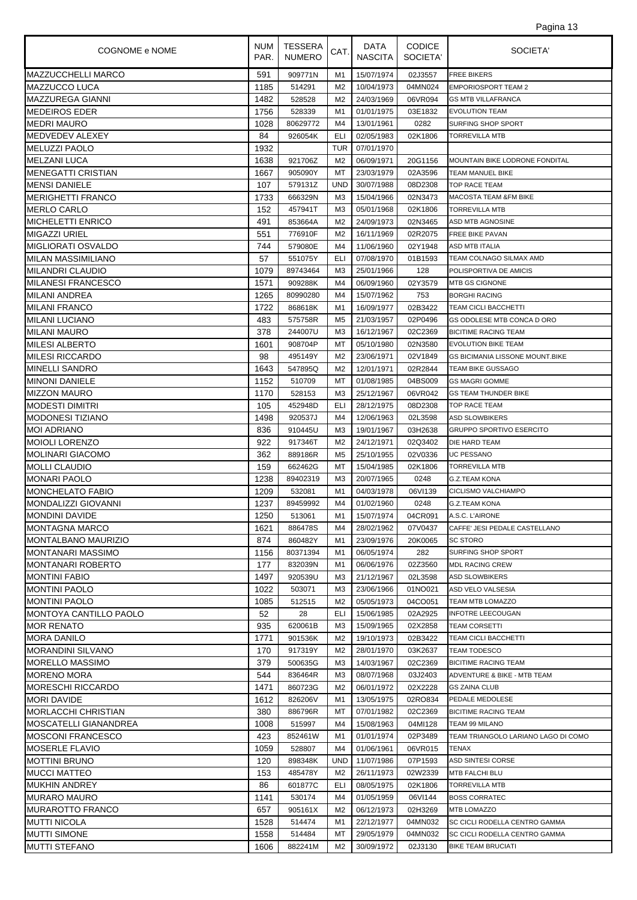| COGNOME e NOME | NUM PAR. | TESSERA NUMERO | CAT. | DATA NASCITA | CODICE SOCIETA' | SOCIETA' |
|---|---|---|---|---|---|---|
| MAZZUCCHELLI MARCO | 591 | 909771N | M1 | 15/07/1974 | 02J3557 | FREE BIKERS |
| MAZZUCCO LUCA | 1185 | 514291 | M2 | 10/04/1973 | 04MN024 | EMPORIOSPORT TEAM 2 |
| MAZZUREGA GIANNI | 1482 | 528528 | M2 | 24/03/1969 | 06VR094 | GS MTB VILLAFRANCA |
| MEDEIROS EDER | 1756 | 528339 | M1 | 01/01/1975 | 03E1832 | EVOLUTION TEAM |
| MEDRI MAURO | 1028 | 80629772 | M4 | 13/01/1961 | 0282 | SURFING SHOP SPORT |
| MEDVEDEV ALEXEY | 84 | 926054K | ELI | 02/05/1983 | 02K1806 | TORREVILLA MTB |
| MELUZZI PAOLO | 1932 | | TUR | 07/01/1970 | | |
| MELZANI LUCA | 1638 | 921706Z | M2 | 06/09/1971 | 20G1156 | MOUNTAIN BIKE LODRONE FONDITAL |
| MENEGATTI CRISTIAN | 1667 | 905090Y | MT | 23/03/1979 | 02A3596 | TEAM MANUEL BIKE |
| MENSI DANIELE | 107 | 579131Z | UND | 30/07/1988 | 08D2308 | TOP RACE TEAM |
| MERIGHETTI FRANCO | 1733 | 666329N | M3 | 15/04/1966 | 02N3473 | MACOSTA TEAM &FM BIKE |
| MERLO CARLO | 152 | 457941T | M3 | 05/01/1968 | 02K1806 | TORREVILLA MTB |
| MICHELETTI ENRICO | 491 | 853664A | M2 | 24/09/1973 | 02N3465 | ASD MTB AGNOSINE |
| MIGAZZI URIEL | 551 | 776910F | M2 | 16/11/1969 | 02R2075 | FREE BIKE PAVAN |
| MIGLIORATI OSVALDO | 744 | 579080E | M4 | 11/06/1960 | 02Y1948 | ASD MTB ITALIA |
| MILAN MASSIMILIANO | 57 | 551075Y | ELI | 07/08/1970 | 01B1593 | TEAM COLNAGO SILMAX AMD |
| MILANDRI CLAUDIO | 1079 | 89743464 | M3 | 25/01/1966 | 128 | POLISPORTIVA DE AMICIS |
| MILANESI FRANCESCO | 1571 | 909288K | M4 | 06/09/1960 | 02Y3579 | MTB GS CIGNONE |
| MILANI ANDREA | 1265 | 80990280 | M4 | 15/07/1962 | 753 | BORGHI RACING |
| MILANI FRANCO | 1722 | 868618K | M1 | 16/09/1977 | 02B3422 | TEAM CICLI BACCHETTI |
| MILANI LUCIANO | 483 | 575758R | M5 | 21/03/1957 | 02P0496 | GS ODOLESE MTB CONCA D ORO |
| MILANI MAURO | 378 | 244007U | M3 | 16/12/1967 | 02C2369 | BICITIME RACING TEAM |
| MILESI ALBERTO | 1601 | 908704P | MT | 05/10/1980 | 02N3580 | EVOLUTION BIKE TEAM |
| MILESI RICCARDO | 98 | 495149Y | M2 | 23/06/1971 | 02V1849 | GS BICIMANIA LISSONE MOUNT.BIKE |
| MINELLI SANDRO | 1643 | 547895Q | M2 | 12/01/1971 | 02R2844 | TEAM BIKE GUSSAGO |
| MINONI DANIELE | 1152 | 510709 | MT | 01/08/1985 | 04BS009 | GS MAGRI GOMME |
| MIZZON MAURO | 1170 | 528153 | M3 | 25/12/1967 | 06VR042 | GS TEAM THUNDER BIKE |
| MODESTI DIMITRI | 105 | 452948D | ELI | 28/12/1975 | 08D2308 | TOP RACE TEAM |
| MODONESI TIZIANO | 1498 | 920537J | M4 | 12/06/1963 | 02L3598 | ASD SLOWBIKERS |
| MOI ADRIANO | 836 | 910445U | M3 | 19/01/1967 | 03H2638 | GRUPPO SPORTIVO ESERCITO |
| MOIOLI LORENZO | 922 | 917346T | M2 | 24/12/1971 | 02Q3402 | DIE HARD TEAM |
| MOLINARI GIACOMO | 362 | 889186R | M5 | 25/10/1955 | 02V0336 | UC PESSANO |
| MOLLI CLAUDIO | 159 | 662462G | MT | 15/04/1985 | 02K1806 | TORREVILLA MTB |
| MONARI PAOLO | 1238 | 89402319 | M3 | 20/07/1965 | 0248 | G.Z.TEAM KONA |
| MONCHELATO FABIO | 1209 | 532081 | M1 | 04/03/1978 | 06VI139 | CICLISMO VALCHIAMPO |
| MONDALIZZI GIOVANNI | 1237 | 89459992 | M4 | 01/02/1960 | 0248 | G.Z.TEAM KONA |
| MONDINI DAVIDE | 1250 | 513061 | M1 | 15/07/1974 | 04CR091 | A.S.C. L'AIRONE |
| MONTAGNA MARCO | 1621 | 886478S | M4 | 28/02/1962 | 07V0437 | CAFFE' JESI PEDALE CASTELLANO |
| MONTALBANO MAURIZIO | 874 | 860482Y | M1 | 23/09/1976 | 20K0065 | SC STORO |
| MONTANARI MASSIMO | 1156 | 80371394 | M1 | 06/05/1974 | 282 | SURFING SHOP SPORT |
| MONTANARI ROBERTO | 177 | 832039N | M1 | 06/06/1976 | 02Z3560 | MDL RACING CREW |
| MONTINI FABIO | 1497 | 920539U | M3 | 21/12/1967 | 02L3598 | ASD SLOWBIKERS |
| MONTINI PAOLO | 1022 | 503071 | M3 | 23/06/1966 | 01NO021 | ASD VELO VALSESIA |
| MONTINI PAOLO | 1085 | 512515 | M2 | 05/05/1973 | 04CO051 | TEAM MTB LOMAZZO |
| MONTOYA CANTILLO PAOLO | 52 | 28 | ELI | 15/06/1985 | 02A2925 | INFOTRE LEECOUGAN |
| MOR RENATO | 935 | 620061B | M3 | 15/09/1965 | 02X2858 | TEAM CORSETTI |
| MORA DANILO | 1771 | 901536K | M2 | 19/10/1973 | 02B3422 | TEAM CICLI BACCHETTI |
| MORANDINI SILVANO | 170 | 917319Y | M2 | 28/01/1970 | 03K2637 | TEAM TODESCO |
| MORELLO MASSIMO | 379 | 500635G | M3 | 14/03/1967 | 02C2369 | BICITIME RACING TEAM |
| MORENO MORA | 544 | 836464R | M3 | 08/07/1968 | 03J2403 | ADVENTURE & BIKE - MTB TEAM |
| MORESCHI RICCARDO | 1471 | 860723G | M2 | 06/01/1972 | 02X2228 | GS ZAINA CLUB |
| MORI DAVIDE | 1612 | 826206V | M1 | 13/05/1975 | 02RO834 | PEDALE MEDOLESE |
| MORLACCHI CHRISTIAN | 380 | 886796R | MT | 07/01/1982 | 02C2369 | BICITIME RACING TEAM |
| MOSCATELLI GIANANDREA | 1008 | 515997 | M4 | 15/08/1963 | 04MI128 | TEAM 99 MILANO |
| MOSCONI FRANCESCO | 423 | 852461W | M1 | 01/01/1974 | 02P3489 | TEAM TRIANGOLO LARIANO LAGO DI COMO |
| MOSERLE FLAVIO | 1059 | 528807 | M4 | 01/06/1961 | 06VR015 | TENAX |
| MOTTINI BRUNO | 120 | 898348K | UND | 11/07/1986 | 07P1593 | ASD SINTESI CORSE |
| MUCCI MATTEO | 153 | 485478Y | M2 | 26/11/1973 | 02W2339 | MTB FALCHI BLU |
| MUKHIN ANDREY | 86 | 601877C | ELI | 08/05/1975 | 02K1806 | TORREVILLA MTB |
| MURARO MAURO | 1141 | 530174 | M4 | 01/05/1959 | 06VI144 | BOSS CORRATEC |
| MURAROTTO FRANCO | 657 | 905161X | M2 | 06/12/1973 | 02H3269 | MTB LOMAZZO |
| MUTTI NICOLA | 1528 | 514474 | M1 | 22/12/1977 | 04MN032 | SC CICLI RODELLA CENTRO GAMMA |
| MUTTI SIMONE | 1558 | 514484 | MT | 29/05/1979 | 04MN032 | SC CICLI RODELLA CENTRO GAMMA |
| MUTTI STEFANO | 1606 | 882241M | M2 | 30/09/1972 | 02J3130 | BIKE TEAM BRUCIATI |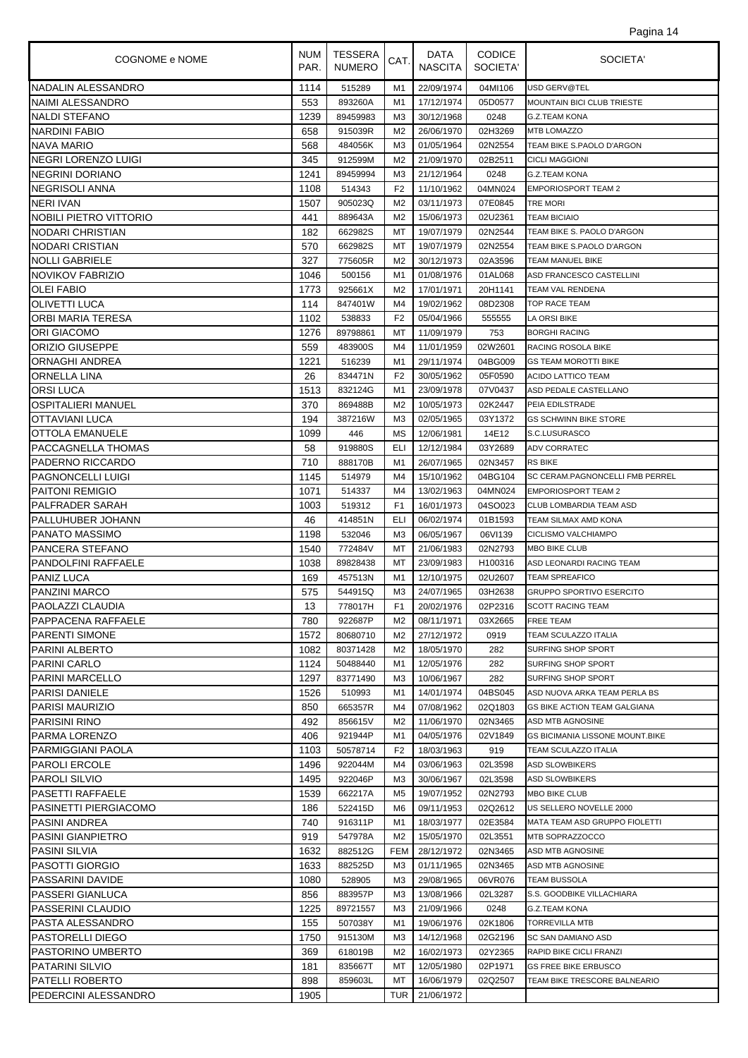| COGNOME e NOME | NUM PAR. | TESSERA NUMERO | CAT. | DATA NASCITA | CODICE SOCIETA' | SOCIETA' |
|---|---|---|---|---|---|---|
| NADALIN ALESSANDRO | 1114 | 515289 | M1 | 22/09/1974 | 04MI106 | USD GERV@TEL |
| NAIMI ALESSANDRO | 553 | 893260A | M1 | 17/12/1974 | 05D0577 | MOUNTAIN BICI CLUB TRIESTE |
| NALDI STEFANO | 1239 | 89459983 | M3 | 30/12/1968 | 0248 | G.Z.TEAM KONA |
| NARDINI FABIO | 658 | 915039R | M2 | 26/06/1970 | 02H3269 | MTB LOMAZZO |
| NAVA MARIO | 568 | 484056K | M3 | 01/05/1964 | 02N2554 | TEAM BIKE S.PAOLO D'ARGON |
| NEGRI LORENZO LUIGI | 345 | 912599M | M2 | 21/09/1970 | 02B2511 | CICLI MAGGIONI |
| NEGRINI DORIANO | 1241 | 89459994 | M3 | 21/12/1964 | 0248 | G.Z.TEAM KONA |
| NEGRISOLI ANNA | 1108 | 514343 | F2 | 11/10/1962 | 04MN024 | EMPORIOSPORT TEAM 2 |
| NERI IVAN | 1507 | 905023Q | M2 | 03/11/1973 | 07E0845 | TRE MORI |
| NOBILI PIETRO VITTORIO | 441 | 889643A | M2 | 15/06/1973 | 02U2361 | TEAM BICIAIO |
| NODARI CHRISTIAN | 182 | 662982S | MT | 19/07/1979 | 02N2544 | TEAM BIKE S. PAOLO D'ARGON |
| NODARI CRISTIAN | 570 | 662982S | MT | 19/07/1979 | 02N2554 | TEAM BIKE S.PAOLO D'ARGON |
| NOLLI GABRIELE | 327 | 775605R | M2 | 30/12/1973 | 02A3596 | TEAM MANUEL BIKE |
| NOVIKOV FABRIZIO | 1046 | 500156 | M1 | 01/08/1976 | 01AL068 | ASD FRANCESCO CASTELLINI |
| OLEI FABIO | 1773 | 925661X | M2 | 17/01/1971 | 20H1141 | TEAM VAL RENDENA |
| OLIVETTI LUCA | 114 | 847401W | M4 | 19/02/1962 | 08D2308 | TOP RACE TEAM |
| ORBI MARIA TERESA | 1102 | 538833 | F2 | 05/04/1966 | 555555 | LA ORSI BIKE |
| ORI GIACOMO | 1276 | 89798861 | MT | 11/09/1979 | 753 | BORGHI RACING |
| ORIZIO GIUSEPPE | 559 | 483900S | M4 | 11/01/1959 | 02W2601 | RACING ROSOLA BIKE |
| ORNAGHI ANDREA | 1221 | 516239 | M1 | 29/11/1974 | 04BG009 | GS TEAM MOROTTI BIKE |
| ORNELLA LINA | 26 | 834471N | F2 | 30/05/1962 | 05F0590 | ACIDO LATTICO TEAM |
| ORSI LUCA | 1513 | 832124G | M1 | 23/09/1978 | 07V0437 | ASD PEDALE CASTELLANO |
| OSPITALIERI MANUEL | 370 | 869488B | M2 | 10/05/1973 | 02K2447 | PEIA EDILSTRADE |
| OTTAVIANI LUCA | 194 | 387216W | M3 | 02/05/1965 | 03Y1372 | GS SCHWINN BIKE STORE |
| OTTOLA EMANUELE | 1099 | 446 | MS | 12/06/1981 | 14E12 | S.C.LUSURASCO |
| PACCAGNELLA THOMAS | 58 | 919880S | ELI | 12/12/1984 | 03Y2689 | ADV CORRATEC |
| PADERNO RICCARDO | 710 | 888170B | M1 | 26/07/1965 | 02N3457 | RS BIKE |
| PAGNONCELLI LUIGI | 1145 | 514979 | M4 | 15/10/1962 | 04BG104 | SC CERAM.PAGNONCELLI FMB PERREL |
| PAITONI REMIGIO | 1071 | 514337 | M4 | 13/02/1963 | 04MN024 | EMPORIOSPORT TEAM 2 |
| PALFRADER SARAH | 1003 | 519312 | F1 | 16/01/1973 | 04SO023 | CLUB LOMBARDIA TEAM ASD |
| PALLUHUBER JOHANN | 46 | 414851N | ELI | 06/02/1974 | 01B1593 | TEAM SILMAX AMD KONA |
| PANATO MASSIMO | 1198 | 532046 | M3 | 06/05/1967 | 06VI139 | CICLISMO VALCHIAMPO |
| PANCERA STEFANO | 1540 | 772484V | MT | 21/06/1983 | 02N2793 | MBO BIKE CLUB |
| PANDOLFINI RAFFAELE | 1038 | 89828438 | MT | 23/09/1983 | H100316 | ASD LEONARDI RACING TEAM |
| PANIZ LUCA | 169 | 457513N | M1 | 12/10/1975 | 02U2607 | TEAM SPREAFICO |
| PANZINI MARCO | 575 | 544915Q | M3 | 24/07/1965 | 03H2638 | GRUPPO SPORTIVO ESERCITO |
| PAOLAZZI CLAUDIA | 13 | 778017H | F1 | 20/02/1976 | 02P2316 | SCOTT RACING TEAM |
| PAPPACENA RAFFAELE | 780 | 922687P | M2 | 08/11/1971 | 03X2665 | FREE TEAM |
| PARENTI SIMONE | 1572 | 80680710 | M2 | 27/12/1972 | 0919 | TEAM SCULAZZO ITALIA |
| PARINI ALBERTO | 1082 | 80371428 | M2 | 18/05/1970 | 282 | SURFING SHOP SPORT |
| PARINI CARLO | 1124 | 50488440 | M1 | 12/05/1976 | 282 | SURFING SHOP SPORT |
| PARINI MARCELLO | 1297 | 83771490 | M3 | 10/06/1967 | 282 | SURFING SHOP SPORT |
| PARISI DANIELE | 1526 | 510993 | M1 | 14/01/1974 | 04BS045 | ASD NUOVA ARKA TEAM PERLA BS |
| PARISI MAURIZIO | 850 | 665357R | M4 | 07/08/1962 | 02Q1803 | GS BIKE ACTION TEAM GALGIANA |
| PARISINI RINO | 492 | 856615V | M2 | 11/06/1970 | 02N3465 | ASD MTB AGNOSINE |
| PARMA LORENZO | 406 | 921944P | M1 | 04/05/1976 | 02V1849 | GS BICIMANIA LISSONE MOUNT.BIKE |
| PARMIGGIANI PAOLA | 1103 | 50578714 | F2 | 18/03/1963 | 919 | TEAM SCULAZZO ITALIA |
| PAROLI ERCOLE | 1496 | 922044M | M4 | 03/06/1963 | 02L3598 | ASD SLOWBIKERS |
| PAROLI SILVIO | 1495 | 922046P | M3 | 30/06/1967 | 02L3598 | ASD SLOWBIKERS |
| PASETTI RAFFAELE | 1539 | 662217A | M5 | 19/07/1952 | 02N2793 | MBO BIKE CLUB |
| PASINETTI PIERGIACOMO | 186 | 522415D | M6 | 09/11/1953 | 02Q2612 | US SELLERO NOVELLE 2000 |
| PASINI ANDREA | 740 | 916311P | M1 | 18/03/1977 | 02E3584 | MATA TEAM ASD GRUPPO FIOLETTI |
| PASINI GIANPIETRO | 919 | 547978A | M2 | 15/05/1970 | 02L3551 | MTB SOPRAZZOCCO |
| PASINI SILVIA | 1632 | 882512G | FEM | 28/12/1972 | 02N3465 | ASD MTB AGNOSINE |
| PASOTTI GIORGIO | 1633 | 882525D | M3 | 01/11/1965 | 02N3465 | ASD MTB AGNOSINE |
| PASSARINI DAVIDE | 1080 | 528905 | M3 | 29/08/1965 | 06VR076 | TEAM BUSSOLA |
| PASSERI GIANLUCA | 856 | 883957P | M3 | 13/08/1966 | 02L3287 | S.S. GOODBIKE VILLACHIARA |
| PASSERINI CLAUDIO | 1225 | 89721557 | M3 | 21/09/1966 | 0248 | G.Z.TEAM KONA |
| PASTA ALESSANDRO | 155 | 507038Y | M1 | 19/06/1976 | 02K1806 | TORREVILLA MTB |
| PASTORELLI DIEGO | 1750 | 915130M | M3 | 14/12/1968 | 02G2196 | SC SAN DAMIANO ASD |
| PASTORINO UMBERTO | 369 | 618019B | M2 | 16/02/1973 | 02Y2365 | RAPID BIKE CICLI FRANZI |
| PATARINI SILVIO | 181 | 835667T | MT | 12/05/1980 | 02P1971 | GS FREE BIKE ERBUSCO |
| PATELLI ROBERTO | 898 | 859603L | MT | 16/06/1979 | 02Q2507 | TEAM BIKE TRESCORE BALNEARIO |
| PEDERCINI ALESSANDRO | 1905 | | TUR | 21/06/1972 | | |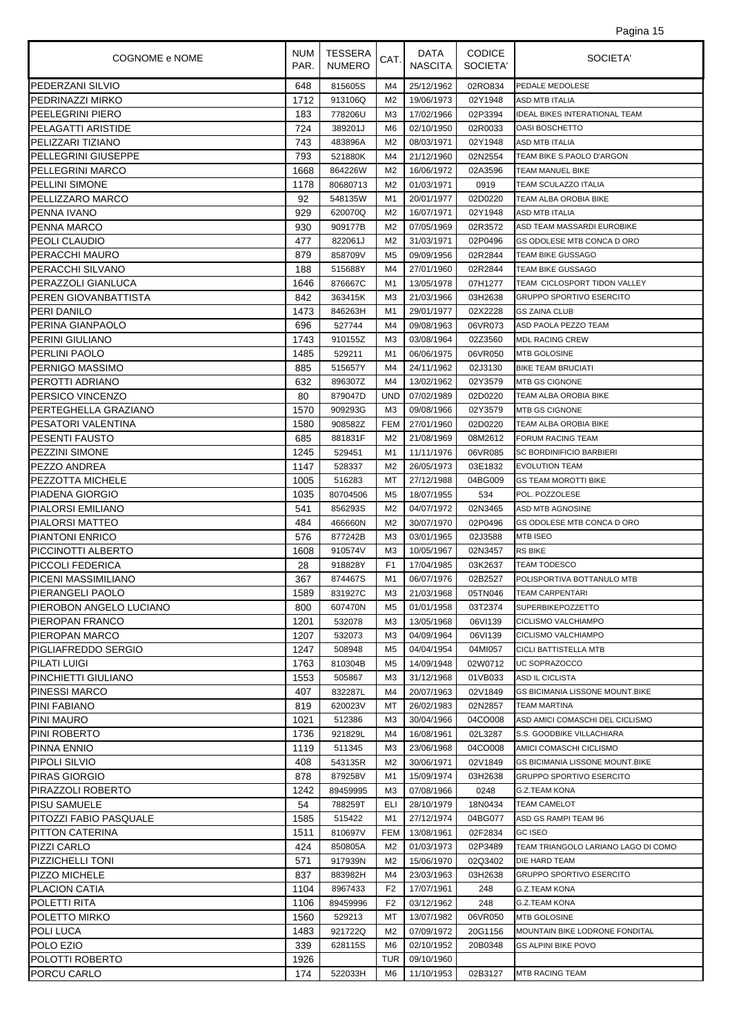| COGNOME e NOME | NUM PAR. | TESSERA NUMERO | CAT. | DATA NASCITA | CODICE SOCIETA' | SOCIETA' |
|---|---|---|---|---|---|---|
| PEDERZANI SILVIO | 648 | 815605S | M4 | 25/12/1962 | 02RO834 | PEDALE MEDOLESE |
| PEDRINAZZI MIRKO | 1712 | 913106Q | M2 | 19/06/1973 | 02Y1948 | ASD MTB ITALIA |
| PEELEGRINI PIERO | 183 | 778206U | M3 | 17/02/1966 | 02P3394 | IDEAL BIKES INTERATIONAL TEAM |
| PELAGATTI ARISTIDE | 724 | 389201J | M6 | 02/10/1950 | 02R0033 | OASI BOSCHETTO |
| PELIZZARI TIZIANO | 743 | 483896A | M2 | 08/03/1971 | 02Y1948 | ASD MTB ITALIA |
| PELLEGRINI GIUSEPPE | 793 | 521880K | M4 | 21/12/1960 | 02N2554 | TEAM BIKE S.PAOLO D'ARGON |
| PELLEGRINI MARCO | 1668 | 864226W | M2 | 16/06/1972 | 02A3596 | TEAM MANUEL BIKE |
| PELLINI SIMONE | 1178 | 80680713 | M2 | 01/03/1971 | 0919 | TEAM SCULAZZO ITALIA |
| PELLIZZARO MARCO | 92 | 548135W | M1 | 20/01/1977 | 02D0220 | TEAM ALBA OROBIA BIKE |
| PENNA IVANO | 929 | 620070Q | M2 | 16/07/1971 | 02Y1948 | ASD MTB ITALIA |
| PENNA MARCO | 930 | 909177B | M2 | 07/05/1969 | 02R3572 | ASD TEAM MASSARDI EUROBIKE |
| PEOLI CLAUDIO | 477 | 822061J | M2 | 31/03/1971 | 02P0496 | GS ODOLESE MTB CONCA D ORO |
| PERACCHI MAURO | 879 | 858709V | M5 | 09/09/1956 | 02R2844 | TEAM BIKE GUSSAGO |
| PERACCHI SILVANO | 188 | 515688Y | M4 | 27/01/1960 | 02R2844 | TEAM BIKE GUSSAGO |
| PERAZZOLI GIANLUCA | 1646 | 876667C | M1 | 13/05/1978 | 07H1277 | TEAM CICLOSPORT TIDON VALLEY |
| PEREN GIOVANBATTISTA | 842 | 363415K | M3 | 21/03/1966 | 03H2638 | GRUPPO SPORTIVO ESERCITO |
| PERI DANILO | 1473 | 846263H | M1 | 29/01/1977 | 02X2228 | GS ZAINA CLUB |
| PERINA GIANPAOLO | 696 | 527744 | M4 | 09/08/1963 | 06VR073 | ASD PAOLA PEZZO TEAM |
| PERINI GIULIANO | 1743 | 910155Z | M3 | 03/08/1964 | 02Z3560 | MDL RACING CREW |
| PERLINI PAOLO | 1485 | 529211 | M1 | 06/06/1975 | 06VR050 | MTB GOLOSINE |
| PERNIGO MASSIMO | 885 | 515657Y | M4 | 24/11/1962 | 02J3130 | BIKE TEAM BRUCIATI |
| PEROTTI ADRIANO | 632 | 896307Z | M4 | 13/02/1962 | 02Y3579 | MTB GS CIGNONE |
| PERSICO VINCENZO | 80 | 879047D | UND | 07/02/1989 | 02D0220 | TEAM ALBA OROBIA BIKE |
| PERTEGHELLA GRAZIANO | 1570 | 909293G | M3 | 09/08/1966 | 02Y3579 | MTB GS CIGNONE |
| PESATORI VALENTINA | 1580 | 908582Z | FEM | 27/01/1960 | 02D0220 | TEAM ALBA OROBIA BIKE |
| PESENTI FAUSTO | 685 | 881831F | M2 | 21/08/1969 | 08M2612 | FORUM RACING TEAM |
| PEZZINI SIMONE | 1245 | 529451 | M1 | 11/11/1976 | 06VR085 | SC BORDINIFICIO BARBIERI |
| PEZZO ANDREA | 1147 | 528337 | M2 | 26/05/1973 | 03E1832 | EVOLUTION TEAM |
| PEZZOTTA MICHELE | 1005 | 516283 | MT | 27/12/1988 | 04BG009 | GS TEAM MOROTTI BIKE |
| PIADENA GIORGIO | 1035 | 80704506 | M5 | 18/07/1955 | 534 | POL. POZZOLESE |
| PIALORSI EMILIANO | 541 | 856293S | M2 | 04/07/1972 | 02N3465 | ASD MTB AGNOSINE |
| PIALORSI MATTEO | 484 | 466660N | M2 | 30/07/1970 | 02P0496 | GS ODOLESE MTB CONCA D ORO |
| PIANTONI ENRICO | 576 | 877242B | M3 | 03/01/1965 | 02J3588 | MTB ISEO |
| PICCINOTTI ALBERTO | 1608 | 910574V | M3 | 10/05/1967 | 02N3457 | RS BIKE |
| PICCOLI FEDERICA | 28 | 918828Y | F1 | 17/04/1985 | 03K2637 | TEAM TODESCO |
| PICENI MASSIMILIANO | 367 | 874467S | M1 | 06/07/1976 | 02B2527 | POLISPORTIVA BOTTANULO MTB |
| PIERANGELI PAOLO | 1589 | 831927C | M3 | 21/03/1968 | 05TN046 | TEAM CARPENTARI |
| PIEROBON ANGELO LUCIANO | 800 | 607470N | M5 | 01/01/1958 | 03T2374 | SUPERBIKEPOZZETTO |
| PIEROPAN FRANCO | 1201 | 532078 | M3 | 13/05/1968 | 06VI139 | CICLISMO VALCHIAMPO |
| PIEROPAN MARCO | 1207 | 532073 | M3 | 04/09/1964 | 06VI139 | CICLISMO VALCHIAMPO |
| PIGLIAFREDDO SERGIO | 1247 | 508948 | M5 | 04/04/1954 | 04MI057 | CICLI BATTISTELLA MTB |
| PILATI LUIGI | 1763 | 810304B | M5 | 14/09/1948 | 02W0712 | UC SOPRAZOCCO |
| PINCHIETTI GIULIANO | 1553 | 505867 | M3 | 31/12/1968 | 01VB033 | ASD IL CICLISTA |
| PINESSI MARCO | 407 | 832287L | M4 | 20/07/1963 | 02V1849 | GS BICIMANIA LISSONE MOUNT.BIKE |
| PINI FABIANO | 819 | 620023V | MT | 26/02/1983 | 02N2857 | TEAM MARTINA |
| PINI MAURO | 1021 | 512386 | M3 | 30/04/1966 | 04CO008 | ASD AMICI COMASCHI DEL CICLISMO |
| PINI ROBERTO | 1736 | 921829L | M4 | 16/08/1961 | 02L3287 | S.S. GOODBIKE VILLACHIARA |
| PINNA ENNIO | 1119 | 511345 | M3 | 23/06/1968 | 04CO008 | AMICI COMASCHI CICLISMO |
| PIPOLI SILVIO | 408 | 543135R | M2 | 30/06/1971 | 02V1849 | GS BICIMANIA LISSONE MOUNT.BIKE |
| PIRAS GIORGIO | 878 | 879258V | M1 | 15/09/1974 | 03H2638 | GRUPPO SPORTIVO ESERCITO |
| PIRAZZOLI ROBERTO | 1242 | 89459995 | M3 | 07/08/1966 | 0248 | G.Z.TEAM KONA |
| PISU SAMUELE | 54 | 788259T | ELI | 28/10/1979 | 18N0434 | TEAM CAMELOT |
| PITOZZI FABIO PASQUALE | 1585 | 515422 | M1 | 27/12/1974 | 04BG077 | ASD GS RAMPI TEAM 96 |
| PITTON CATERINA | 1511 | 810697V | FEM | 13/08/1961 | 02F2834 | GC ISEO |
| PIZZI CARLO | 424 | 850805A | M2 | 01/03/1973 | 02P3489 | TEAM TRIANGOLO LARIANO LAGO DI COMO |
| PIZZICHELLI TONI | 571 | 917939N | M2 | 15/06/1970 | 02Q3402 | DIE HARD TEAM |
| PIZZO MICHELE | 837 | 883982H | M4 | 23/03/1963 | 03H2638 | GRUPPO SPORTIVO ESERCITO |
| PLACION CATIA | 1104 | 8967433 | F2 | 17/07/1961 | 248 | G.Z.TEAM KONA |
| POLETTI RITA | 1106 | 89459996 | F2 | 03/12/1962 | 248 | G.Z.TEAM KONA |
| POLETTO MIRKO | 1560 | 529213 | MT | 13/07/1982 | 06VR050 | MTB GOLOSINE |
| POLI LUCA | 1483 | 921722Q | M2 | 07/09/1972 | 20G1156 | MOUNTAIN BIKE LODRONE FONDITAL |
| POLO EZIO | 339 | 628115S | M6 | 02/10/1952 | 20B0348 | GS ALPINI BIKE POVO |
| POLOTTI ROBERTO | 1926 | | TUR | 09/10/1960 | | |
| PORCU CARLO | 174 | 522033H | M6 | 11/10/1953 | 02B3127 | MTB RACING TEAM |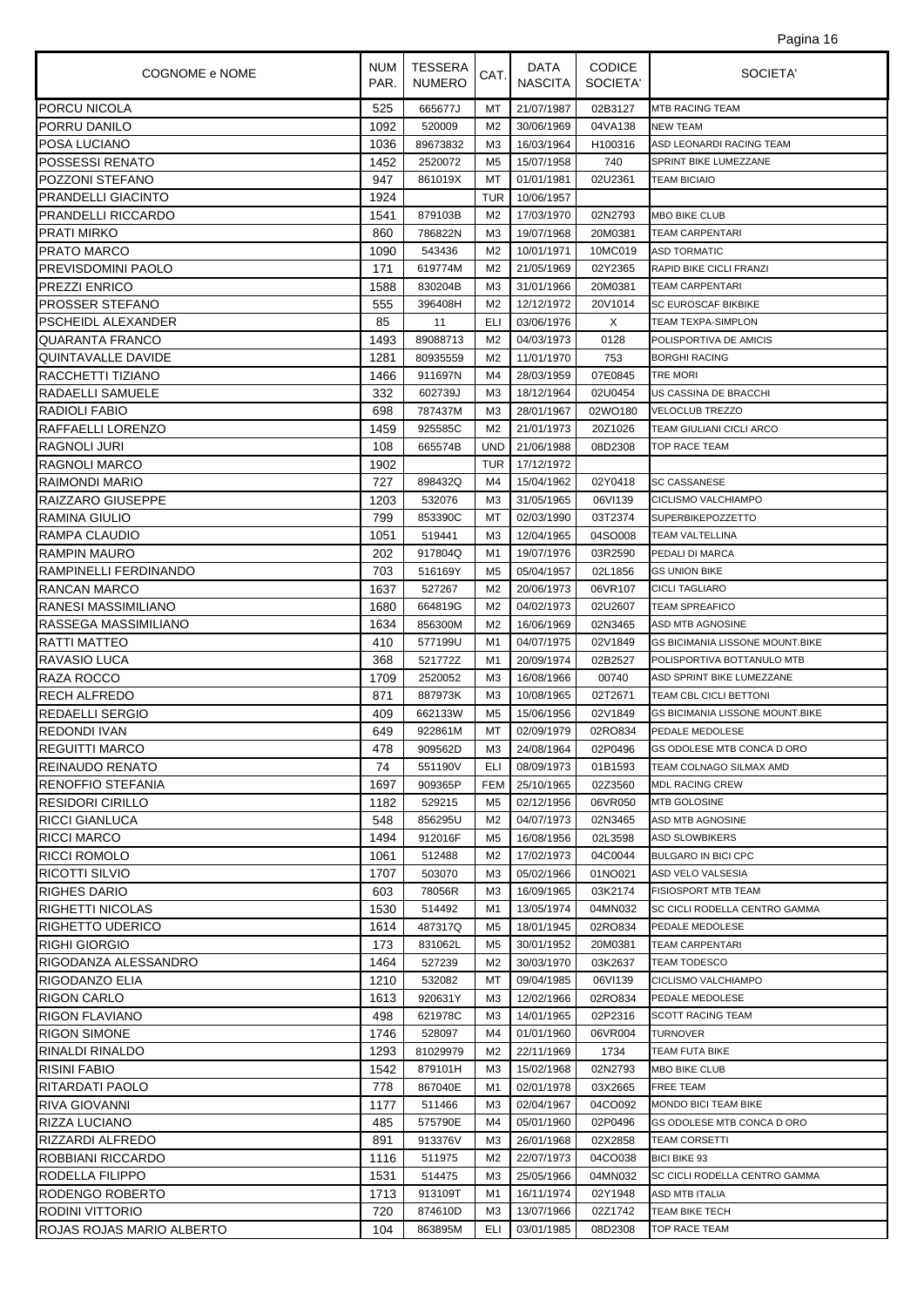| COGNOME e NOME | NUM PAR. | TESSERA NUMERO | CAT. | DATA NASCITA | CODICE SOCIETA' | SOCIETA' |
|---|---|---|---|---|---|---|
| PORCU NICOLA | 525 | 665677J | MT | 21/07/1987 | 02B3127 | MTB RACING TEAM |
| PORRU DANILO | 1092 | 520009 | M2 | 30/06/1969 | 04VA138 | NEW TEAM |
| POSA LUCIANO | 1036 | 89673832 | M3 | 16/03/1964 | H100316 | ASD LEONARDI RACING TEAM |
| POSSESSI RENATO | 1452 | 2520072 | M5 | 15/07/1958 | 740 | SPRINT BIKE LUMEZZANE |
| POZZONI STEFANO | 947 | 861019X | MT | 01/01/1981 | 02U2361 | TEAM BICIAIO |
| PRANDELLI GIACINTO | 1924 | | TUR | 10/06/1957 | | |
| PRANDELLI RICCARDO | 1541 | 879103B | M2 | 17/03/1970 | 02N2793 | MBO BIKE CLUB |
| PRATI MIRKO | 860 | 786822N | M3 | 19/07/1968 | 20M0381 | TEAM CARPENTARI |
| PRATO MARCO | 1090 | 543436 | M2 | 10/01/1971 | 10MC019 | ASD TORMATIC |
| PREVISDOMINI PAOLO | 171 | 619774M | M2 | 21/05/1969 | 02Y2365 | RAPID BIKE CICLI FRANZI |
| PREZZI ENRICO | 1588 | 830204B | M3 | 31/01/1966 | 20M0381 | TEAM CARPENTARI |
| PROSSER STEFANO | 555 | 396408H | M2 | 12/12/1972 | 20V1014 | SC EUROSCAF BIKBIKE |
| PSCHEIDL ALEXANDER | 85 | 11 | ELI | 03/06/1976 | X | TEAM TEXPA-SIMPLON |
| QUARANTA FRANCO | 1493 | 89088713 | M2 | 04/03/1973 | 0128 | POLISPORTIVA DE AMICIS |
| QUINTAVALLE DAVIDE | 1281 | 80935559 | M2 | 11/01/1970 | 753 | BORGHI RACING |
| RACCHETTI TIZIANO | 1466 | 911697N | M4 | 28/03/1959 | 07E0845 | TRE MORI |
| RADAELLI SAMUELE | 332 | 602739J | M3 | 18/12/1964 | 02U0454 | US CASSINA DE BRACCHI |
| RADIOLI FABIO | 698 | 787437M | M3 | 28/01/1967 | 02WO180 | VELOCLUB TREZZO |
| RAFFAELLI LORENZO | 1459 | 925585C | M2 | 21/01/1973 | 20Z1026 | TEAM GIULIANI CICLI ARCO |
| RAGNOLI JURI | 108 | 665574B | UND | 21/06/1988 | 08D2308 | TOP RACE TEAM |
| RAGNOLI MARCO | 1902 | | TUR | 17/12/1972 | | |
| RAIMONDI MARIO | 727 | 898432Q | M4 | 15/04/1962 | 02Y0418 | SC CASSANESE |
| RAIZZARO GIUSEPPE | 1203 | 532076 | M3 | 31/05/1965 | 06VI139 | CICLISMO VALCHIAMPO |
| RAMINA GIULIO | 799 | 853390C | MT | 02/03/1990 | 03T2374 | SUPERBIKEPOZZETTO |
| RAMPA CLAUDIO | 1051 | 519441 | M3 | 12/04/1965 | 04SO008 | TEAM VALTELLINA |
| RAMPIN MAURO | 202 | 917804Q | M1 | 19/07/1976 | 03R2590 | PEDALI DI MARCA |
| RAMPINELLI FERDINANDO | 703 | 516169Y | M5 | 05/04/1957 | 02L1856 | GS UNION BIKE |
| RANCAN MARCO | 1637 | 527267 | M2 | 20/06/1973 | 06VR107 | CICLI TAGLIARO |
| RANESI MASSIMILIANO | 1680 | 664819G | M2 | 04/02/1973 | 02U2607 | TEAM SPREAFICO |
| RASSEGA MASSIMILIANO | 1634 | 856300M | M2 | 16/06/1969 | 02N3465 | ASD MTB AGNOSINE |
| RATTI MATTEO | 410 | 577199U | M1 | 04/07/1975 | 02V1849 | GS BICIMANIA LISSONE MOUNT.BIKE |
| RAVASIO LUCA | 368 | 521772Z | M1 | 20/09/1974 | 02B2527 | POLISPORTIVA BOTTANULO MTB |
| RAZA ROCCO | 1709 | 2520052 | M3 | 16/08/1966 | 00740 | ASD SPRINT BIKE LUMEZZANE |
| RECH ALFREDO | 871 | 887973K | M3 | 10/08/1965 | 02T2671 | TEAM CBL CICLI BETTONI |
| REDAELLI SERGIO | 409 | 662133W | M5 | 15/06/1956 | 02V1849 | GS BICIMANIA LISSONE MOUNT.BIKE |
| REDONDI IVAN | 649 | 922861M | MT | 02/09/1979 | 02RO834 | PEDALE MEDOLESE |
| REGUITTI MARCO | 478 | 909562D | M3 | 24/08/1964 | 02P0496 | GS ODOLESE MTB CONCA D ORO |
| REINAUDO RENATO | 74 | 551190V | ELI | 08/09/1973 | 01B1593 | TEAM COLNAGO SILMAX AMD |
| RENOFFIO STEFANIA | 1697 | 909365P | FEM | 25/10/1965 | 02Z3560 | MDL RACING CREW |
| RESIDORI CIRILLO | 1182 | 529215 | M5 | 02/12/1956 | 06VR050 | MTB GOLOSINE |
| RICCI GIANLUCA | 548 | 856295U | M2 | 04/07/1973 | 02N3465 | ASD MTB AGNOSINE |
| RICCI MARCO | 1494 | 912016F | M5 | 16/08/1956 | 02L3598 | ASD SLOWBIKERS |
| RICCI ROMOLO | 1061 | 512488 | M2 | 17/02/1973 | 04C0044 | BULGARO IN BICI CPC |
| RICOTTI SILVIO | 1707 | 503070 | M3 | 05/02/1966 | 01NO021 | ASD VELO VALSESIA |
| RIGHES DARIO | 603 | 78056R | M3 | 16/09/1965 | 03K2174 | FISIOSPORT MTB TEAM |
| RIGHETTI NICOLAS | 1530 | 514492 | M1 | 13/05/1974 | 04MN032 | SC CICLI RODELLA CENTRO GAMMA |
| RIGHETTO UDERICO | 1614 | 487317Q | M5 | 18/01/1945 | 02RO834 | PEDALE MEDOLESE |
| RIGHI GIORGIO | 173 | 831062L | M5 | 30/01/1952 | 20M0381 | TEAM CARPENTARI |
| RIGODANZA ALESSANDRO | 1464 | 527239 | M2 | 30/03/1970 | 03K2637 | TEAM TODESCO |
| RIGODANZO ELIA | 1210 | 532082 | MT | 09/04/1985 | 06VI139 | CICLISMO VALCHIAMPO |
| RIGON CARLO | 1613 | 920631Y | M3 | 12/02/1966 | 02RO834 | PEDALE MEDOLESE |
| RIGON FLAVIANO | 498 | 621978C | M3 | 14/01/1965 | 02P2316 | SCOTT RACING TEAM |
| RIGON SIMONE | 1746 | 528097 | M4 | 01/01/1960 | 06VR004 | TURNOVER |
| RINALDI RINALDO | 1293 | 81029979 | M2 | 22/11/1969 | 1734 | TEAM FUTA BIKE |
| RISINI FABIO | 1542 | 879101H | M3 | 15/02/1968 | 02N2793 | MBO BIKE CLUB |
| RITARDATI PAOLO | 778 | 867040E | M1 | 02/01/1978 | 03X2665 | FREE TEAM |
| RIVA GIOVANNI | 1177 | 511466 | M3 | 02/04/1967 | 04CO092 | MONDO BICI TEAM BIKE |
| RIZZA LUCIANO | 485 | 575790E | M4 | 05/01/1960 | 02P0496 | GS ODOLESE MTB CONCA D ORO |
| RIZZARDI ALFREDO | 891 | 913376V | M3 | 26/01/1968 | 02X2858 | TEAM CORSETTI |
| ROBBIANI RICCARDO | 1116 | 511975 | M2 | 22/07/1973 | 04CO038 | BICI BIKE 93 |
| RODELLA FILIPPO | 1531 | 514475 | M3 | 25/05/1966 | 04MN032 | SC CICLI RODELLA CENTRO GAMMA |
| RODENGO ROBERTO | 1713 | 913109T | M1 | 16/11/1974 | 02Y1948 | ASD MTB ITALIA |
| RODINI VITTORIO | 720 | 874610D | M3 | 13/07/1966 | 02Z1742 | TEAM BIKE TECH |
| ROJAS ROJAS MARIO ALBERTO | 104 | 863895M | ELI | 03/01/1985 | 08D2308 | TOP RACE TEAM |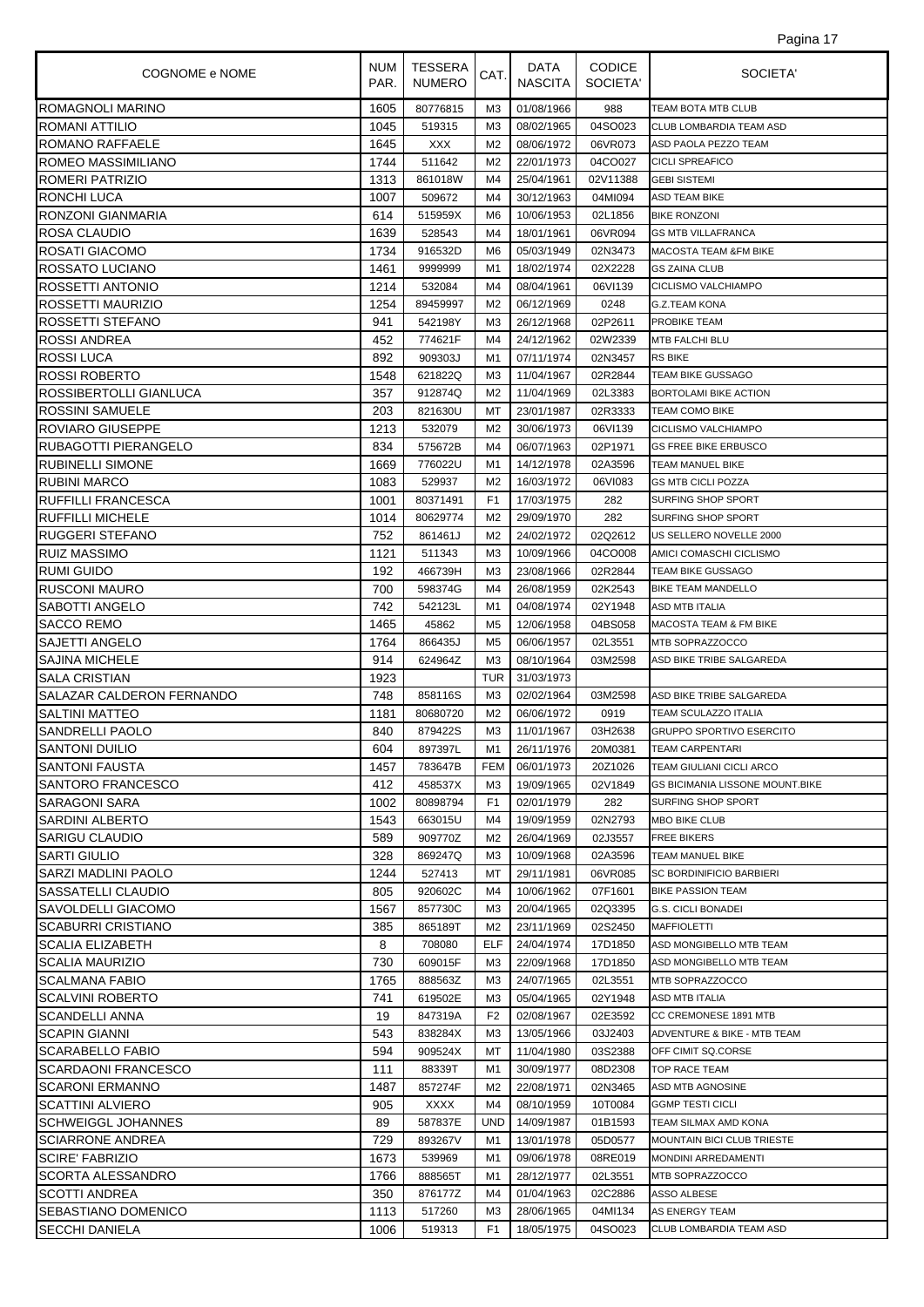| COGNOME e NOME | NUM PAR. | TESSERA NUMERO | CAT. | DATA NASCITA | CODICE SOCIETA' | SOCIETA' |
|---|---|---|---|---|---|---|
| ROMAGNOLI MARINO | 1605 | 80776815 | M3 | 01/08/1966 | 988 | TEAM BOTA MTB CLUB |
| ROMANI ATTILIO | 1045 | 519315 | M3 | 08/02/1965 | 04SO023 | CLUB LOMBARDIA TEAM ASD |
| ROMANO RAFFAELE | 1645 | XXX | M2 | 08/06/1972 | 06VR073 | ASD PAOLA PEZZO TEAM |
| ROMEO MASSIMILIANO | 1744 | 511642 | M2 | 22/01/1973 | 04CO027 | CICLI SPREAFICO |
| ROMERI PATRIZIO | 1313 | 861018W | M4 | 25/04/1961 | 02V11388 | GEBI SISTEMI |
| RONCHI LUCA | 1007 | 509672 | M4 | 30/12/1963 | 04MI094 | ASD TEAM BIKE |
| RONZONI GIANMARIA | 614 | 515959X | M6 | 10/06/1953 | 02L1856 | BIKE RONZONI |
| ROSA CLAUDIO | 1639 | 528543 | M4 | 18/01/1961 | 06VR094 | GS MTB VILLAFRANCA |
| ROSATI GIACOMO | 1734 | 916532D | M6 | 05/03/1949 | 02N3473 | MACOSTA TEAM &FM BIKE |
| ROSSATO LUCIANO | 1461 | 9999999 | M1 | 18/02/1974 | 02X2228 | GS ZAINA CLUB |
| ROSSETTI ANTONIO | 1214 | 532084 | M4 | 08/04/1961 | 06VI139 | CICLISMO VALCHIAMPO |
| ROSSETTI MAURIZIO | 1254 | 89459997 | M2 | 06/12/1969 | 0248 | G.Z.TEAM KONA |
| ROSSETTI STEFANO | 941 | 542198Y | M3 | 26/12/1968 | 02P2611 | PROBIKE TEAM |
| ROSSI ANDREA | 452 | 774621F | M4 | 24/12/1962 | 02W2339 | MTB FALCHI BLU |
| ROSSI LUCA | 892 | 909303J | M1 | 07/11/1974 | 02N3457 | RS BIKE |
| ROSSI ROBERTO | 1548 | 621822Q | M3 | 11/04/1967 | 02R2844 | TEAM BIKE GUSSAGO |
| ROSSIBERTOLLI GIANLUCA | 357 | 912874Q | M2 | 11/04/1969 | 02L3383 | BORTOLAMI BIKE ACTION |
| ROSSINI SAMUELE | 203 | 821630U | MT | 23/01/1987 | 02R3333 | TEAM COMO BIKE |
| ROVIARO GIUSEPPE | 1213 | 532079 | M2 | 30/06/1973 | 06VI139 | CICLISMO VALCHIAMPO |
| RUBAGOTTI PIERANGELO | 834 | 575672B | M4 | 06/07/1963 | 02P1971 | GS FREE BIKE ERBUSCO |
| RUBINELLI SIMONE | 1669 | 776022U | M1 | 14/12/1978 | 02A3596 | TEAM MANUEL BIKE |
| RUBINI MARCO | 1083 | 529937 | M2 | 16/03/1972 | 06VI083 | GS MTB CICLI POZZA |
| RUFFILLI FRANCESCA | 1001 | 80371491 | F1 | 17/03/1975 | 282 | SURFING SHOP SPORT |
| RUFFILLI MICHELE | 1014 | 80629774 | M2 | 29/09/1970 | 282 | SURFING SHOP SPORT |
| RUGGERI STEFANO | 752 | 861461J | M2 | 24/02/1972 | 02Q2612 | US SELLERO NOVELLE 2000 |
| RUIZ MASSIMO | 1121 | 511343 | M3 | 10/09/1966 | 04CO008 | AMICI COMASCHI CICLISMO |
| RUMI GUIDO | 192 | 466739H | M3 | 23/08/1966 | 02R2844 | TEAM BIKE GUSSAGO |
| RUSCONI MAURO | 700 | 598374G | M4 | 26/08/1959 | 02K2543 | BIKE TEAM MANDELLO |
| SABOTTI ANGELO | 742 | 542123L | M1 | 04/08/1974 | 02Y1948 | ASD MTB ITALIA |
| SACCO REMO | 1465 | 45862 | M5 | 12/06/1958 | 04BS058 | MACOSTA TEAM & FM BIKE |
| SAJETTI ANGELO | 1764 | 866435J | M5 | 06/06/1957 | 02L3551 | MTB SOPRAZZOCCO |
| SAJINA MICHELE | 914 | 624964Z | M3 | 08/10/1964 | 03M2598 | ASD BIKE TRIBE SALGAREDA |
| SALA CRISTIAN | 1923 | | TUR | 31/03/1973 | | |
| SALAZAR CALDERON FERNANDO | 748 | 858116S | M3 | 02/02/1964 | 03M2598 | ASD BIKE TRIBE SALGAREDA |
| SALTINI MATTEO | 1181 | 80680720 | M2 | 06/06/1972 | 0919 | TEAM SCULAZZO ITALIA |
| SANDRELLI PAOLO | 840 | 879422S | M3 | 11/01/1967 | 03H2638 | GRUPPO SPORTIVO ESERCITO |
| SANTONI DUILIO | 604 | 897397L | M1 | 26/11/1976 | 20M0381 | TEAM CARPENTARI |
| SANTONI FAUSTA | 1457 | 783647B | FEM | 06/01/1973 | 20Z1026 | TEAM GIULIANI CICLI ARCO |
| SANTORO FRANCESCO | 412 | 458537X | M3 | 19/09/1965 | 02V1849 | GS BICIMANIA LISSONE MOUNT.BIKE |
| SARAGONI SARA | 1002 | 80898794 | F1 | 02/01/1979 | 282 | SURFING SHOP SPORT |
| SARDINI ALBERTO | 1543 | 663015U | M4 | 19/09/1959 | 02N2793 | MBO BIKE CLUB |
| SARIGU CLAUDIO | 589 | 909770Z | M2 | 26/04/1969 | 02J3557 | FREE BIKERS |
| SARTI GIULIO | 328 | 869247Q | M3 | 10/09/1968 | 02A3596 | TEAM MANUEL BIKE |
| SARZI MADLINI PAOLO | 1244 | 527413 | MT | 29/11/1981 | 06VR085 | SC BORDINIFICIO BARBIERI |
| SASSATELLI CLAUDIO | 805 | 920602C | M4 | 10/06/1962 | 07F1601 | BIKE PASSION TEAM |
| SAVOLDELLI GIACOMO | 1567 | 857730C | M3 | 20/04/1965 | 02Q3395 | G.S. CICLI BONADEI |
| SCABURRI CRISTIANO | 385 | 865189T | M2 | 23/11/1969 | 02S2450 | MAFFIOLETTI |
| SCALIA ELIZABETH | 8 | 708080 | ELF | 24/04/1974 | 17D1850 | ASD MONGIBELLO MTB TEAM |
| SCALIA MAURIZIO | 730 | 609015F | M3 | 22/09/1968 | 17D1850 | ASD MONGIBELLO MTB TEAM |
| SCALMANA FABIO | 1765 | 888563Z | M3 | 24/07/1965 | 02L3551 | MTB SOPRAZZOCCO |
| SCALVINI ROBERTO | 741 | 619502E | M3 | 05/04/1965 | 02Y1948 | ASD MTB ITALIA |
| SCANDELLI ANNA | 19 | 847319A | F2 | 02/08/1967 | 02E3592 | CC CREMONESE 1891 MTB |
| SCAPIN GIANNI | 543 | 838284X | M3 | 13/05/1966 | 03J2403 | ADVENTURE & BIKE - MTB TEAM |
| SCARABELLO FABIO | 594 | 909524X | MT | 11/04/1980 | 03S2388 | OFF CIMIT SQ.CORSE |
| SCARDAONI FRANCESCO | 111 | 88339T | M1 | 30/09/1977 | 08D2308 | TOP RACE TEAM |
| SCARONI ERMANNO | 1487 | 857274F | M2 | 22/08/1971 | 02N3465 | ASD MTB AGNOSINE |
| SCATTINI ALVIERO | 905 | XXXX | M4 | 08/10/1959 | 10T0084 | GGMP TESTI CICLI |
| SCHWEIGGL JOHANNES | 89 | 587837E | UND | 14/09/1987 | 01B1593 | TEAM SILMAX AMD KONA |
| SCIARRONE ANDREA | 729 | 893267V | M1 | 13/01/1978 | 05D0577 | MOUNTAIN BICI CLUB TRIESTE |
| SCIRE' FABRIZIO | 1673 | 539969 | M1 | 09/06/1978 | 08RE019 | MONDINI ARREDAMENTI |
| SCORTA ALESSANDRO | 1766 | 888565T | M1 | 28/12/1977 | 02L3551 | MTB SOPRAZZOCCO |
| SCOTTI ANDREA | 350 | 876177Z | M4 | 01/04/1963 | 02C2886 | ASSO ALBESE |
| SEBASTIANO DOMENICO | 1113 | 517260 | M3 | 28/06/1965 | 04MI134 | AS ENERGY TEAM |
| SECCHI DANIELA | 1006 | 519313 | F1 | 18/05/1975 | 04SO023 | CLUB LOMBARDIA TEAM ASD |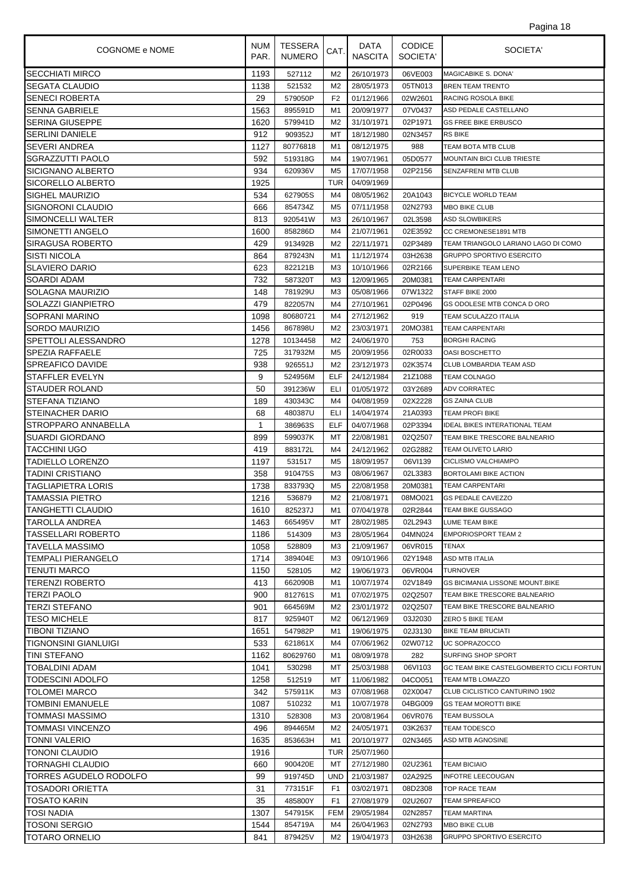| COGNOME e NOME | NUM PAR. | TESSERA NUMERO | CAT. | DATA NASCITA | CODICE SOCIETA' | SOCIETA' |
|---|---|---|---|---|---|---|
| SECCHIATI MIRCO | 1193 | 527112 | M2 | 26/10/1973 | 06VE003 | MAGICABIKE S. DONA' |
| SEGATA CLAUDIO | 1138 | 521532 | M2 | 28/05/1973 | 05TN013 | BREN TEAM TRENTO |
| SENECI ROBERTA | 29 | 579050P | F2 | 01/12/1966 | 02W2601 | RACING ROSOLA BIKE |
| SENNA GABRIELE | 1563 | 895591D | M1 | 20/09/1977 | 07V0437 | ASD PEDALE CASTELLANO |
| SERINA GIUSEPPE | 1620 | 579941D | M2 | 31/10/1971 | 02P1971 | GS FREE BIKE ERBUSCO |
| SERLINI DANIELE | 912 | 909352J | MT | 18/12/1980 | 02N3457 | RS BIKE |
| SEVERI ANDREA | 1127 | 80776818 | M1 | 08/12/1975 | 988 | TEAM BOTA MTB CLUB |
| SGRAZZUTTI PAOLO | 592 | 519318G | M4 | 19/07/1961 | 05D0577 | MOUNTAIN BICI CLUB TRIESTE |
| SICIGNANO ALBERTO | 934 | 620936V | M5 | 17/07/1958 | 02P2156 | SENZAFRENI MTB CLUB |
| SICORELLO ALBERTO | 1925 | | TUR | 04/09/1969 | | |
| SIGHEL MAURIZIO | 534 | 627905S | M4 | 08/05/1962 | 20A1043 | BICYCLE WORLD TEAM |
| SIGNORONI CLAUDIO | 666 | 854734Z | M5 | 07/11/1958 | 02N2793 | MBO BIKE CLUB |
| SIMONCELLI WALTER | 813 | 920541W | M3 | 26/10/1967 | 02L3598 | ASD SLOWBIKERS |
| SIMONETTI ANGELO | 1600 | 858286D | M4 | 21/07/1961 | 02E3592 | CC CREMONESE1891 MTB |
| SIRAGUSA ROBERTO | 429 | 913492B | M2 | 22/11/1971 | 02P3489 | TEAM TRIANGOLO LARIANO LAGO DI COMO |
| SISTI NICOLA | 864 | 879243N | M1 | 11/12/1974 | 03H2638 | GRUPPO SPORTIVO ESERCITO |
| SLAVIERO DARIO | 623 | 822121B | M3 | 10/10/1966 | 02R2166 | SUPERBIKE TEAM LENO |
| SOARDI ADAM | 732 | 587320T | M3 | 12/09/1965 | 20M0381 | TEAM CARPENTARI |
| SOLAGNA MAURIZIO | 148 | 781929U | M3 | 05/08/1966 | 07W1322 | STAFF BIKE 2000 |
| SOLAZZI GIANPIETRO | 479 | 822057N | M4 | 27/10/1961 | 02P0496 | GS ODOLESE MTB CONCA D ORO |
| SOPRANI MARINO | 1098 | 80680721 | M4 | 27/12/1962 | 919 | TEAM SCULAZZO ITALIA |
| SORDO MAURIZIO | 1456 | 867898U | M2 | 23/03/1971 | 20MO381 | TEAM CARPENTARI |
| SPETTOLI ALESSANDRO | 1278 | 10134458 | M2 | 24/06/1970 | 753 | BORGHI RACING |
| SPEZIA RAFFAELE | 725 | 317932M | M5 | 20/09/1956 | 02R0033 | OASI BOSCHETTO |
| SPREAFICO DAVIDE | 938 | 926551J | M2 | 23/12/1973 | 02K3574 | CLUB LOMBARDIA TEAM ASD |
| STAFFLER EVELYN | 9 | 524956M | ELF | 24/12/1984 | 21Z1088 | TEAM COLNAGO |
| STAUDER ROLAND | 50 | 391236W | ELI | 01/05/1972 | 03Y2689 | ADV CORRATEC |
| STEFANA TIZIANO | 189 | 430343C | M4 | 04/08/1959 | 02X2228 | GS ZAINA CLUB |
| STEINACHER DARIO | 68 | 480387U | ELI | 14/04/1974 | 21A0393 | TEAM PROFI BIKE |
| STROPPARO ANNABELLA | 1 | 386963S | ELF | 04/07/1968 | 02P3394 | IDEAL BIKES INTERATIONAL TEAM |
| SUARDI GIORDANO | 899 | 599037K | MT | 22/08/1981 | 02Q2507 | TEAM BIKE TRESCORE BALNEARIO |
| TACCHINI UGO | 419 | 883172L | M4 | 24/12/1962 | 02G2882 | TEAM OLIVETO LARIO |
| TADIELLO LORENZO | 1197 | 531517 | M5 | 18/09/1957 | 06VI139 | CICLISMO VALCHIAMPO |
| TADINI CRISTIANO | 358 | 910475S | M3 | 08/06/1967 | 02L3383 | BORTOLAMI BIKE ACTION |
| TAGLIAPIETRA LORIS | 1738 | 833793Q | M5 | 22/08/1958 | 20M0381 | TEAM CARPENTARI |
| TAMASSIA PIETRO | 1216 | 536879 | M2 | 21/08/1971 | 08MO021 | GS PEDALE CAVEZZO |
| TANGHETTI CLAUDIO | 1610 | 825237J | M1 | 07/04/1978 | 02R2844 | TEAM BIKE GUSSAGO |
| TAROLLA ANDREA | 1463 | 665495V | MT | 28/02/1985 | 02L2943 | LUME TEAM BIKE |
| TASSELLARI ROBERTO | 1186 | 514309 | M3 | 28/05/1964 | 04MN024 | EMPORIOSPORT TEAM 2 |
| TAVELLA MASSIMO | 1058 | 528809 | M3 | 21/09/1967 | 06VR015 | TENAX |
| TEMPALI PIERANGELO | 1714 | 389404E | M3 | 09/10/1966 | 02Y1948 | ASD MTB ITALIA |
| TENUTI MARCO | 1150 | 528105 | M2 | 19/06/1973 | 06VR004 | TURNOVER |
| TERENZI ROBERTO | 413 | 662090B | M1 | 10/07/1974 | 02V1849 | GS BICIMANIA LISSONE MOUNT.BIKE |
| TERZI PAOLO | 900 | 812761S | M1 | 07/02/1975 | 02Q2507 | TEAM BIKE TRESCORE BALNEARIO |
| TERZI STEFANO | 901 | 664569M | M2 | 23/01/1972 | 02Q2507 | TEAM BIKE TRESCORE BALNEARIO |
| TESO MICHELE | 817 | 925940T | M2 | 06/12/1969 | 03J2030 | ZERO 5 BIKE TEAM |
| TIBONI TIZIANO | 1651 | 547982P | M1 | 19/06/1975 | 02J3130 | BIKE TEAM BRUCIATI |
| TIGNONSINI GIANLUIGI | 533 | 621861X | M4 | 07/06/1962 | 02W0712 | UC SOPRAZOCCO |
| TINI STEFANO | 1162 | 80629760 | M1 | 08/09/1978 | 282 | SURFING SHOP SPORT |
| TOBALDINI ADAM | 1041 | 530298 | MT | 25/03/1988 | 06VI103 | GC TEAM BIKE CASTELGOMBERTO CICLI FORTUN |
| TODESCINI ADOLFO | 1258 | 512519 | MT | 11/06/1982 | 04CO051 | TEAM MTB LOMAZZO |
| TOLOMEI MARCO | 342 | 575911K | M3 | 07/08/1968 | 02X0047 | CLUB CICLISTICO CANTURINO 1902 |
| TOMBINI EMANUELE | 1087 | 510232 | M1 | 10/07/1978 | 04BG009 | GS TEAM MOROTTI BIKE |
| TOMMASI MASSIMO | 1310 | 528308 | M3 | 20/08/1964 | 06VR076 | TEAM BUSSOLA |
| TOMMASI VINCENZO | 496 | 894465M | M2 | 24/05/1971 | 03K2637 | TEAM TODESCO |
| TONNI VALERIO | 1635 | 853663H | M1 | 20/10/1977 | 02N3465 | ASD MTB AGNOSINE |
| TONONI CLAUDIO | 1916 | | TUR | 25/07/1960 | | |
| TORNAGHI CLAUDIO | 660 | 900420E | MT | 27/12/1980 | 02U2361 | TEAM BICIAIO |
| TORRES AGUDELO RODOLFO | 99 | 919745D | UND | 21/03/1987 | 02A2925 | INFOTRE LEECOUGAN |
| TOSADORI ORIETTA | 31 | 773151F | F1 | 03/02/1971 | 08D2308 | TOP RACE TEAM |
| TOSATO KARIN | 35 | 485800Y | F1 | 27/08/1979 | 02U2607 | TEAM SPREAFICO |
| TOSI NADIA | 1307 | 547915K | FEM | 29/05/1984 | 02N2857 | TEAM MARTINA |
| TOSONI SERGIO | 1544 | 854719A | M4 | 26/04/1963 | 02N2793 | MBO BIKE CLUB |
| TOTARO ORNELIO | 841 | 879425V | M2 | 19/04/1973 | 03H2638 | GRUPPO SPORTIVO ESERCITO |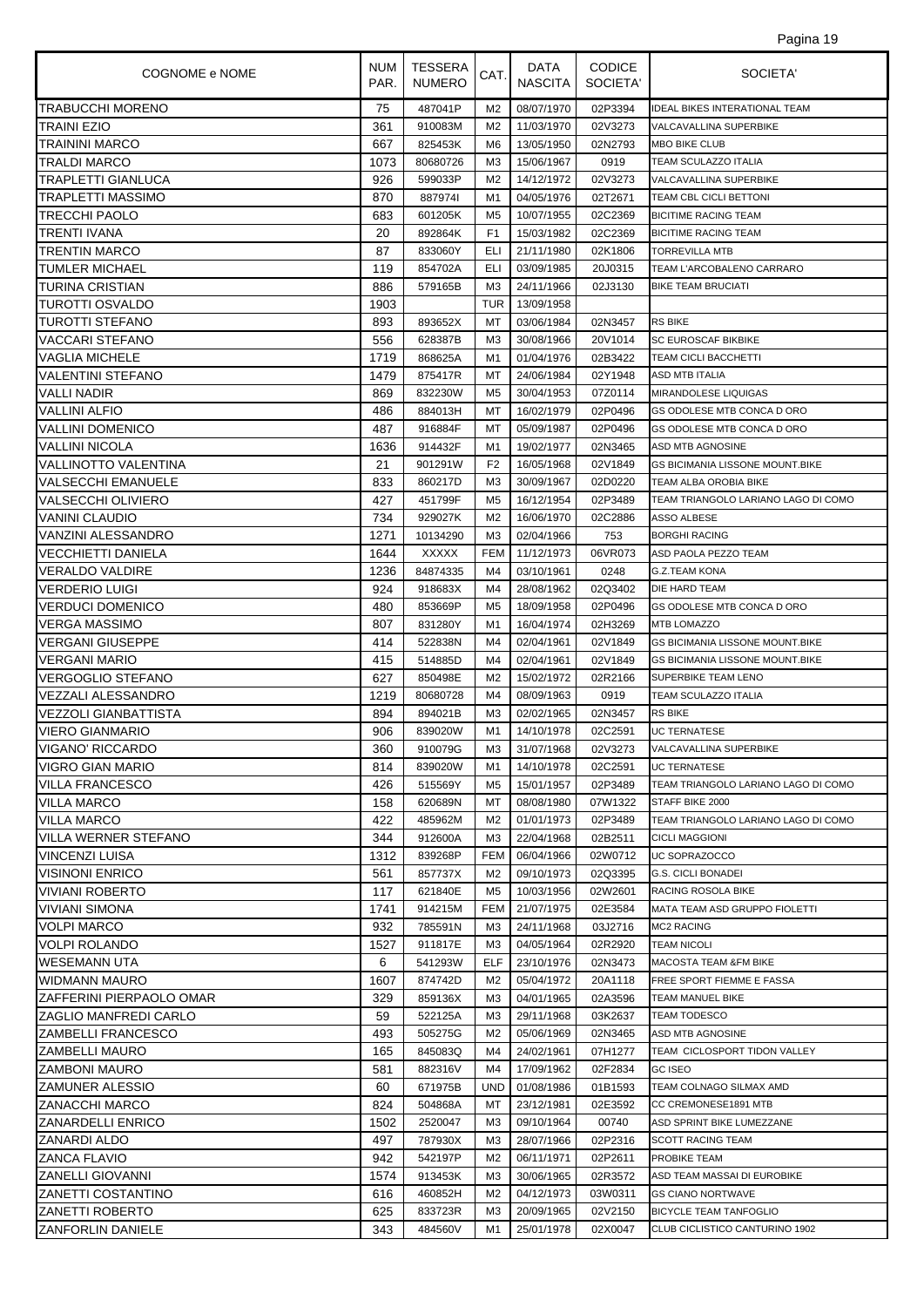| COGNOME e NOME | NUM PAR. | TESSERA NUMERO | CAT. | DATA NASCITA | CODICE SOCIETA' | SOCIETA' |
|---|---|---|---|---|---|---|
| TRABUCCHI MORENO | 75 | 487041P | M2 | 08/07/1970 | 02P3394 | IDEAL BIKES INTERATIONAL TEAM |
| TRAINI EZIO | 361 | 910083M | M2 | 11/03/1970 | 02V3273 | VALCAVALLINA SUPERBIKE |
| TRAININI MARCO | 667 | 825453K | M6 | 13/05/1950 | 02N2793 | MBO BIKE CLUB |
| TRALDI MARCO | 1073 | 80680726 | M3 | 15/06/1967 | 0919 | TEAM SCULAZZO ITALIA |
| TRAPLETTI GIANLUCA | 926 | 599033P | M2 | 14/12/1972 | 02V3273 | VALCAVALLINA SUPERBIKE |
| TRAPLETTI MASSIMO | 870 | 887974I | M1 | 04/05/1976 | 02T2671 | TEAM CBL CICLI BETTONI |
| TRECCHI PAOLO | 683 | 601205K | M5 | 10/07/1955 | 02C2369 | BICITIME RACING TEAM |
| TRENTI IVANA | 20 | 892864K | F1 | 15/03/1982 | 02C2369 | BICITIME RACING TEAM |
| TRENTIN MARCO | 87 | 833060Y | ELI | 21/11/1980 | 02K1806 | TORREVILLA MTB |
| TUMLER MICHAEL | 119 | 854702A | ELI | 03/09/1985 | 20J0315 | TEAM L'ARCOBALENO CARRARO |
| TURINA CRISTIAN | 886 | 579165B | M3 | 24/11/1966 | 02J3130 | BIKE TEAM BRUCIATI |
| TUROTTI OSVALDO | 1903 | | TUR | 13/09/1958 | | |
| TUROTTI STEFANO | 893 | 893652X | MT | 03/06/1984 | 02N3457 | RS BIKE |
| VACCARI STEFANO | 556 | 628387B | M3 | 30/08/1966 | 20V1014 | SC EUROSCAF BIKBIKE |
| VAGLIA MICHELE | 1719 | 868625A | M1 | 01/04/1976 | 02B3422 | TEAM CICLI BACCHETTI |
| VALENTINI STEFANO | 1479 | 875417R | MT | 24/06/1984 | 02Y1948 | ASD MTB ITALIA |
| VALLI NADIR | 869 | 832230W | M5 | 30/04/1953 | 07Z0114 | MIRANDOLESE LIQUIGAS |
| VALLINI ALFIO | 486 | 884013H | MT | 16/02/1979 | 02P0496 | GS ODOLESE MTB CONCA D ORO |
| VALLINI DOMENICO | 487 | 916884F | MT | 05/09/1987 | 02P0496 | GS ODOLESE MTB CONCA D ORO |
| VALLINI NICOLA | 1636 | 914432F | M1 | 19/02/1977 | 02N3465 | ASD MTB AGNOSINE |
| VALLINOTTO VALENTINA | 21 | 901291W | F2 | 16/05/1968 | 02V1849 | GS BICIMANIA LISSONE MOUNT.BIKE |
| VALSECCHI EMANUELE | 833 | 860217D | M3 | 30/09/1967 | 02D0220 | TEAM ALBA OROBIA BIKE |
| VALSECCHI OLIVIERO | 427 | 451799F | M5 | 16/12/1954 | 02P3489 | TEAM TRIANGOLO LARIANO LAGO DI COMO |
| VANINI CLAUDIO | 734 | 929027K | M2 | 16/06/1970 | 02C2886 | ASSO ALBESE |
| VANZINI ALESSANDRO | 1271 | 10134290 | M3 | 02/04/1966 | 753 | BORGHI RACING |
| VECCHIETTI DANIELA | 1644 | XXXXX | FEM | 11/12/1973 | 06VR073 | ASD PAOLA PEZZO TEAM |
| VERALDO VALDIRE | 1236 | 84874335 | M4 | 03/10/1961 | 0248 | G.Z.TEAM KONA |
| VERDERIO LUIGI | 924 | 918683X | M4 | 28/08/1962 | 02Q3402 | DIE HARD TEAM |
| VERDUCI DOMENICO | 480 | 853669P | M5 | 18/09/1958 | 02P0496 | GS ODOLESE MTB CONCA D ORO |
| VERGA MASSIMO | 807 | 831280Y | M1 | 16/04/1974 | 02H3269 | MTB LOMAZZO |
| VERGANI GIUSEPPE | 414 | 522838N | M4 | 02/04/1961 | 02V1849 | GS BICIMANIA LISSONE MOUNT.BIKE |
| VERGANI MARIO | 415 | 514885D | M4 | 02/04/1961 | 02V1849 | GS BICIMANIA LISSONE MOUNT.BIKE |
| VERGOGLIO STEFANO | 627 | 850498E | M2 | 15/02/1972 | 02R2166 | SUPERBIKE TEAM LENO |
| VEZZALI ALESSANDRO | 1219 | 80680728 | M4 | 08/09/1963 | 0919 | TEAM SCULAZZO ITALIA |
| VEZZOLI GIANBATTISTA | 894 | 894021B | M3 | 02/02/1965 | 02N3457 | RS BIKE |
| VIERO GIANMARIO | 906 | 839020W | M1 | 14/10/1978 | 02C2591 | UC TERNATESE |
| VIGANO' RICCARDO | 360 | 910079G | M3 | 31/07/1968 | 02V3273 | VALCAVALLINA SUPERBIKE |
| VIGRO GIAN MARIO | 814 | 839020W | M1 | 14/10/1978 | 02C2591 | UC TERNATESE |
| VILLA FRANCESCO | 426 | 515569Y | M5 | 15/01/1957 | 02P3489 | TEAM TRIANGOLO LARIANO LAGO DI COMO |
| VILLA MARCO | 158 | 620689N | MT | 08/08/1980 | 07W1322 | STAFF BIKE 2000 |
| VILLA MARCO | 422 | 485962M | M2 | 01/01/1973 | 02P3489 | TEAM TRIANGOLO LARIANO LAGO DI COMO |
| VILLA WERNER STEFANO | 344 | 912600A | M3 | 22/04/1968 | 02B2511 | CICLI MAGGIONI |
| VINCENZI LUISA | 1312 | 839268P | FEM | 06/04/1966 | 02W0712 | UC SOPRAZOCCO |
| VISINONI ENRICO | 561 | 857737X | M2 | 09/10/1973 | 02Q3395 | G.S. CICLI BONADEI |
| VIVIANI ROBERTO | 117 | 621840E | M5 | 10/03/1956 | 02W2601 | RACING ROSOLA BIKE |
| VIVIANI SIMONA | 1741 | 914215M | FEM | 21/07/1975 | 02E3584 | MATA TEAM ASD GRUPPO FIOLETTI |
| VOLPI MARCO | 932 | 785591N | M3 | 24/11/1968 | 03J2716 | MC2 RACING |
| VOLPI ROLANDO | 1527 | 911817E | M3 | 04/05/1964 | 02R2920 | TEAM NICOLI |
| WESEMANN UTA | 6 | 541293W | ELF | 23/10/1976 | 02N3473 | MACOSTA TEAM &FM BIKE |
| WIDMANN MAURO | 1607 | 874742D | M2 | 05/04/1972 | 20A1118 | FREE SPORT FIEMME E FASSA |
| ZAFFERINI PIERPAOLO OMAR | 329 | 859136X | M3 | 04/01/1965 | 02A3596 | TEAM MANUEL BIKE |
| ZAGLIO MANFREDI CARLO | 59 | 522125A | M3 | 29/11/1968 | 03K2637 | TEAM TODESCO |
| ZAMBELLI FRANCESCO | 493 | 505275G | M2 | 05/06/1969 | 02N3465 | ASD MTB AGNOSINE |
| ZAMBELLI MAURO | 165 | 845083Q | M4 | 24/02/1961 | 07H1277 | TEAM CICLOSPORT TIDON VALLEY |
| ZAMBONI MAURO | 581 | 882316V | M4 | 17/09/1962 | 02F2834 | GC ISEO |
| ZAMUNER ALESSIO | 60 | 671975B | UND | 01/08/1986 | 01B1593 | TEAM COLNAGO SILMAX AMD |
| ZANACCHI MARCO | 824 | 504868A | MT | 23/12/1981 | 02E3592 | CC CREMONESE1891 MTB |
| ZANARDELLI ENRICO | 1502 | 2520047 | M3 | 09/10/1964 | 00740 | ASD SPRINT BIKE LUMEZZANE |
| ZANARDI ALDO | 497 | 787930X | M3 | 28/07/1966 | 02P2316 | SCOTT RACING TEAM |
| ZANCA FLAVIO | 942 | 542197P | M2 | 06/11/1971 | 02P2611 | PROBIKE TEAM |
| ZANELLI GIOVANNI | 1574 | 913453K | M3 | 30/06/1965 | 02R3572 | ASD TEAM MASSAI DI EUROBIKE |
| ZANETTI COSTANTINO | 616 | 460852H | M2 | 04/12/1973 | 03W0311 | GS CIANO NORTWAVE |
| ZANETTI ROBERTO | 625 | 833723R | M3 | 20/09/1965 | 02V2150 | BICYCLE TEAM TANFOGLIO |
| ZANFORLIN DANIELE | 343 | 484560V | M1 | 25/01/1978 | 02X0047 | CLUB CICLISTICO CANTURINO 1902 |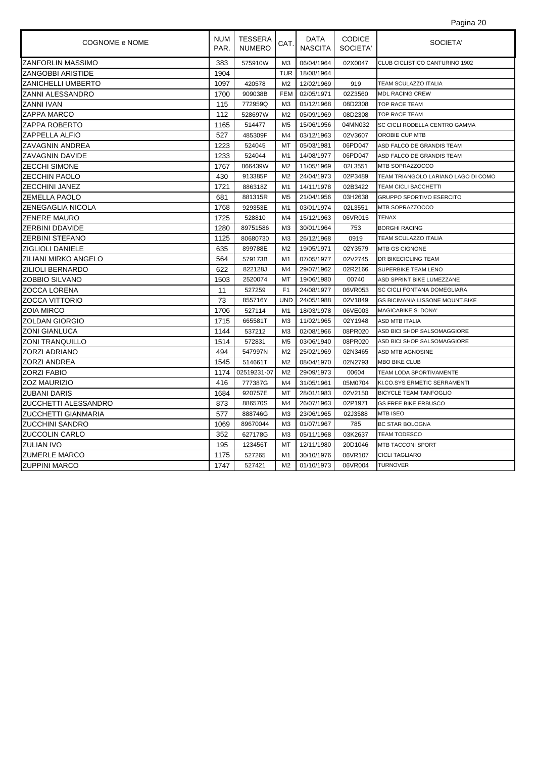| COGNOME e NOME | NUM PAR. | TESSERA NUMERO | CAT. | DATA NASCITA | CODICE SOCIETA' | SOCIETA' |
|---|---|---|---|---|---|---|
| ZANFORLIN MASSIMO | 383 | 575910W | M3 | 06/04/1964 | 02X0047 | CLUB CICLISTICO CANTURINO 1902 |
| ZANGOBBI ARISTIDE | 1904 | | TUR | 18/08/1964 | | |
| ZANICHELLI UMBERTO | 1097 | 420578 | M2 | 12/02/1969 | 919 | TEAM SCULAZZO ITALIA |
| ZANNI ALESSANDRO | 1700 | 909038B | FEM | 02/05/1971 | 02Z3560 | MDL RACING CREW |
| ZANNI IVAN | 115 | 772959Q | M3 | 01/12/1968 | 08D2308 | TOP RACE TEAM |
| ZAPPA MARCO | 112 | 528697W | M2 | 05/09/1969 | 08D2308 | TOP RACE TEAM |
| ZAPPA ROBERTO | 1165 | 514477 | M5 | 15/06/1956 | 04MN032 | SC CICLI RODELLA CENTRO GAMMA |
| ZAPPELLA ALFIO | 527 | 485309F | M4 | 03/12/1963 | 02V3607 | OROBIE CUP MTB |
| ZAVAGNIN ANDREA | 1223 | 524045 | MT | 05/03/1981 | 06PD047 | ASD FALCO DE GRANDIS TEAM |
| ZAVAGNIN DAVIDE | 1233 | 524044 | M1 | 14/08/1977 | 06PD047 | ASD FALCO DE GRANDIS TEAM |
| ZECCHI SIMONE | 1767 | 866439W | M2 | 11/05/1969 | 02L3551 | MTB SOPRAZZOCCO |
| ZECCHIN PAOLO | 430 | 913385P | M2 | 24/04/1973 | 02P3489 | TEAM TRIANGOLO LARIANO LAGO DI COMO |
| ZECCHINI JANEZ | 1721 | 886318Z | M1 | 14/11/1978 | 02B3422 | TEAM CICLI BACCHETTI |
| ZEMELLA PAOLO | 681 | 881315R | M5 | 21/04/1956 | 03H2638 | GRUPPO SPORTIVO ESERCITO |
| ZENEGAGLIA NICOLA | 1768 | 929353E | M1 | 03/01/1974 | 02L3551 | MTB SOPRAZZOCCO |
| ZENERE MAURO | 1725 | 528810 | M4 | 15/12/1963 | 06VR015 | TENAX |
| ZERBINI DDAVIDE | 1280 | 89751586 | M3 | 30/01/1964 | 753 | BORGHI RACING |
| ZERBINI STEFANO | 1125 | 80680730 | M3 | 26/12/1968 | 0919 | TEAM SCULAZZO ITALIA |
| ZIGLIOLI DANIELE | 635 | 899788E | M2 | 19/05/1971 | 02Y3579 | MTB GS CIGNONE |
| ZILIANI MIRKO ANGELO | 564 | 579173B | M1 | 07/05/1977 | 02V2745 | DR BIKECICLING TEAM |
| ZILIOLI BERNARDO | 622 | 822128J | M4 | 29/07/1962 | 02R2166 | SUPERBIKE TEAM LENO |
| ZOBBIO SILVANO | 1503 | 2520074 | MT | 19/06/1980 | 00740 | ASD SPRINT BIKE LUMEZZANE |
| ZOCCA LORENA | 11 | 527259 | F1 | 24/08/1977 | 06VR053 | SC CICLI FONTANA DOMEGLIARA |
| ZOCCA VITTORIO | 73 | 855716Y | UND | 24/05/1988 | 02V1849 | GS BICIMANIA LISSONE MOUNT.BIKE |
| ZOIA MIRCO | 1706 | 527114 | M1 | 18/03/1978 | 06VE003 | MAGICABIKE S. DONA' |
| ZOLDAN GIORGIO | 1715 | 665581T | M3 | 11/02/1965 | 02Y1948 | ASD MTB ITALIA |
| ZONI GIANLUCA | 1144 | 537212 | M3 | 02/08/1966 | 08PR020 | ASD BICI SHOP SALSOMAGGIORE |
| ZONI TRANQUILLO | 1514 | 572831 | M5 | 03/06/1940 | 08PR020 | ASD BICI SHOP SALSOMAGGIORE |
| ZORZI ADRIANO | 494 | 547997N | M2 | 25/02/1969 | 02N3465 | ASD MTB AGNOSINE |
| ZORZI ANDREA | 1545 | 514661T | M2 | 08/04/1970 | 02N2793 | MBO BIKE CLUB |
| ZORZI FABIO | 1174 | 02519231-07 | M2 | 29/09/1973 | 00604 | TEAM LODA SPORTIVAMENTE |
| ZOZ MAURIZIO | 416 | 777387G | M4 | 31/05/1961 | 05M0704 | KI.CO.SYS ERMETIC SERRAMENTI |
| ZUBANI DARIS | 1684 | 920757E | MT | 28/01/1983 | 02V2150 | BICYCLE TEAM TANFOGLIO |
| ZUCCHETTI ALESSANDRO | 873 | 886570S | M4 | 26/07/1963 | 02P1971 | GS FREE BIKE ERBUSCO |
| ZUCCHETTI GIANMARIA | 577 | 888746G | M3 | 23/06/1965 | 02J3588 | MTB ISEO |
| ZUCCHINI SANDRO | 1069 | 89670044 | M3 | 01/07/1967 | 785 | BC STAR BOLOGNA |
| ZUCCOLIN CARLO | 352 | 627178G | M3 | 05/11/1968 | 03K2637 | TEAM TODESCO |
| ZULIAN IVO | 195 | 123456T | MT | 12/11/1980 | 20D1046 | MTB TACCONI SPORT |
| ZUMERLE MARCO | 1175 | 527265 | M1 | 30/10/1976 | 06VR107 | CICLI TAGLIARO |
| ZUPPINI MARCO | 1747 | 527421 | M2 | 01/10/1973 | 06VR004 | TURNOVER |